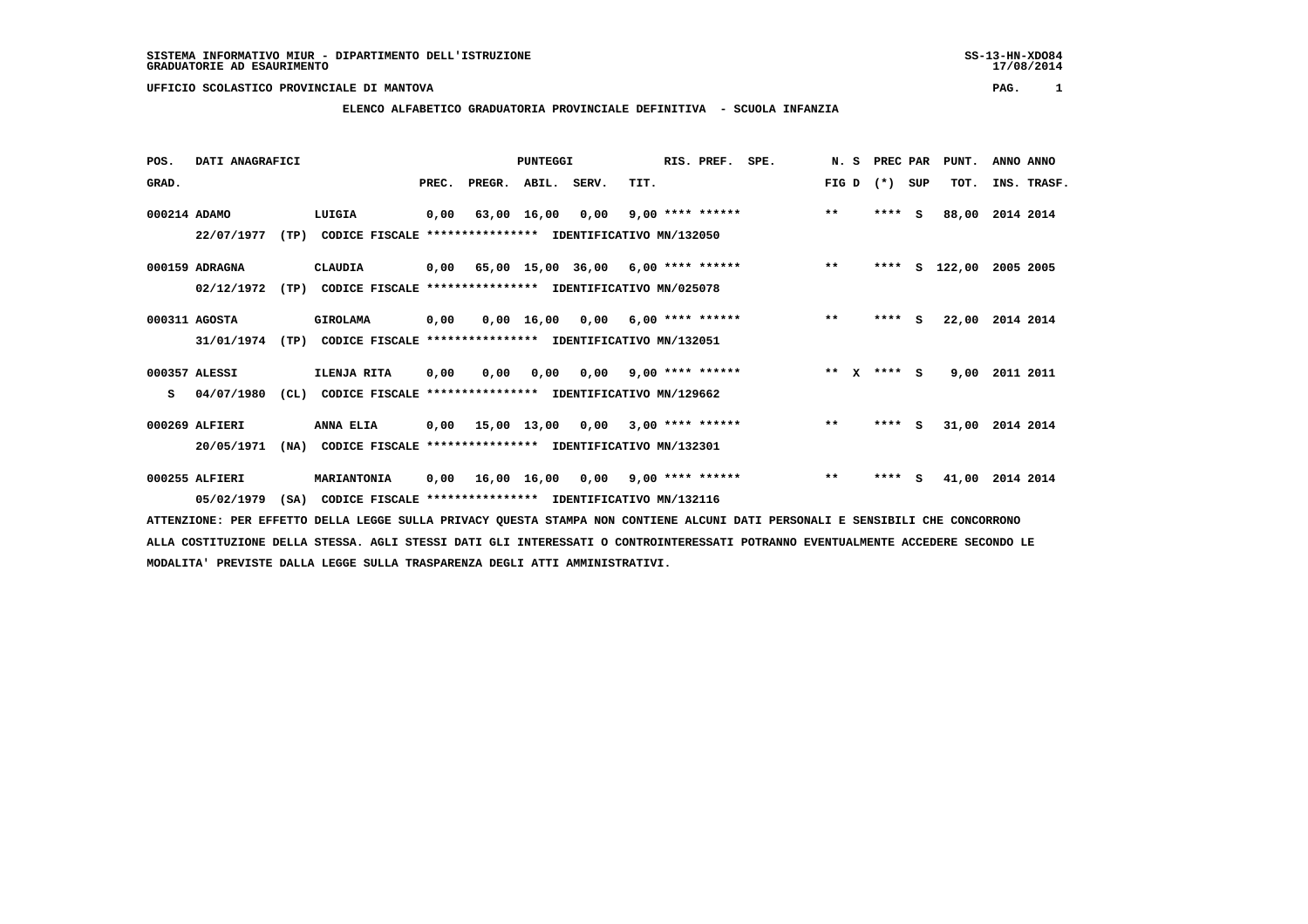SISTEMA INFORMATIVO MIUR - DIPARTIMENTO DELL'ISTRUZIONE
GRADUATORIE AD ESAURIMENTO

UFFICIO SCOLASTICO PROVINCIALE DI MANTOVA

## ELENCO ALFABETICO GRADUATORIA PROVINCIALE DEFINITIVA - SCUOLA INFANZIA

| POS. GRAD. | DATI ANAGRAFICI | | PREC. | PREGR. | ABIL. | SERV. | TIT. | RIS. PREF. | SPE. | N. S FIG D | PREC (*) | PAR SUP | PUNT. TOT. | ANNO INS. | ANNO TRASF. |
|---|---|---|---|---|---|---|---|---|---|---|---|---|---|---|---|
| 000214 | ADAMO | LUIGIA | 0,00 | 63,00 | 16,00 | 0,00 | 9,00 | **** ****** | | ** | **** | S | 88,00 | 2014 | 2014 |
| | 22/07/1977 (TP) | CODICE FISCALE **************** IDENTIFICATIVO MN/132050 | | | | | | | | | | | | | |
| 000159 | ADRAGNA | CLAUDIA | 0,00 | 65,00 | 15,00 | 36,00 | 6,00 | **** ****** | | ** | **** | S | 122,00 | 2005 | 2005 |
| | 02/12/1972 (TP) | CODICE FISCALE **************** IDENTIFICATIVO MN/025078 | | | | | | | | | | | | | |
| 000311 | AGOSTA | GIROLAMA | 0,00 | 0,00 | 16,00 | 0,00 | 6,00 | **** ****** | | ** | **** | S | 22,00 | 2014 | 2014 |
| | 31/01/1974 (TP) | CODICE FISCALE **************** IDENTIFICATIVO MN/132051 | | | | | | | | | | | | | |
| 000357 | ALESSI | ILENJA RITA | 0,00 | 0,00 | 0,00 | 0,00 | 9,00 | **** ****** | | ** X | **** | S | 9,00 | 2011 | 2011 |
| S | 04/07/1980 (CL) | CODICE FISCALE **************** IDENTIFICATIVO MN/129662 | | | | | | | | | | | | | |
| 000269 | ALFIERI | ANNA ELIA | 0,00 | 15,00 | 13,00 | 0,00 | 3,00 | **** ****** | | ** | **** | S | 31,00 | 2014 | 2014 |
| | 20/05/1971 (NA) | CODICE FISCALE **************** IDENTIFICATIVO MN/132301 | | | | | | | | | | | | | |
| 000255 | ALFIERI | MARIANTONIA | 0,00 | 16,00 | 16,00 | 0,00 | 9,00 | **** ****** | | ** | **** | S | 41,00 | 2014 | 2014 |
| | 05/02/1979 (SA) | CODICE FISCALE **************** IDENTIFICATIVO MN/132116 | | | | | | | | | | | | | |

ATTENZIONE: PER EFFETTO DELLA LEGGE SULLA PRIVACY QUESTA STAMPA NON CONTIENE ALCUNI DATI PERSONALI E SENSIBILI CHE CONCORRONO ALLA COSTITUZIONE DELLA STESSA. AGLI STESSI DATI GLI INTERESSATI O CONTROINTERESSATI POTRANNO EVENTUALMENTE ACCEDERE SECONDO LE MODALITA' PREVISTE DALLA LEGGE SULLA TRASPARENZA DEGLI ATTI AMMINISTRATIVI.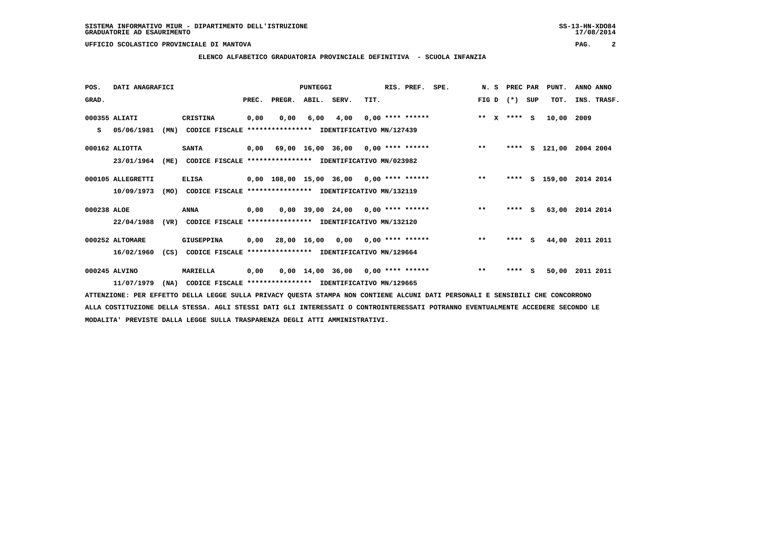SISTEMA INFORMATIVO MIUR - DIPARTIMENTO DELL'ISTRUZIONE
GRADUATORIE AD ESAURIMENTO

UFFICIO SCOLASTICO PROVINCIALE DI MANTOVA

**ELENCO ALFABETICO GRADUATORIA PROVINCIALE DEFINITIVA - SCUOLA INFANZIA**

| POS. GRAD. | DATI ANAGRAFICI | | PUNTEGGI PREC. | PREGR. | ABIL. | SERV. | TIT. | RIS. PREF. | SPE. | N. S FIG D | PREC PAR (*) | SUP | PUNT. TOT. | ANNO INS. | ANNO TRASF. |
|---|---|---|---|---|---|---|---|---|---|---|---|---|---|---|---|
| 000355 | ALIATI | CRISTINA | 0,00 | 0,00 | 6,00 | 4,00 | 0,00 | **** ****** | | ** X | **** | S | 10,00 | 2009 | |
| S | 05/06/1981 (MN) | CODICE FISCALE **************** IDENTIFICATIVO MN/127439 | | | | | | | | | | | | | |
| 000162 | ALIOTTA | SANTA | 0,00 | 69,00 | 16,00 | 36,00 | 0,00 | **** ****** | | ** | **** | S | 121,00 | 2004 | 2004 |
| | 23/01/1964 (ME) | CODICE FISCALE **************** IDENTIFICATIVO MN/023982 | | | | | | | | | | | | | |
| 000105 | ALLEGRETTI | ELISA | 0,00 | 108,00 | 15,00 | 36,00 | 0,00 | **** ****** | | ** | **** | S | 159,00 | 2014 | 2014 |
| | 10/09/1973 (MO) | CODICE FISCALE **************** IDENTIFICATIVO MN/132119 | | | | | | | | | | | | | |
| 000238 | ALOE | ANNA | 0,00 | 0,00 | 39,00 | 24,00 | 0,00 | **** ****** | | ** | **** | S | 63,00 | 2014 | 2014 |
| | 22/04/1988 (VR) | CODICE FISCALE **************** IDENTIFICATIVO MN/132120 | | | | | | | | | | | | | |
| 000252 | ALTOMARE | GIUSEPPINA | 0,00 | 28,00 | 16,00 | 0,00 | 0,00 | **** ****** | | ** | **** | S | 44,00 | 2011 | 2011 |
| | 16/02/1960 (CS) | CODICE FISCALE **************** IDENTIFICATIVO MN/129664 | | | | | | | | | | | | | |
| 000245 | ALVINO | MARIELLA | 0,00 | 0,00 | 14,00 | 36,00 | 0,00 | **** ****** | | ** | **** | S | 50,00 | 2011 | 2011 |
| | 11/07/1979 (NA) | CODICE FISCALE **************** IDENTIFICATIVO MN/129665 | | | | | | | | | | | | | |

ATTENZIONE: PER EFFETTO DELLA LEGGE SULLA PRIVACY QUESTA STAMPA NON CONTIENE ALCUNI DATI PERSONALI E SENSIBILI CHE CONCORRONO ALLA COSTITUZIONE DELLA STESSA. AGLI STESSI DATI GLI INTERESSATI O CONTROINTERESSATI POTRANNO EVENTUALMENTE ACCEDERE SECONDO LE MODALITA' PREVISTE DALLA LEGGE SULLA TRASPARENZA DEGLI ATTI AMMINISTRATIVI.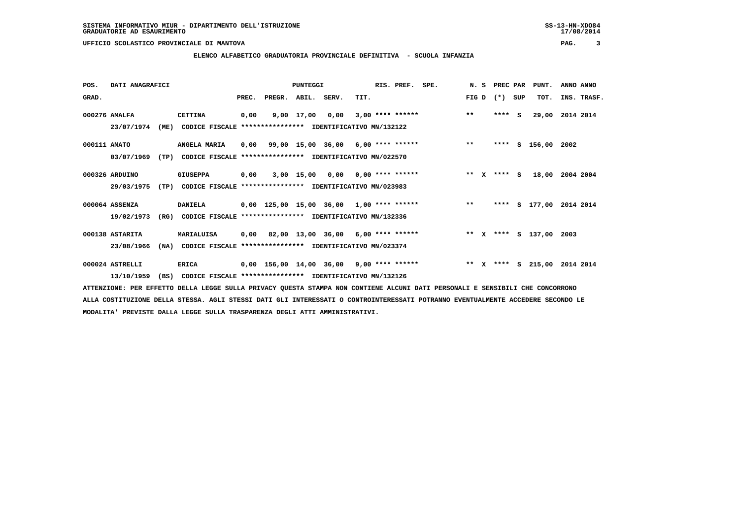SISTEMA INFORMATIVO MIUR - DIPARTIMENTO DELL'ISTRUZIONE
GRADUATORIE AD ESAURIMENTO

UFFICIO SCOLASTICO PROVINCIALE DI MANTOVA

**ELENCO ALFABETICO GRADUATORIA PROVINCIALE DEFINITIVA - SCUOLA INFANZIA**

| POS. GRAD. | DATI ANAGRAFICI | | PUNTEGGI PREC. | PREGR. | ABIL. | SERV. | TIT. | RIS. PREF. | SPE. | N. S FIG D | PREC PAR (*) | SUP | PUNT. TOT. | ANNO INS. | ANNO TRASF. |
|---|---|---|---|---|---|---|---|---|---|---|---|---|---|---|---|
| 000276 | AMALFA | CETTINA | 0,00 | 9,00 | 17,00 | 0,00 | 3,00 | **** ****** | | ** | **** | S | 29,00 | 2014 | 2014 |
| | 23/07/1974 (ME) | CODICE FISCALE **************** IDENTIFICATIVO MN/132122 | | | | | | | | | | | | | |
| 000111 | AMATO | ANGELA MARIA | 0,00 | 99,00 | 15,00 | 36,00 | 6,00 | **** ****** | | ** | **** | S | 156,00 | 2002 | |
| | 03/07/1969 (TP) | CODICE FISCALE **************** IDENTIFICATIVO MN/022570 | | | | | | | | | | | | | |
| 000326 | ARDUINO | GIUSEPPA | 0,00 | 3,00 | 15,00 | 0,00 | 0,00 | **** ****** | | ** X | **** | S | 18,00 | 2004 | 2004 |
| | 29/03/1975 (TP) | CODICE FISCALE **************** IDENTIFICATIVO MN/023983 | | | | | | | | | | | | | |
| 000064 | ASSENZA | DANIELA | 0,00 | 125,00 | 15,00 | 36,00 | 1,00 | **** ****** | | ** | **** | S | 177,00 | 2014 | 2014 |
| | 19/02/1973 (RG) | CODICE FISCALE **************** IDENTIFICATIVO MN/132336 | | | | | | | | | | | | | |
| 000138 | ASTARITA | MARIALUISA | 0,00 | 82,00 | 13,00 | 36,00 | 6,00 | **** ****** | | ** X | **** | S | 137,00 | 2003 | |
| | 23/08/1966 (NA) | CODICE FISCALE **************** IDENTIFICATIVO MN/023374 | | | | | | | | | | | | | |
| 000024 | ASTRELLI | ERICA | 0,00 | 156,00 | 14,00 | 36,00 | 9,00 | **** ****** | | ** X | **** | S | 215,00 | 2014 | 2014 |
| | 13/10/1959 (BS) | CODICE FISCALE **************** IDENTIFICATIVO MN/132126 | | | | | | | | | | | | | |

ATTENZIONE: PER EFFETTO DELLA LEGGE SULLA PRIVACY QUESTA STAMPA NON CONTIENE ALCUNI DATI PERSONALI E SENSIBILI CHE CONCORRONO ALLA COSTITUZIONE DELLA STESSA. AGLI STESSI DATI GLI INTERESSATI O CONTROINTERESSATI POTRANNO EVENTUALMENTE ACCEDERE SECONDO LE MODALITA' PREVISTE DALLA LEGGE SULLA TRASPARENZA DEGLI ATTI AMMINISTRATIVI.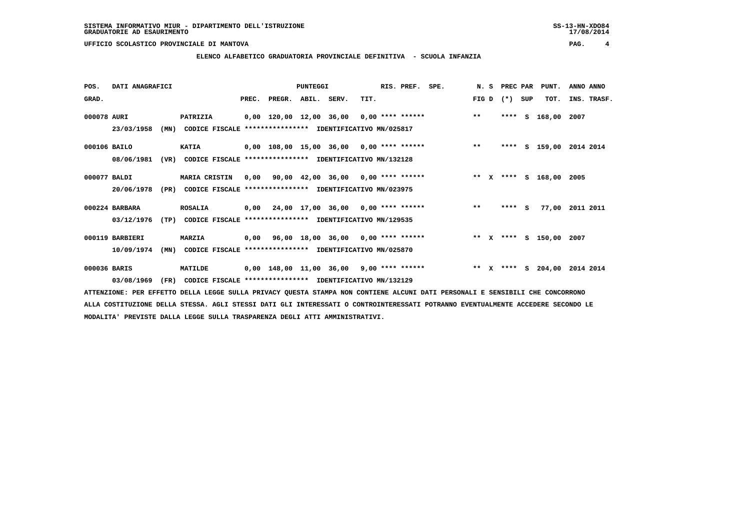SISTEMA INFORMATIVO MIUR - DIPARTIMENTO DELL'ISTRUZIONE
GRADUATORIE AD ESAURIMENTO

UFFICIO SCOLASTICO PROVINCIALE DI MANTOVA

**ELENCO ALFABETICO GRADUATORIA PROVINCIALE DEFINITIVA - SCUOLA INFANZIA**

| POS. GRAD. | DATI ANAGRAFICI | | PUNTEGGI PREC. | PREGR. | ABIL. | SERV. | TIT. | RIS. PREF. | SPE. | N. S FIG D | PREC PAR (*) SUP | PUNT. TOT. | ANNO ANNO INS. TRASF. |
|---|---|---|---|---|---|---|---|---|---|---|---|---|---|
| 000078 | AURI | PATRIZIA | 0,00 | 120,00 | 12,00 | 36,00 | 0,00 | **** ****** | | ** | **** S | 168,00 | 2007 |
| | 23/03/1958 (MN) | CODICE FISCALE **************** IDENTIFICATIVO MN/025817 | | | | | | | | | | | |
| 000106 | BAILO | KATIA | 0,00 | 108,00 | 15,00 | 36,00 | 0,00 | **** ****** | | ** | **** S | 159,00 | 2014 2014 |
| | 08/06/1981 (VR) | CODICE FISCALE **************** IDENTIFICATIVO MN/132128 | | | | | | | | | | | |
| 000077 | BALDI | MARIA CRISTIN | 0,00 | 90,00 | 42,00 | 36,00 | 0,00 | **** ****** | | ** X | **** S | 168,00 | 2005 |
| | 20/06/1978 (PR) | CODICE FISCALE **************** IDENTIFICATIVO MN/023975 | | | | | | | | | | | |
| 000224 | BARBARA | ROSALIA | 0,00 | 24,00 | 17,00 | 36,00 | 0,00 | **** ****** | | ** | **** S | 77,00 | 2011 2011 |
| | 03/12/1976 (TP) | CODICE FISCALE **************** IDENTIFICATIVO MN/129535 | | | | | | | | | | | |
| 000119 | BARBIERI | MARZIA | 0,00 | 96,00 | 18,00 | 36,00 | 0,00 | **** ****** | | ** X | **** S | 150,00 | 2007 |
| | 10/09/1974 (MN) | CODICE FISCALE **************** IDENTIFICATIVO MN/025870 | | | | | | | | | | | |
| 000036 | BARIS | MATILDE | 0,00 | 148,00 | 11,00 | 36,00 | 9,00 | **** ****** | | ** X | **** S | 204,00 | 2014 2014 |
| | 03/08/1969 (FR) | CODICE FISCALE **************** IDENTIFICATIVO MN/132129 | | | | | | | | | | | |

ATTENZIONE: PER EFFETTO DELLA LEGGE SULLA PRIVACY QUESTA STAMPA NON CONTIENE ALCUNI DATI PERSONALI E SENSIBILI CHE CONCORRONO ALLA COSTITUZIONE DELLA STESSA. AGLI STESSI DATI GLI INTERESSATI O CONTROINTERESSATI POTRANNO EVENTUALMENTE ACCEDERE SECONDO LE MODALITA' PREVISTE DALLA LEGGE SULLA TRASPARENZA DEGLI ATTI AMMINISTRATIVI.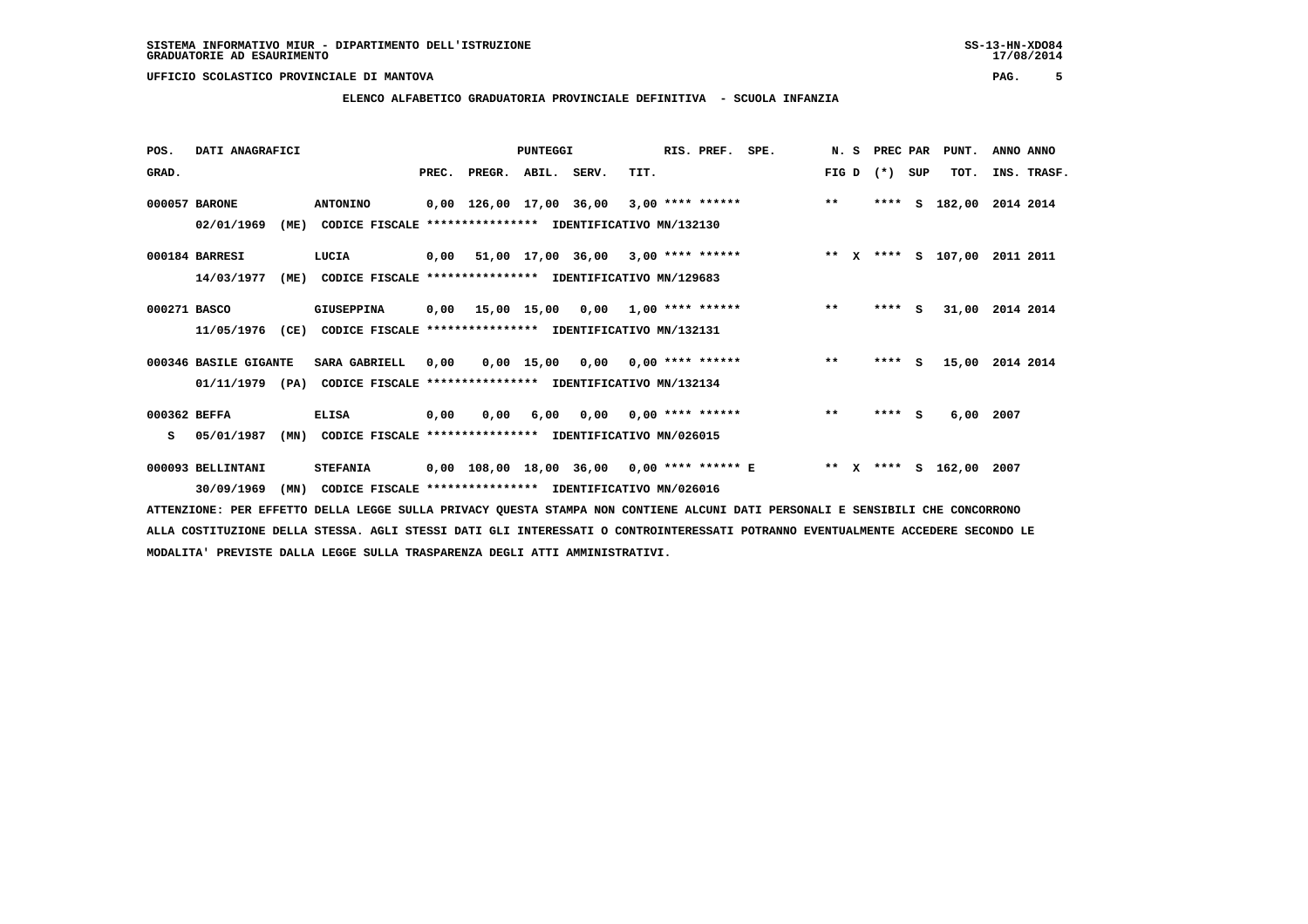SISTEMA INFORMATIVO MIUR - DIPARTIMENTO DELL'ISTRUZIONE
GRADUATORIE AD ESAURIMENTO

UFFICIO SCOLASTICO PROVINCIALE DI MANTOVA

ELENCO ALFABETICO GRADUATORIA PROVINCIALE DEFINITIVA - SCUOLA INFANZIA

| POS. GRAD. | DATI ANAGRAFICI | | PREC. | PREGR. | ABIL. | SERV. | TIT. | RIS. PREF. | SPE. | N. S FIG D | PREC PAR (*) | SUP | PUNT. TOT. | ANNO INS. | ANNO TRASF. |
|---|---|---|---|---|---|---|---|---|---|---|---|---|---|---|---|
| 000057 | BARONE | ANTONINO | 0,00 | 126,00 | 17,00 | 36,00 | 3,00 | **** ****** | | ** | **** | S | 182,00 | 2014 | 2014 |
| | 02/01/1969 (ME) | CODICE FISCALE **************** IDENTIFICATIVO MN/132130 | | | | | | | | | | | | | |
| 000184 | BARRESI | LUCIA | 0,00 | 51,00 | 17,00 | 36,00 | 3,00 | **** ****** | | ** X | **** | S | 107,00 | 2011 | 2011 |
| | 14/03/1977 (ME) | CODICE FISCALE **************** IDENTIFICATIVO MN/129683 | | | | | | | | | | | | | |
| 000271 | BASCO | GIUSEPPINA | 0,00 | 15,00 | 15,00 | 0,00 | 1,00 | **** ****** | | ** | **** | S | 31,00 | 2014 | 2014 |
| | 11/05/1976 (CE) | CODICE FISCALE **************** IDENTIFICATIVO MN/132131 | | | | | | | | | | | | | |
| 000346 | BASILE GIGANTE | SARA GABRIELL | 0,00 | 0,00 | 15,00 | 0,00 | 0,00 | **** ****** | | ** | **** | S | 15,00 | 2014 | 2014 |
| | 01/11/1979 (PA) | CODICE FISCALE **************** IDENTIFICATIVO MN/132134 | | | | | | | | | | | | | |
| 000362 | BEFFA | ELISA | 0,00 | 0,00 | 6,00 | 0,00 | 0,00 | **** ****** | | ** | **** | S | 6,00 | 2007 | |
| S | 05/01/1987 (MN) | CODICE FISCALE **************** IDENTIFICATIVO MN/026015 | | | | | | | | | | | | | |
| 000093 | BELLINTANI | STEFANIA | 0,00 | 108,00 | 18,00 | 36,00 | 0,00 | **** ****** | E | ** X | **** | S | 162,00 | 2007 | |
| | 30/09/1969 (MN) | CODICE FISCALE **************** IDENTIFICATIVO MN/026016 | | | | | | | | | | | | | |

ATTENZIONE: PER EFFETTO DELLA LEGGE SULLA PRIVACY QUESTA STAMPA NON CONTIENE ALCUNI DATI PERSONALI E SENSIBILI CHE CONCORRONO ALLA COSTITUZIONE DELLA STESSA. AGLI STESSI DATI GLI INTERESSATI O CONTROINTERESSATI POTRANNO EVENTUALMENTE ACCEDERE SECONDO LE MODALITA' PREVISTE DALLA LEGGE SULLA TRASPARENZA DEGLI ATTI AMMINISTRATIVI.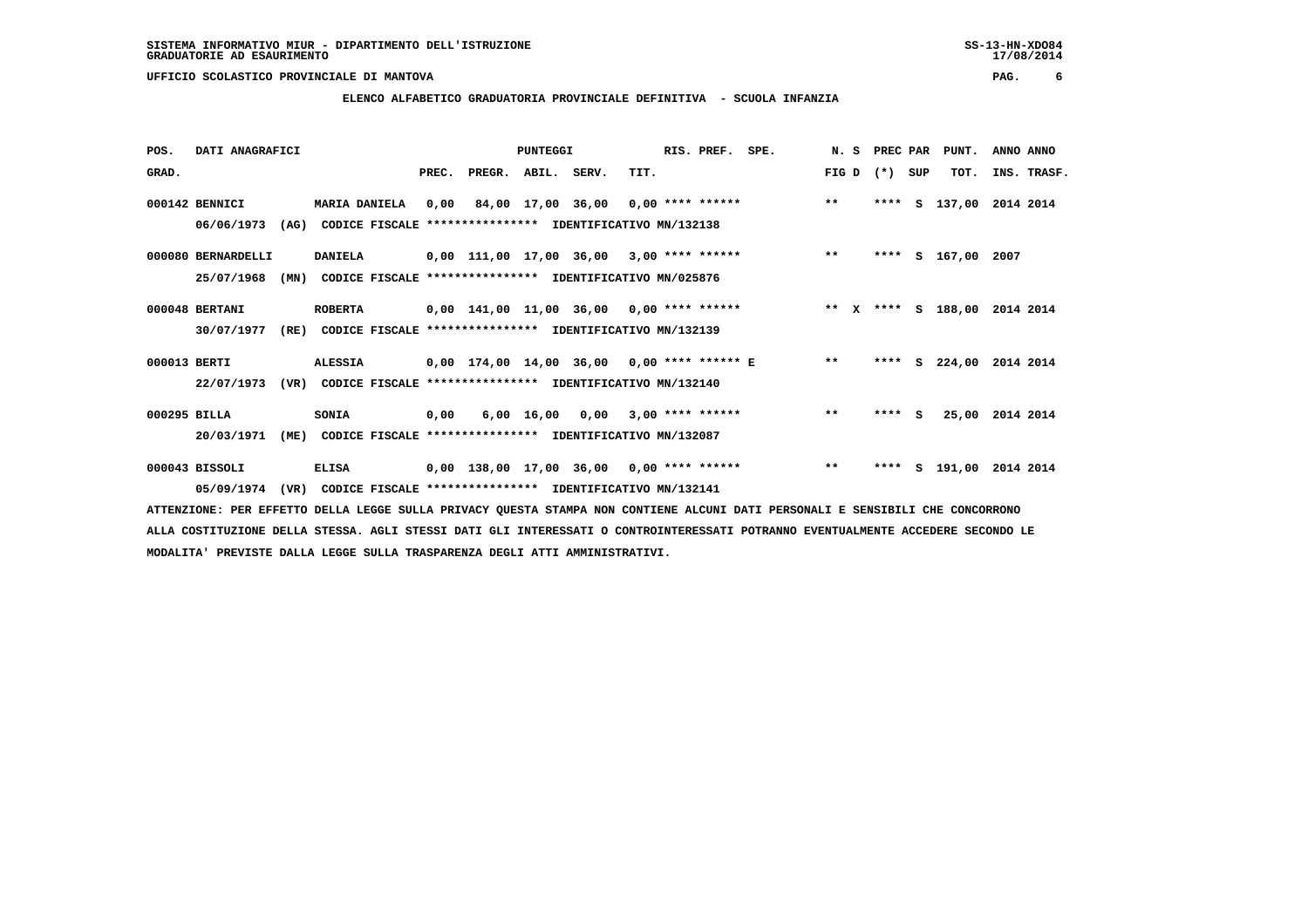SISTEMA INFORMATIVO MIUR - DIPARTIMENTO DELL'ISTRUZIONE
GRADUATORIE AD ESAURIMENTO

UFFICIO SCOLASTICO PROVINCIALE DI MANTOVA

## ELENCO ALFABETICO GRADUATORIA PROVINCIALE DEFINITIVA - SCUOLA INFANZIA

| POS. GRAD. | DATI ANAGRAFICI | | PREC. | PREGR. | ABIL. | SERV. | TIT. | RIS. PREF. | SPE. | N. S FIG D | PREC PAR (*) SUP | PUNT. TOT. | ANNO INS. | ANNO TRASF. |
|---|---|---|---|---|---|---|---|---|---|---|---|---|---|---|
| 000142 | BENNICI | MARIA DANIELA | 0,00 | 84,00 | 17,00 | 36,00 | 0,00 | **** ****** | | ** | **** S | 137,00 | 2014 | 2014 |
| | 06/06/1973 (AG) | CODICE FISCALE **************** IDENTIFICATIVO MN/132138 | | | | | | | | | | | | |
| 000080 | BERNARDELLI | DANIELA | 0,00 | 111,00 | 17,00 | 36,00 | 3,00 | **** ****** | | ** | **** S | 167,00 | 2007 | |
| | 25/07/1968 (MN) | CODICE FISCALE **************** IDENTIFICATIVO MN/025876 | | | | | | | | | | | | |
| 000048 | BERTANI | ROBERTA | 0,00 | 141,00 | 11,00 | 36,00 | 0,00 | **** ****** | | ** X | **** S | 188,00 | 2014 | 2014 |
| | 30/07/1977 (RE) | CODICE FISCALE **************** IDENTIFICATIVO MN/132139 | | | | | | | | | | | | |
| 000013 | BERTI | ALESSIA | 0,00 | 174,00 | 14,00 | 36,00 | 0,00 | **** ****** | E | ** | **** S | 224,00 | 2014 | 2014 |
| | 22/07/1973 (VR) | CODICE FISCALE **************** IDENTIFICATIVO MN/132140 | | | | | | | | | | | | |
| 000295 | BILLA | SONIA | 0,00 | 6,00 | 16,00 | 0,00 | 3,00 | **** ****** | | ** | **** S | 25,00 | 2014 | 2014 |
| | 20/03/1971 (ME) | CODICE FISCALE **************** IDENTIFICATIVO MN/132087 | | | | | | | | | | | | |
| 000043 | BISSOLI | ELISA | 0,00 | 138,00 | 17,00 | 36,00 | 0,00 | **** ****** | | ** | **** S | 191,00 | 2014 | 2014 |
| | 05/09/1974 (VR) | CODICE FISCALE **************** IDENTIFICATIVO MN/132141 | | | | | | | | | | | | |

ATTENZIONE: PER EFFETTO DELLA LEGGE SULLA PRIVACY QUESTA STAMPA NON CONTIENE ALCUNI DATI PERSONALI E SENSIBILI CHE CONCORRONO ALLA COSTITUZIONE DELLA STESSA. AGLI STESSI DATI GLI INTERESSATI O CONTROINTERESSATI POTRANNO EVENTUALMENTE ACCEDERE SECONDO LE MODALITA' PREVISTE DALLA LEGGE SULLA TRASPARENZA DEGLI ATTI AMMINISTRATIVI.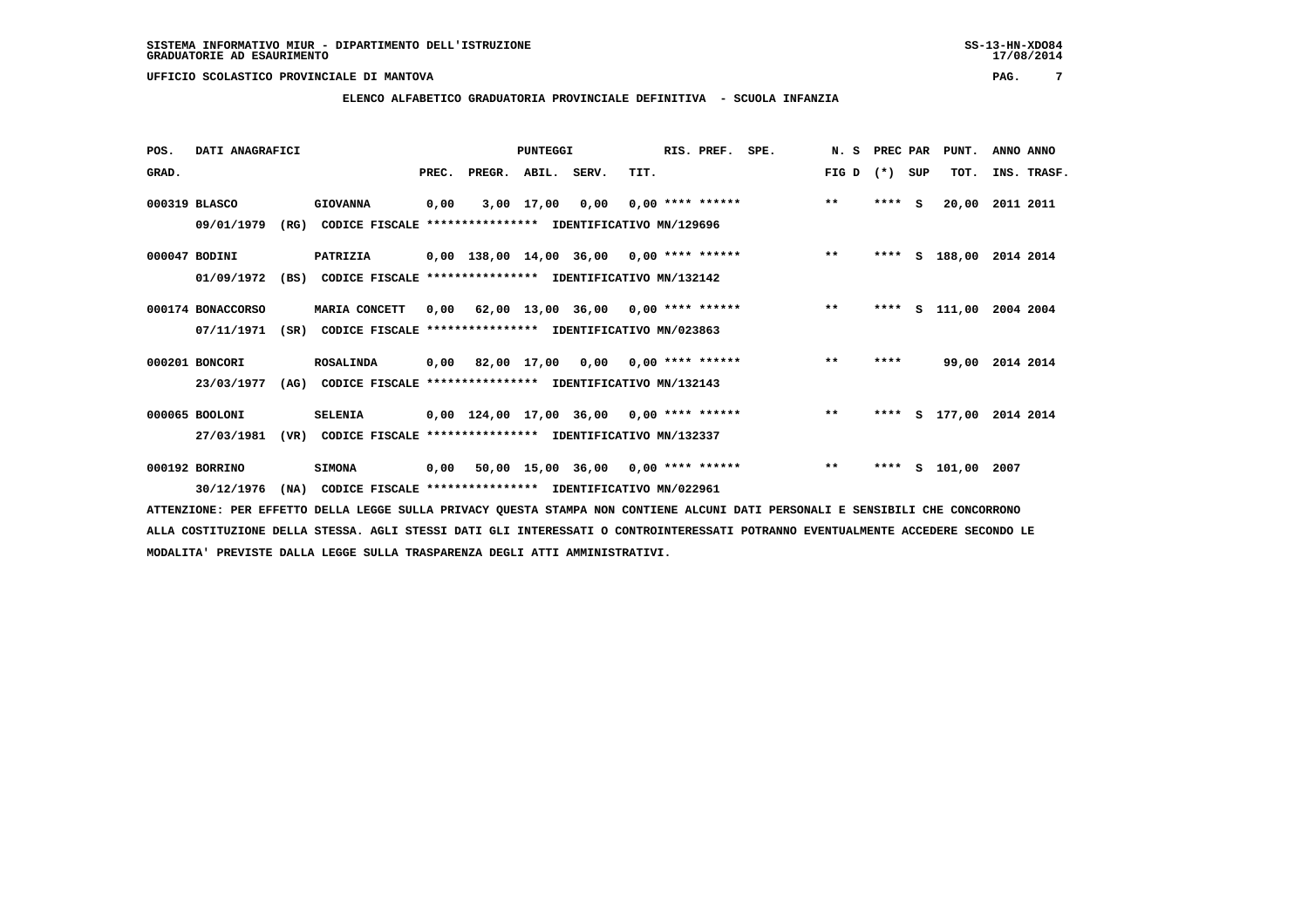SISTEMA INFORMATIVO MIUR - DIPARTIMENTO DELL'ISTRUZIONE
GRADUATORIE AD ESAURIMENTO

UFFICIO SCOLASTICO PROVINCIALE DI MANTOVA

## ELENCO ALFABETICO GRADUATORIA PROVINCIALE DEFINITIVA - SCUOLA INFANZIA

| POS. GRAD. | DATI ANAGRAFICI | | | PREC. | PREGR. | ABIL. | SERV. | TIT. | RIS. PREF. | SPE. | N. S FIG D | PREC PAR (*) | SUP | PUNT. TOT. | ANNO INS. | ANNO TRASF. |
|---|---|---|---|---|---|---|---|---|---|---|---|---|---|---|---|---|
| 000319 | BLASCO | GIOVANNA | | 0,00 | 3,00 | 17,00 | 0,00 | 0,00 | **** ****** | | ** | **** | S | 20,00 | 2011 | 2011 |
| | 09/01/1979 (RG) | CODICE FISCALE **************** | IDENTIFICATIVO MN/129696 | | | | | | | | | | | | | |
| 000047 | BODINI | PATRIZIA | | 0,00 | 138,00 | 14,00 | 36,00 | 0,00 | **** ****** | | ** | **** | S | 188,00 | 2014 | 2014 |
| | 01/09/1972 (BS) | CODICE FISCALE **************** | IDENTIFICATIVO MN/132142 | | | | | | | | | | | | | |
| 000174 | BONACCORSO | MARIA CONCETT | | 0,00 | 62,00 | 13,00 | 36,00 | 0,00 | **** ****** | | ** | **** | S | 111,00 | 2004 | 2004 |
| | 07/11/1971 (SR) | CODICE FISCALE **************** | IDENTIFICATIVO MN/023863 | | | | | | | | | | | | | |
| 000201 | BONCORI | ROSALINDA | | 0,00 | 82,00 | 17,00 | 0,00 | 0,00 | **** ****** | | ** | **** | | 99,00 | 2014 | 2014 |
| | 23/03/1977 (AG) | CODICE FISCALE **************** | IDENTIFICATIVO MN/132143 | | | | | | | | | | | | | |
| 000065 | BOOLONI | SELENIA | | 0,00 | 124,00 | 17,00 | 36,00 | 0,00 | **** ****** | | ** | **** | S | 177,00 | 2014 | 2014 |
| | 27/03/1981 (VR) | CODICE FISCALE **************** | IDENTIFICATIVO MN/132337 | | | | | | | | | | | | | |
| 000192 | BORRINO | SIMONA | | 0,00 | 50,00 | 15,00 | 36,00 | 0,00 | **** ****** | | ** | **** | S | 101,00 | 2007 | |
| | 30/12/1976 (NA) | CODICE FISCALE **************** | IDENTIFICATIVO MN/022961 | | | | | | | | | | | | | |

ATTENZIONE: PER EFFETTO DELLA LEGGE SULLA PRIVACY QUESTA STAMPA NON CONTIENE ALCUNI DATI PERSONALI E SENSIBILI CHE CONCORRONO ALLA COSTITUZIONE DELLA STESSA. AGLI STESSI DATI GLI INTERESSATI O CONTROINTERESSATI POTRANNO EVENTUALMENTE ACCEDERE SECONDO LE MODALITA' PREVISTE DALLA LEGGE SULLA TRASPARENZA DEGLI ATTI AMMINISTRATIVI.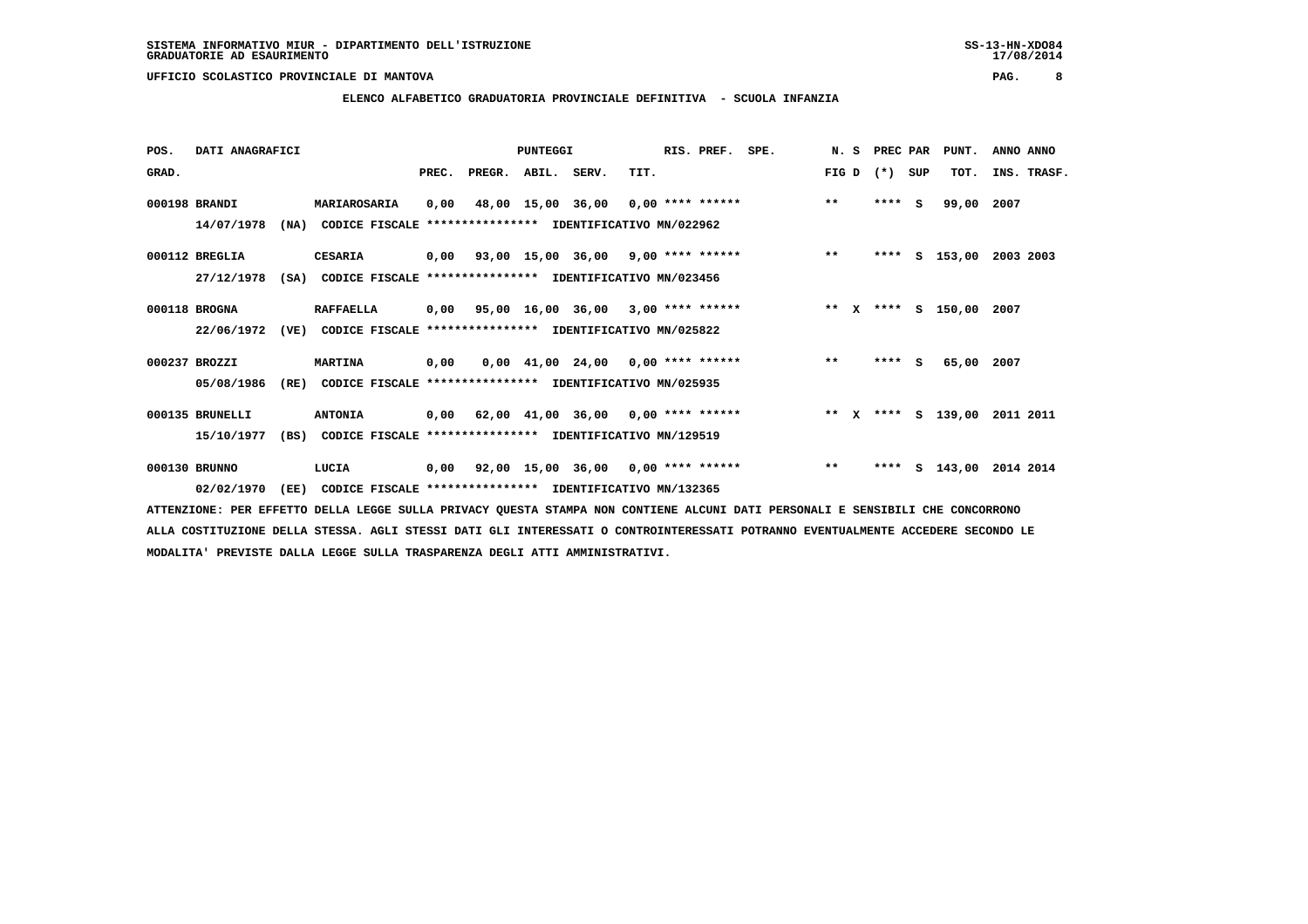SISTEMA INFORMATIVO MIUR - DIPARTIMENTO DELL'ISTRUZIONE
GRADUATORIE AD ESAURIMENTO

UFFICIO SCOLASTICO PROVINCIALE DI MANTOVA

ELENCO ALFABETICO GRADUATORIA PROVINCIALE DEFINITIVA - SCUOLA INFANZIA

| POS. GRAD. | DATI ANAGRAFICI | | PREC. | PREGR. | ABIL. | SERV. | TIT. | RIS. PREF. | SPE. | N. S FIG D | PREC PAR (*) SUP | PUNT. TOT. | ANNO INS. | ANNO TRASF. |
|---|---|---|---|---|---|---|---|---|---|---|---|---|---|---|
| 000198 | BRANDI | MARIAROSARIA | 0,00 | 48,00 | 15,00 | 36,00 | 0,00 | **** ****** | | ** | **** S | 99,00 | 2007 | |
| | 14/07/1978 (NA) | CODICE FISCALE **************** IDENTIFICATIVO MN/022962 | | | | | | | | | | | | |
| 000112 | BREGLIA | CESARIA | 0,00 | 93,00 | 15,00 | 36,00 | 9,00 | **** ****** | | ** | **** S | 153,00 | 2003 | 2003 |
| | 27/12/1978 (SA) | CODICE FISCALE **************** IDENTIFICATIVO MN/023456 | | | | | | | | | | | | |
| 000118 | BROGNA | RAFFAELLA | 0,00 | 95,00 | 16,00 | 36,00 | 3,00 | **** ****** | | ** X | **** S | 150,00 | 2007 | |
| | 22/06/1972 (VE) | CODICE FISCALE **************** IDENTIFICATIVO MN/025822 | | | | | | | | | | | | |
| 000237 | BROZZI | MARTINA | 0,00 | 0,00 | 41,00 | 24,00 | 0,00 | **** ****** | | ** | **** S | 65,00 | 2007 | |
| | 05/08/1986 (RE) | CODICE FISCALE **************** IDENTIFICATIVO MN/025935 | | | | | | | | | | | | |
| 000135 | BRUNELLI | ANTONIA | 0,00 | 62,00 | 41,00 | 36,00 | 0,00 | **** ****** | | ** X | **** S | 139,00 | 2011 | 2011 |
| | 15/10/1977 (BS) | CODICE FISCALE **************** IDENTIFICATIVO MN/129519 | | | | | | | | | | | | |
| 000130 | BRUNNO | LUCIA | 0,00 | 92,00 | 15,00 | 36,00 | 0,00 | **** ****** | | ** | **** S | 143,00 | 2014 | 2014 |
| | 02/02/1970 (EE) | CODICE FISCALE **************** IDENTIFICATIVO MN/132365 | | | | | | | | | | | | |

ATTENZIONE: PER EFFETTO DELLA LEGGE SULLA PRIVACY QUESTA STAMPA NON CONTIENE ALCUNI DATI PERSONALI E SENSIBILI CHE CONCORRONO ALLA COSTITUZIONE DELLA STESSA. AGLI STESSI DATI GLI INTERESSATI O CONTROINTERESSATI POTRANNO EVENTUALMENTE ACCEDERE SECONDO LE MODALITA' PREVISTE DALLA LEGGE SULLA TRASPARENZA DEGLI ATTI AMMINISTRATIVI.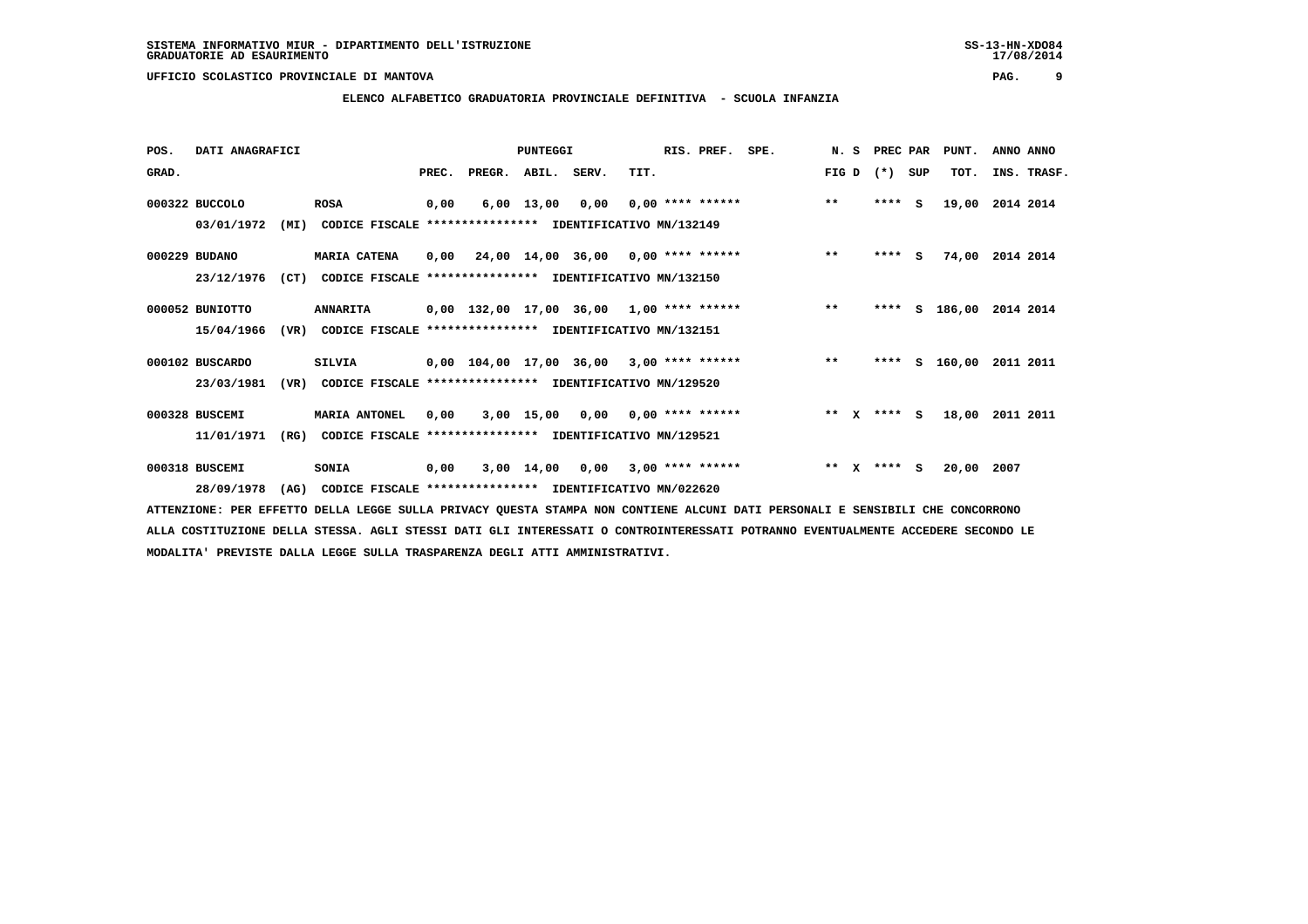SISTEMA INFORMATIVO MIUR - DIPARTIMENTO DELL'ISTRUZIONE
GRADUATORIE AD ESAURIMENTO

UFFICIO SCOLASTICO PROVINCIALE DI MANTOVA

**ELENCO ALFABETICO GRADUATORIA PROVINCIALE DEFINITIVA - SCUOLA INFANZIA**

| POS. GRAD. | DATI ANAGRAFICI | | PREC. | PREGR. | ABIL. | SERV. | TIT. | RIS. PREF. | SPE. | N. S FIG D | PREC PAR (*) SUP | PUNT. TOT. | ANNO ANNO INS. TRASF. |
|---|---|---|---|---|---|---|---|---|---|---|---|---|---|
| 000322 | BUCCOLO | ROSA | 0,00 | 6,00 | 13,00 | 0,00 | 0,00 | **** ****** | | ** | **** S | 19,00 | 2014 2014 |
| | 03/01/1972 (MI) | CODICE FISCALE **************** IDENTIFICATIVO MN/132149 | | | | | | | | | | | |
| 000229 | BUDANO | MARIA CATENA | 0,00 | 24,00 | 14,00 | 36,00 | 0,00 | **** ****** | | ** | **** S | 74,00 | 2014 2014 |
| | 23/12/1976 (CT) | CODICE FISCALE **************** IDENTIFICATIVO MN/132150 | | | | | | | | | | | |
| 000052 | BUNIOTTO | ANNARITA | 0,00 | 132,00 | 17,00 | 36,00 | 1,00 | **** ****** | | ** | **** S | 186,00 | 2014 2014 |
| | 15/04/1966 (VR) | CODICE FISCALE **************** IDENTIFICATIVO MN/132151 | | | | | | | | | | | |
| 000102 | BUSCARDO | SILVIA | 0,00 | 104,00 | 17,00 | 36,00 | 3,00 | **** ****** | | ** | **** S | 160,00 | 2011 2011 |
| | 23/03/1981 (VR) | CODICE FISCALE **************** IDENTIFICATIVO MN/129520 | | | | | | | | | | | |
| 000328 | BUSCEMI | MARIA ANTONEL | 0,00 | 3,00 | 15,00 | 0,00 | 0,00 | **** ****** | | ** X | **** S | 18,00 | 2011 2011 |
| | 11/01/1971 (RG) | CODICE FISCALE **************** IDENTIFICATIVO MN/129521 | | | | | | | | | | | |
| 000318 | BUSCEMI | SONIA | 0,00 | 3,00 | 14,00 | 0,00 | 3,00 | **** ****** | | ** X | **** S | 20,00 | 2007 |
| | 28/09/1978 (AG) | CODICE FISCALE **************** IDENTIFICATIVO MN/022620 | | | | | | | | | | | |

ATTENZIONE: PER EFFETTO DELLA LEGGE SULLA PRIVACY QUESTA STAMPA NON CONTIENE ALCUNI DATI PERSONALI E SENSIBILI CHE CONCORRONO ALLA COSTITUZIONE DELLA STESSA. AGLI STESSI DATI GLI INTERESSATI O CONTROINTERESSATI POTRANNO EVENTUALMENTE ACCEDERE SECONDO LE MODALITA' PREVISTE DALLA LEGGE SULLA TRASPARENZA DEGLI ATTI AMMINISTRATIVI.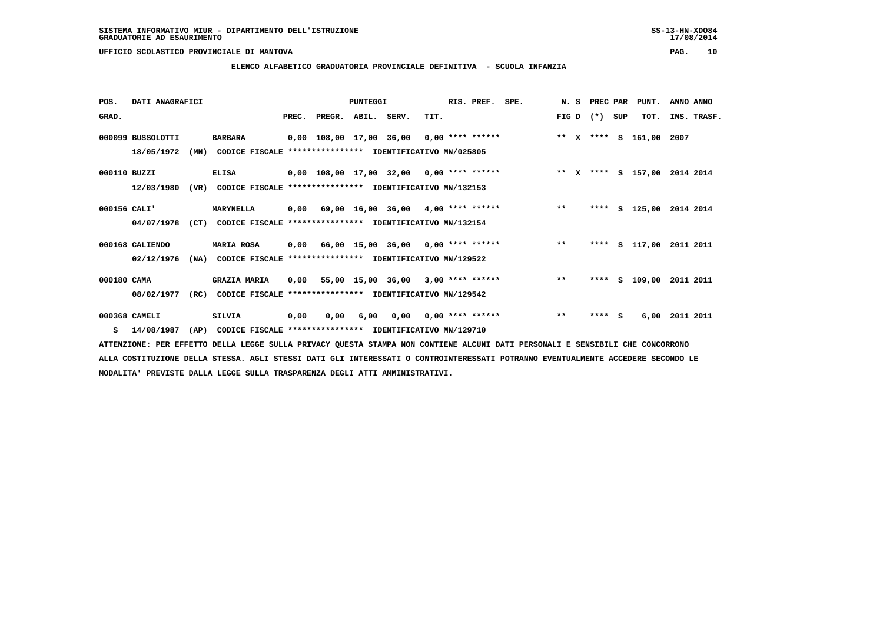SISTEMA INFORMATIVO MIUR - DIPARTIMENTO DELL'ISTRUZIONE
GRADUATORIE AD ESAURIMENTO

UFFICIO SCOLASTICO PROVINCIALE DI MANTOVA

ELENCO ALFABETICO GRADUATORIA PROVINCIALE DEFINITIVA - SCUOLA INFANZIA

| POS. GRAD. | DATI ANAGRAFICI | | PREC. | PREGR. | ABIL. | SERV. | TIT. | RIS. PREF. | SPE. | N. S FIG D | PREC (*) | PAR SUP | PUNT. TOT. | ANNO INS. | ANNO TRASF. |
|---|---|---|---|---|---|---|---|---|---|---|---|---|---|---|---|
| 000099 | BUSSOLOTTI 18/05/1972 (MN) | BARBARA CODICE FISCALE **************** IDENTIFICATIVO MN/025805 | 0,00 | 108,00 | 17,00 | 36,00 | 0,00 | **** ****** | | ** X | **** | S | 161,00 | 2007 | |
| 000110 | BUZZI 12/03/1980 (VR) | ELISA CODICE FISCALE **************** IDENTIFICATIVO MN/132153 | 0,00 | 108,00 | 17,00 | 32,00 | 0,00 | **** ****** | | ** X | **** | S | 157,00 | 2014 | 2014 |
| 000156 | CALI' 04/07/1978 (CT) | MARYNELLA CODICE FISCALE **************** IDENTIFICATIVO MN/132154 | 0,00 | 69,00 | 16,00 | 36,00 | 4,00 | **** ****** | | ** | **** | S | 125,00 | 2014 | 2014 |
| 000168 | CALIENDO 02/12/1976 (NA) | MARIA ROSA CODICE FISCALE **************** IDENTIFICATIVO MN/129522 | 0,00 | 66,00 | 15,00 | 36,00 | 0,00 | **** ****** | | ** | **** | S | 117,00 | 2011 | 2011 |
| 000180 | CAMA 08/02/1977 (RC) | GRAZIA MARIA CODICE FISCALE **************** IDENTIFICATIVO MN/129542 | 0,00 | 55,00 | 15,00 | 36,00 | 3,00 | **** ****** | | ** | **** | S | 109,00 | 2011 | 2011 |
| 000368 S | CAMELI 14/08/1987 (AP) | SILVIA CODICE FISCALE **************** IDENTIFICATIVO MN/129710 | 0,00 | 0,00 | 6,00 | 0,00 | 0,00 | **** ****** | | ** | **** | S | 6,00 | 2011 | 2011 |

ATTENZIONE: PER EFFETTO DELLA LEGGE SULLA PRIVACY QUESTA STAMPA NON CONTIENE ALCUNI DATI PERSONALI E SENSIBILI CHE CONCORRONO ALLA COSTITUZIONE DELLA STESSA. AGLI STESSI DATI GLI INTERESSATI O CONTROINTERESSATI POTRANNO EVENTUALMENTE ACCEDERE SECONDO LE MODALITA' PREVISTE DALLA LEGGE SULLA TRASPARENZA DEGLI ATTI AMMINISTRATIVI.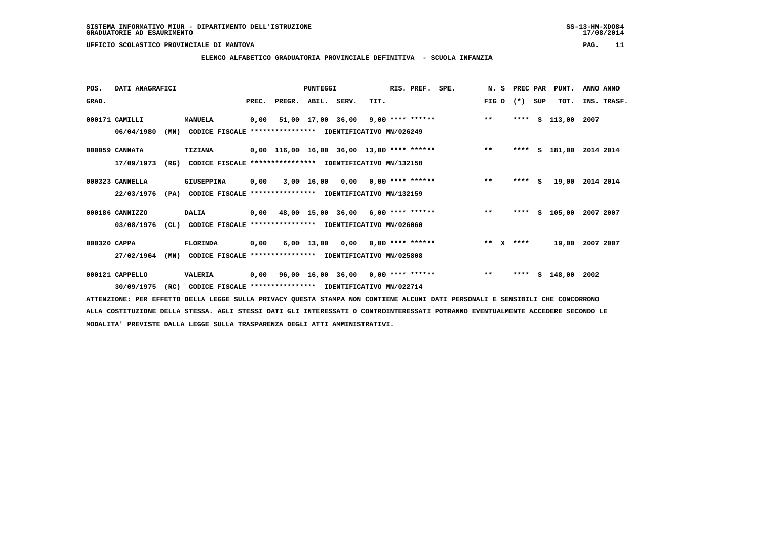SISTEMA INFORMATIVO MIUR - DIPARTIMENTO DELL'ISTRUZIONE
GRADUATORIE AD ESAURIMENTO

UFFICIO SCOLASTICO PROVINCIALE DI MANTOVA

## ELENCO ALFABETICO GRADUATORIA PROVINCIALE DEFINITIVA - SCUOLA INFANZIA

| POS. GRAD. | DATI ANAGRAFICI | | PREC. | PREGR. | ABIL. | SERV. | TIT. | RIS. PREF. | SPE. | N. S FIG D | PREC PAR (*) | SUP | PUNT. TOT. | ANNO INS. | ANNO TRASF. |
|---|---|---|---|---|---|---|---|---|---|---|---|---|---|---|---|
| 000171 | CAMILLI | MANUELA | 0,00 | 51,00 | 17,00 | 36,00 | 9,00 | **** ****** | | ** | **** | S | 113,00 | 2007 | |
| | 06/04/1980 (MN) | CODICE FISCALE **************** IDENTIFICATIVO MN/026249 | | | | | | | | | | | | | |
| 000059 | CANNATA | TIZIANA | 0,00 | 116,00 | 16,00 | 36,00 | 13,00 | **** ****** | | ** | **** | S | 181,00 | 2014 | 2014 |
| | 17/09/1973 (RG) | CODICE FISCALE **************** IDENTIFICATIVO MN/132158 | | | | | | | | | | | | | |
| 000323 | CANNELLA | GIUSEPPINA | 0,00 | 3,00 | 16,00 | 0,00 | 0,00 | **** ****** | | ** | **** | S | 19,00 | 2014 | 2014 |
| | 22/03/1976 (PA) | CODICE FISCALE **************** IDENTIFICATIVO MN/132159 | | | | | | | | | | | | | |
| 000186 | CANNIZZO | DALIA | 0,00 | 48,00 | 15,00 | 36,00 | 6,00 | **** ****** | | ** | **** | S | 105,00 | 2007 | 2007 |
| | 03/08/1976 (CL) | CODICE FISCALE **************** IDENTIFICATIVO MN/026060 | | | | | | | | | | | | | |
| 000320 | CAPPA | FLORINDA | 0,00 | 6,00 | 13,00 | 0,00 | 0,00 | **** ****** | | ** X | **** | | 19,00 | 2007 | 2007 |
| | 27/02/1964 (MN) | CODICE FISCALE **************** IDENTIFICATIVO MN/025808 | | | | | | | | | | | | | |
| 000121 | CAPPELLO | VALERIA | 0,00 | 96,00 | 16,00 | 36,00 | 0,00 | **** ****** | | ** | **** | S | 148,00 | 2002 | |
| | 30/09/1975 (RC) | CODICE FISCALE **************** IDENTIFICATIVO MN/022714 | | | | | | | | | | | | | |

ATTENZIONE: PER EFFETTO DELLA LEGGE SULLA PRIVACY QUESTA STAMPA NON CONTIENE ALCUNI DATI PERSONALI E SENSIBILI CHE CONCORRONO ALLA COSTITUZIONE DELLA STESSA. AGLI STESSI DATI GLI INTERESSATI O CONTROINTERESSATI POTRANNO EVENTUALMENTE ACCEDERE SECONDO LE MODALITA' PREVISTE DALLA LEGGE SULLA TRASPARENZA DEGLI ATTI AMMINISTRATIVI.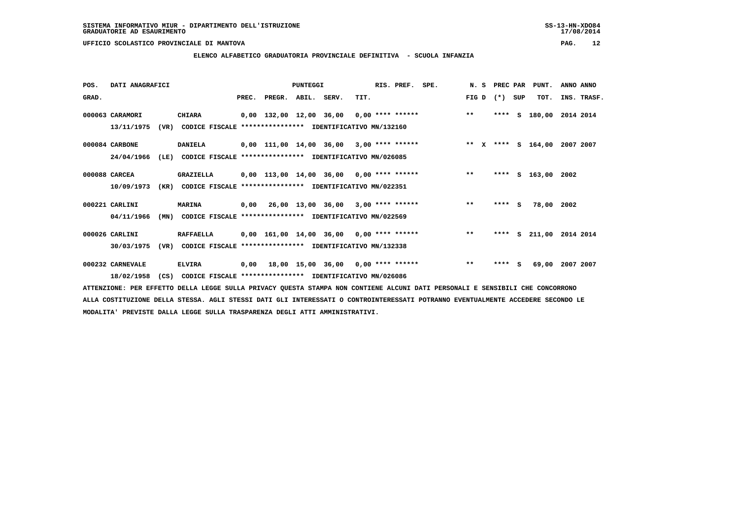SISTEMA INFORMATIVO MIUR - DIPARTIMENTO DELL'ISTRUZIONE
GRADUATORIE AD ESAURIMENTO

UFFICIO SCOLASTICO PROVINCIALE DI MANTOVA

## ELENCO ALFABETICO GRADUATORIA PROVINCIALE DEFINITIVA - SCUOLA INFANZIA

| POS. GRAD. | DATI ANAGRAFICI | | | PREC. | PREGR. | ABIL. | SERV. | TIT. | RIS. PREF. | SPE. | N. S FIG D | PREC PAR (*) | SUP | PUNT. TOT. | ANNO INS. | ANNO TRASF. |
|---|---|---|---|---|---|---|---|---|---|---|---|---|---|---|---|---|
| 000063 | CARAMORI | CHIARA | | 0,00 | 132,00 | 12,00 | 36,00 | 0,00 | **** ****** | | ** | **** | S | 180,00 | 2014 | 2014 |
| | 13/11/1975 (VR) | CODICE FISCALE **************** | IDENTIFICATIVO MN/132160 | | | | | | | | | | | | | |
| 000084 | CARBONE | DANIELA | | 0,00 | 111,00 | 14,00 | 36,00 | 3,00 | **** ****** | | ** X | **** | S | 164,00 | 2007 | 2007 |
| | 24/04/1966 (LE) | CODICE FISCALE **************** | IDENTIFICATIVO MN/026085 | | | | | | | | | | | | | |
| 000088 | CARCEA | GRAZIELLA | | 0,00 | 113,00 | 14,00 | 36,00 | 0,00 | **** ****** | | ** | **** | S | 163,00 | 2002 | |
| | 10/09/1973 (KR) | CODICE FISCALE **************** | IDENTIFICATIVO MN/022351 | | | | | | | | | | | | | |
| 000221 | CARLINI | MARINA | | 0,00 | 26,00 | 13,00 | 36,00 | 3,00 | **** ****** | | ** | **** | S | 78,00 | 2002 | |
| | 04/11/1966 (MN) | CODICE FISCALE **************** | IDENTIFICATIVO MN/022569 | | | | | | | | | | | | | |
| 000026 | CARLINI | RAFFAELLA | | 0,00 | 161,00 | 14,00 | 36,00 | 0,00 | **** ****** | | ** | **** | S | 211,00 | 2014 | 2014 |
| | 30/03/1975 (VR) | CODICE FISCALE **************** | IDENTIFICATIVO MN/132338 | | | | | | | | | | | | | |
| 000232 | CARNEVALE | ELVIRA | | 0,00 | 18,00 | 15,00 | 36,00 | 0,00 | **** ****** | | ** | **** | S | 69,00 | 2007 | 2007 |
| | 18/02/1958 (CS) | CODICE FISCALE **************** | IDENTIFICATIVO MN/026086 | | | | | | | | | | | | | |

ATTENZIONE: PER EFFETTO DELLA LEGGE SULLA PRIVACY QUESTA STAMPA NON CONTIENE ALCUNI DATI PERSONALI E SENSIBILI CHE CONCORRONO ALLA COSTITUZIONE DELLA STESSA. AGLI STESSI DATI GLI INTERESSATI O CONTROINTERESSATI POTRANNO EVENTUALMENTE ACCEDERE SECONDO LE MODALITA' PREVISTE DALLA LEGGE SULLA TRASPARENZA DEGLI ATTI AMMINISTRATIVI.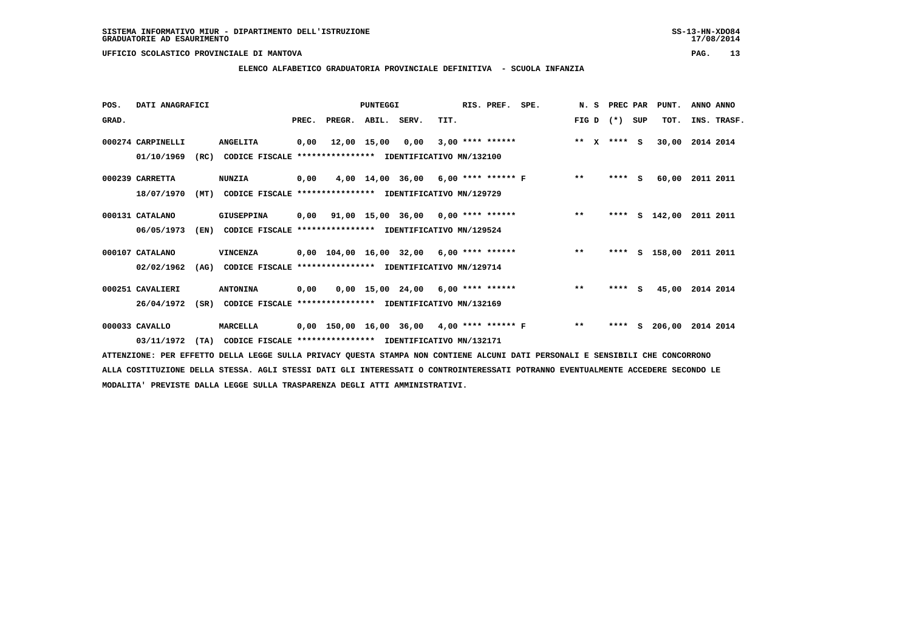SISTEMA INFORMATIVO MIUR - DIPARTIMENTO DELL'ISTRUZIONE
GRADUATORIE AD ESAURIMENTO

UFFICIO SCOLASTICO PROVINCIALE DI MANTOVA

**ELENCO ALFABETICO GRADUATORIA PROVINCIALE DEFINITIVA - SCUOLA INFANZIA**

| POS. GRAD. | DATI ANAGRAFICI | | PREC. | PREGR. | ABIL. | SERV. | TIT. | RIS. PREF. | SPE. | N. S FIG D | PREC PAR (*) SUP | PUNT. TOT. | ANNO INS. | ANNO TRASF. |
|---|---|---|---|---|---|---|---|---|---|---|---|---|---|---|
| 000274 | CARPINELLI | ANGELITA | 0,00 | 12,00 | 15,00 | 0,00 | 3,00 | **** ****** | | ** X | **** S | 30,00 | 2014 | 2014 |
| | 01/10/1969 (RC) | CODICE FISCALE **************** IDENTIFICATIVO MN/132100 | | | | | | | | | | | | |
| 000239 | CARRETTA | NUNZIA | 0,00 | 4,00 | 14,00 | 36,00 | 6,00 | **** ****** | F | ** | **** S | 60,00 | 2011 | 2011 |
| | 18/07/1970 (MT) | CODICE FISCALE **************** IDENTIFICATIVO MN/129729 | | | | | | | | | | | | |
| 000131 | CATALANO | GIUSEPPINA | 0,00 | 91,00 | 15,00 | 36,00 | 0,00 | **** ****** | | ** | **** S | 142,00 | 2011 | 2011 |
| | 06/05/1973 (EN) | CODICE FISCALE **************** IDENTIFICATIVO MN/129524 | | | | | | | | | | | | |
| 000107 | CATALANO | VINCENZA | 0,00 | 104,00 | 16,00 | 32,00 | 6,00 | **** ****** | | ** | **** S | 158,00 | 2011 | 2011 |
| | 02/02/1962 (AG) | CODICE FISCALE **************** IDENTIFICATIVO MN/129714 | | | | | | | | | | | | |
| 000251 | CAVALIERI | ANTONINA | 0,00 | 0,00 | 15,00 | 24,00 | 6,00 | **** ****** | | ** | **** S | 45,00 | 2014 | 2014 |
| | 26/04/1972 (SR) | CODICE FISCALE **************** IDENTIFICATIVO MN/132169 | | | | | | | | | | | | |
| 000033 | CAVALLO | MARCELLA | 0,00 | 150,00 | 16,00 | 36,00 | 4,00 | **** ****** | F | ** | **** S | 206,00 | 2014 | 2014 |
| | 03/11/1972 (TA) | CODICE FISCALE **************** IDENTIFICATIVO MN/132171 | | | | | | | | | | | | |

ATTENZIONE: PER EFFETTO DELLA LEGGE SULLA PRIVACY QUESTA STAMPA NON CONTIENE ALCUNI DATI PERSONALI E SENSIBILI CHE CONCORRONO ALLA COSTITUZIONE DELLA STESSA. AGLI STESSI DATI GLI INTERESSATI O CONTROINTERESSATI POTRANNO EVENTUALMENTE ACCEDERE SECONDO LE MODALITA' PREVISTE DALLA LEGGE SULLA TRASPARENZA DEGLI ATTI AMMINISTRATIVI.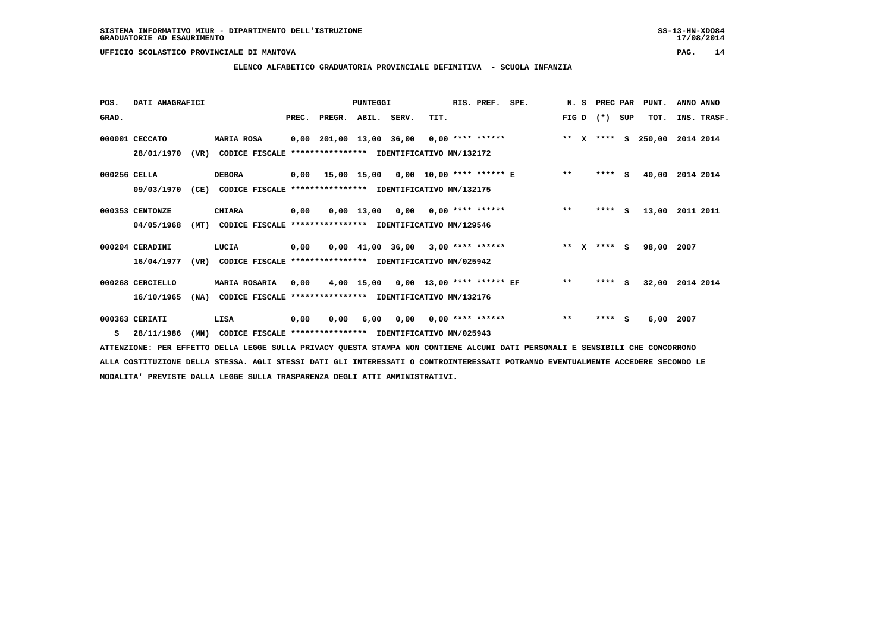SISTEMA INFORMATIVO MIUR - DIPARTIMENTO DELL'ISTRUZIONE
GRADUATORIE AD ESAURIMENTO

UFFICIO SCOLASTICO PROVINCIALE DI MANTOVA

## ELENCO ALFABETICO GRADUATORIA PROVINCIALE DEFINITIVA - SCUOLA INFANZIA

| POS. GRAD. | DATI ANAGRAFICI | | PREC. | PREGR. | ABIL. | SERV. | TIT. | RIS. PREF. | SPE. | N. S FIG D | PREC (*) | PAR SUP | PUNT. TOT. | ANNO INS. | ANNO TRASF. |
|---|---|---|---|---|---|---|---|---|---|---|---|---|---|---|---|
| 000001 | CECCATO | MARIA ROSA | 0,00 | 201,00 | 13,00 | 36,00 | 0,00 | **** ****** | | ** X | **** | S | 250,00 | 2014 | 2014 |
| | 28/01/1970 (VR) | CODICE FISCALE **************** IDENTIFICATIVO MN/132172 | | | | | | | | | | | | | |
| 000256 | CELLA | DEBORA | 0,00 | 15,00 | 15,00 | 0,00 | 10,00 | **** ****** | E | ** | **** | S | 40,00 | 2014 | 2014 |
| | 09/03/1970 (CE) | CODICE FISCALE **************** IDENTIFICATIVO MN/132175 | | | | | | | | | | | | | |
| 000353 | CENTONZE | CHIARA | 0,00 | 0,00 | 13,00 | 0,00 | 0,00 | **** ****** | | ** | **** | S | 13,00 | 2011 | 2011 |
| | 04/05/1968 (MT) | CODICE FISCALE **************** IDENTIFICATIVO MN/129546 | | | | | | | | | | | | | |
| 000204 | CERADINI | LUCIA | 0,00 | 0,00 | 41,00 | 36,00 | 3,00 | **** ****** | | ** X | **** | S | 98,00 | 2007 | |
| | 16/04/1977 (VR) | CODICE FISCALE **************** IDENTIFICATIVO MN/025942 | | | | | | | | | | | | | |
| 000268 | CERCIELLO | MARIA ROSARIA | 0,00 | 4,00 | 15,00 | 0,00 | 13,00 | **** ****** | EF | ** | **** | S | 32,00 | 2014 | 2014 |
| | 16/10/1965 (NA) | CODICE FISCALE **************** IDENTIFICATIVO MN/132176 | | | | | | | | | | | | | |
| 000363 | CERIATI | LISA | 0,00 | 0,00 | 6,00 | 0,00 | 0,00 | **** ****** | | ** | **** | S | 6,00 | 2007 | |
| S | 28/11/1986 (MN) | CODICE FISCALE **************** IDENTIFICATIVO MN/025943 | | | | | | | | | | | | | |

ATTENZIONE: PER EFFETTO DELLA LEGGE SULLA PRIVACY QUESTA STAMPA NON CONTIENE ALCUNI DATI PERSONALI E SENSIBILI CHE CONCORRONO ALLA COSTITUZIONE DELLA STESSA. AGLI STESSI DATI GLI INTERESSATI O CONTROINTERESSATI POTRANNO EVENTUALMENTE ACCEDERE SECONDO LE MODALITA' PREVISTE DALLA LEGGE SULLA TRASPARENZA DEGLI ATTI AMMINISTRATIVI.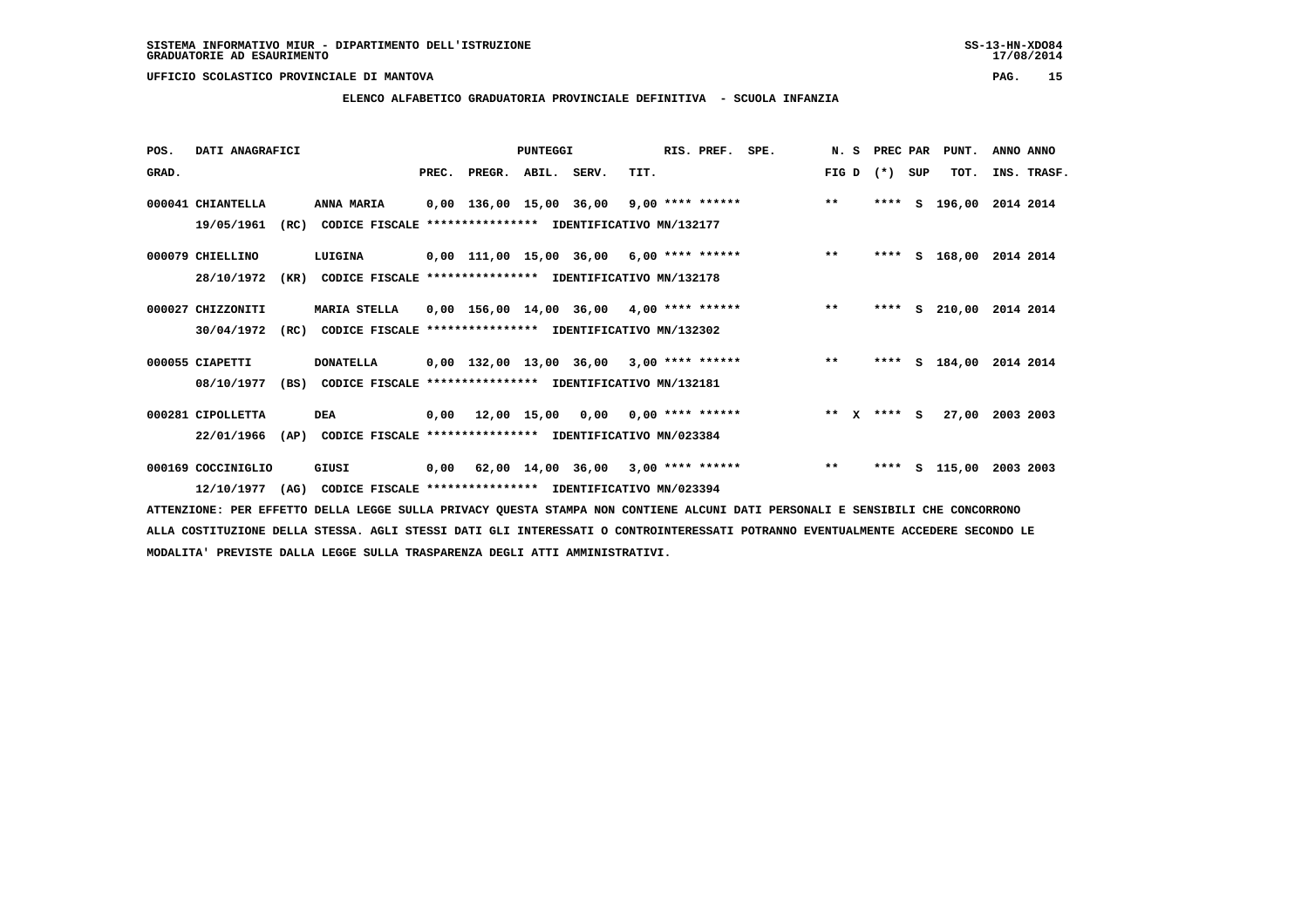UFFICIO SCOLASTICO PROVINCIALE DI MANTOVA

## ELENCO ALFABETICO GRADUATORIA PROVINCIALE DEFINITIVA - SCUOLA INFANZIA

| POS. GRAD. | DATI ANAGRAFICI | | PUNTEGGI PREC. | PREGR. | ABIL. | SERV. | TIT. | RIS. PREF. | SPE. | N. S FIG D | PREC PAR (*) SUP | PUNT. TOT. | ANNO ANNO INS. TRASF. |
|---|---|---|---|---|---|---|---|---|---|---|---|---|---|
| 000041 | CHIANTELLA 19/05/1961 (RC) CODICE FISCALE **************** IDENTIFICATIVO MN/132177 | ANNA MARIA | 0,00 | 136,00 | 15,00 | 36,00 | 9,00 | **** ****** | | ** | **** S | 196,00 | 2014 2014 |
| 000079 | CHIELLINO 28/10/1972 (KR) CODICE FISCALE **************** IDENTIFICATIVO MN/132178 | LUIGINA | 0,00 | 111,00 | 15,00 | 36,00 | 6,00 | **** ****** | | ** | **** S | 168,00 | 2014 2014 |
| 000027 | CHIZZONITI 30/04/1972 (RC) CODICE FISCALE **************** IDENTIFICATIVO MN/132302 | MARIA STELLA | 0,00 | 156,00 | 14,00 | 36,00 | 4,00 | **** ****** | | ** | **** S | 210,00 | 2014 2014 |
| 000055 | CIAPETTI 08/10/1977 (BS) CODICE FISCALE **************** IDENTIFICATIVO MN/132181 | DONATELLA | 0,00 | 132,00 | 13,00 | 36,00 | 3,00 | **** ****** | | ** | **** S | 184,00 | 2014 2014 |
| 000281 | CIPOLLETTA 22/01/1966 (AP) CODICE FISCALE **************** IDENTIFICATIVO MN/023384 | DEA | 0,00 | 12,00 | 15,00 | 0,00 | 0,00 | **** ****** | | ** X | **** S | 27,00 | 2003 2003 |
| 000169 | COCCINIGLIO 12/10/1977 (AG) CODICE FISCALE **************** IDENTIFICATIVO MN/023394 | GIUSI | 0,00 | 62,00 | 14,00 | 36,00 | 3,00 | **** ****** | | ** | **** S | 115,00 | 2003 2003 |

ATTENZIONE: PER EFFETTO DELLA LEGGE SULLA PRIVACY QUESTA STAMPA NON CONTIENE ALCUNI DATI PERSONALI E SENSIBILI CHE CONCORRONO ALLA COSTITUZIONE DELLA STESSA. AGLI STESSI DATI GLI INTERESSATI O CONTROINTERESSATI POTRANNO EVENTUALMENTE ACCEDERE SECONDO LE MODALITA' PREVISTE DALLA LEGGE SULLA TRASPARENZA DEGLI ATTI AMMINISTRATIVI.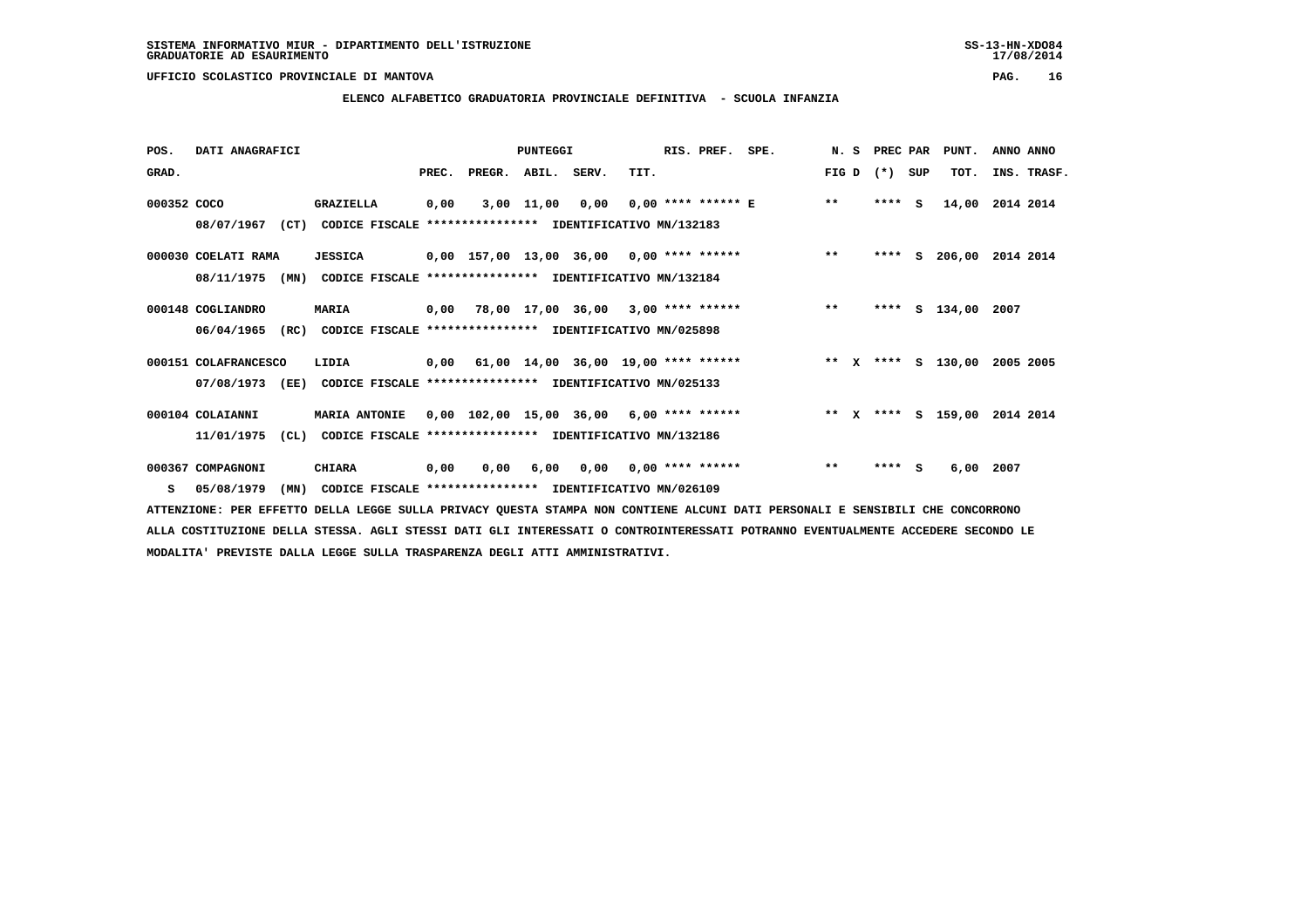SISTEMA INFORMATIVO MIUR - DIPARTIMENTO DELL'ISTRUZIONE
GRADUATORIE AD ESAURIMENTO

UFFICIO SCOLASTICO PROVINCIALE DI MANTOVA

## ELENCO ALFABETICO GRADUATORIA PROVINCIALE DEFINITIVA - SCUOLA INFANZIA

| POS. GRAD. | DATI ANAGRAFICI | | PUNTEGGI PREC. | PREGR. | ABIL. | SERV. | TIT. | RIS. PREF. | SPE. | N. S FIG D | PREC PAR (*) SUP | PUNT. TOT. | ANNO ANNO INS. TRASF. |
|---|---|---|---|---|---|---|---|---|---|---|---|---|---|
| 000352 | COCO | GRAZIELLA | 0,00 | 3,00 | 11,00 | 0,00 | 0,00 | **** ****** E | | ** | **** S | 14,00 | 2014 2014 |
| | 08/07/1967 (CT) | CODICE FISCALE **************** IDENTIFICATIVO MN/132183 | | | | | | | | | | | |
| 000030 | COELATI RAMA | JESSICA | 0,00 | 157,00 | 13,00 | 36,00 | 0,00 | **** ****** | | ** | **** S | 206,00 | 2014 2014 |
| | 08/11/1975 (MN) | CODICE FISCALE **************** IDENTIFICATIVO MN/132184 | | | | | | | | | | | |
| 000148 | COGLIANDRO | MARIA | 0,00 | 78,00 | 17,00 | 36,00 | 3,00 | **** ****** | | ** | **** S | 134,00 | 2007 |
| | 06/04/1965 (RC) | CODICE FISCALE **************** IDENTIFICATIVO MN/025898 | | | | | | | | | | | |
| 000151 | COLAFRANCESCO | LIDIA | 0,00 | 61,00 | 14,00 | 36,00 | 19,00 | **** ****** | | ** X | **** S | 130,00 | 2005 2005 |
| | 07/08/1973 (EE) | CODICE FISCALE **************** IDENTIFICATIVO MN/025133 | | | | | | | | | | | |
| 000104 | COLAIANNI | MARIA ANTONIE | 0,00 | 102,00 | 15,00 | 36,00 | 6,00 | **** ****** | | ** X | **** S | 159,00 | 2014 2014 |
| | 11/01/1975 (CL) | CODICE FISCALE **************** IDENTIFICATIVO MN/132186 | | | | | | | | | | | |
| 000367 | COMPAGNONI | CHIARA | 0,00 | 0,00 | 6,00 | 0,00 | 0,00 | **** ****** | | ** | **** S | 6,00 | 2007 |
| S | 05/08/1979 (MN) | CODICE FISCALE **************** IDENTIFICATIVO MN/026109 | | | | | | | | | | | |

ATTENZIONE: PER EFFETTO DELLA LEGGE SULLA PRIVACY QUESTA STAMPA NON CONTIENE ALCUNI DATI PERSONALI E SENSIBILI CHE CONCORRONO ALLA COSTITUZIONE DELLA STESSA. AGLI STESSI DATI GLI INTERESSATI O CONTROINTERESSATI POTRANNO EVENTUALMENTE ACCEDERE SECONDO LE MODALITA' PREVISTE DALLA LEGGE SULLA TRASPARENZA DEGLI ATTI AMMINISTRATIVI.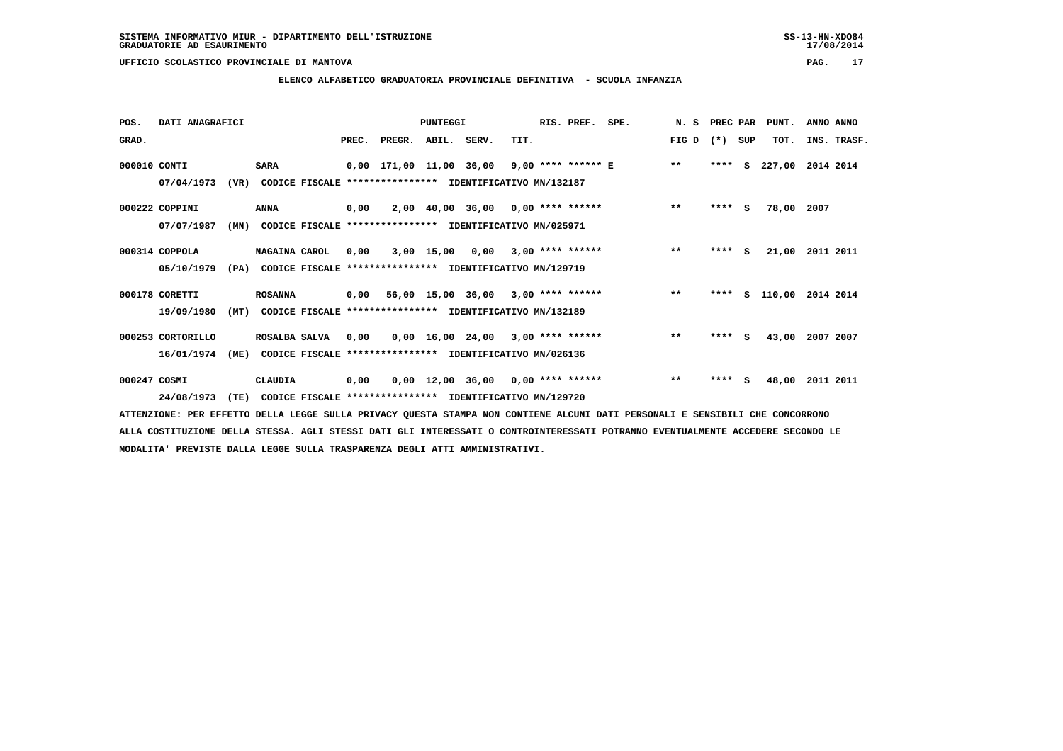SISTEMA INFORMATIVO MIUR - DIPARTIMENTO DELL'ISTRUZIONE
GRADUATORIE AD ESAURIMENTO

UFFICIO SCOLASTICO PROVINCIALE DI MANTOVA

## ELENCO ALFABETICO GRADUATORIA PROVINCIALE DEFINITIVA - SCUOLA INFANZIA

| POS. GRAD. | DATI ANAGRAFICI | | PREC. | PREGR. | ABIL. | SERV. | TIT. | RIS. PREF. | SPE. | N. S FIG D | PREC PAR (*) | SUP | PUNT. TOT. | ANNO INS. | ANNO TRASF. |
|---|---|---|---|---|---|---|---|---|---|---|---|---|---|---|---|
| 000010 | CONTI | SARA | 0,00 | 171,00 | 11,00 | 36,00 | 9,00 | **** ****** E | | ** | **** | S | 227,00 | 2014 | 2014 |
| | 07/04/1973 (VR) | CODICE FISCALE **************** IDENTIFICATIVO MN/132187 | | | | | | | | | | | | | |
| 000222 | COPPINI | ANNA | 0,00 | 2,00 | 40,00 | 36,00 | 0,00 | **** ****** | | ** | **** | S | 78,00 | 2007 | |
| | 07/07/1987 (MN) | CODICE FISCALE **************** IDENTIFICATIVO MN/025971 | | | | | | | | | | | | | |
| 000314 | COPPOLA | NAGAINA CAROL | 0,00 | 3,00 | 15,00 | 0,00 | 3,00 | **** ****** | | ** | **** | S | 21,00 | 2011 | 2011 |
| | 05/10/1979 (PA) | CODICE FISCALE **************** IDENTIFICATIVO MN/129719 | | | | | | | | | | | | | |
| 000178 | CORETTI | ROSANNA | 0,00 | 56,00 | 15,00 | 36,00 | 3,00 | **** ****** | | ** | **** | S | 110,00 | 2014 | 2014 |
| | 19/09/1980 (MT) | CODICE FISCALE **************** IDENTIFICATIVO MN/132189 | | | | | | | | | | | | | |
| 000253 | CORTORILLO | ROSALBA SALVA | 0,00 | 0,00 | 16,00 | 24,00 | 3,00 | **** ****** | | ** | **** | S | 43,00 | 2007 | 2007 |
| | 16/01/1974 (ME) | CODICE FISCALE **************** IDENTIFICATIVO MN/026136 | | | | | | | | | | | | | |
| 000247 | COSMI | CLAUDIA | 0,00 | 0,00 | 12,00 | 36,00 | 0,00 | **** ****** | | ** | **** | S | 48,00 | 2011 | 2011 |
| | 24/08/1973 (TE) | CODICE FISCALE **************** IDENTIFICATIVO MN/129720 | | | | | | | | | | | | | |

ATTENZIONE: PER EFFETTO DELLA LEGGE SULLA PRIVACY QUESTA STAMPA NON CONTIENE ALCUNI DATI PERSONALI E SENSIBILI CHE CONCORRONO ALLA COSTITUZIONE DELLA STESSA. AGLI STESSI DATI GLI INTERESSATI O CONTROINTERESSATI POTRANNO EVENTUALMENTE ACCEDERE SECONDO LE MODALITA' PREVISTE DALLA LEGGE SULLA TRASPARENZA DEGLI ATTI AMMINISTRATIVI.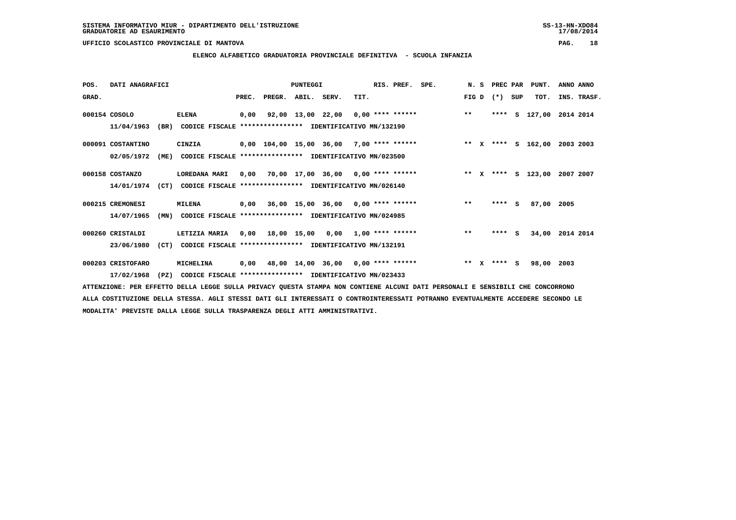SISTEMA INFORMATIVO MIUR - DIPARTIMENTO DELL'ISTRUZIONE
GRADUATORIE AD ESAURIMENTO

UFFICIO SCOLASTICO PROVINCIALE DI MANTOVA

ELENCO ALFABETICO GRADUATORIA PROVINCIALE DEFINITIVA - SCUOLA INFANZIA

| POS. GRAD. | DATI ANAGRAFICI | | | PREC. | PREGR. | ABIL. | SERV. | TIT. | RIS. PREF. | SPE. | N. S FIG D | PREC PAR (*) SUP | PUNT. TOT. | ANNO INS. | ANNO TRASF. |
|---|---|---|---|---|---|---|---|---|---|---|---|---|---|---|---|
| 000154 | COSOLO | ELENA | | 0,00 | 92,00 | 13,00 | 22,00 | 0,00 | **** ****** | | ** | **** S | 127,00 | 2014 | 2014 |
| | 11/04/1963 (BR) | CODICE FISCALE **************** | IDENTIFICATIVO MN/132190 | | | | | | | | | | | | |
| 000091 | COSTANTINO | CINZIA | | 0,00 | 104,00 | 15,00 | 36,00 | 7,00 | **** ****** | | ** X | **** S | 162,00 | 2003 | 2003 |
| | 02/05/1972 (ME) | CODICE FISCALE **************** | IDENTIFICATIVO MN/023500 | | | | | | | | | | | | |
| 000158 | COSTANZO | LOREDANA MARI | | 0,00 | 70,00 | 17,00 | 36,00 | 0,00 | **** ****** | | ** X | **** S | 123,00 | 2007 | 2007 |
| | 14/01/1974 (CT) | CODICE FISCALE **************** | IDENTIFICATIVO MN/026140 | | | | | | | | | | | | |
| 000215 | CREMONESI | MILENA | | 0,00 | 36,00 | 15,00 | 36,00 | 0,00 | **** ****** | | ** | **** S | 87,00 | 2005 | |
| | 14/07/1965 (MN) | CODICE FISCALE **************** | IDENTIFICATIVO MN/024985 | | | | | | | | | | | | |
| 000260 | CRISTALDI | LETIZIA MARIA | | 0,00 | 18,00 | 15,00 | 0,00 | 1,00 | **** ****** | | ** | **** S | 34,00 | 2014 | 2014 |
| | 23/06/1980 (CT) | CODICE FISCALE **************** | IDENTIFICATIVO MN/132191 | | | | | | | | | | | | |
| 000203 | CRISTOFARO | MICHELINA | | 0,00 | 48,00 | 14,00 | 36,00 | 0,00 | **** ****** | | ** X | **** S | 98,00 | 2003 | |
| | 17/02/1968 (PZ) | CODICE FISCALE **************** | IDENTIFICATIVO MN/023433 | | | | | | | | | | | | |

ATTENZIONE: PER EFFETTO DELLA LEGGE SULLA PRIVACY QUESTA STAMPA NON CONTIENE ALCUNI DATI PERSONALI E SENSIBILI CHE CONCORRONO ALLA COSTITUZIONE DELLA STESSA. AGLI STESSI DATI GLI INTERESSATI O CONTROINTERESSATI POTRANNO EVENTUALMENTE ACCEDERE SECONDO LE MODALITA' PREVISTE DALLA LEGGE SULLA TRASPARENZA DEGLI ATTI AMMINISTRATIVI.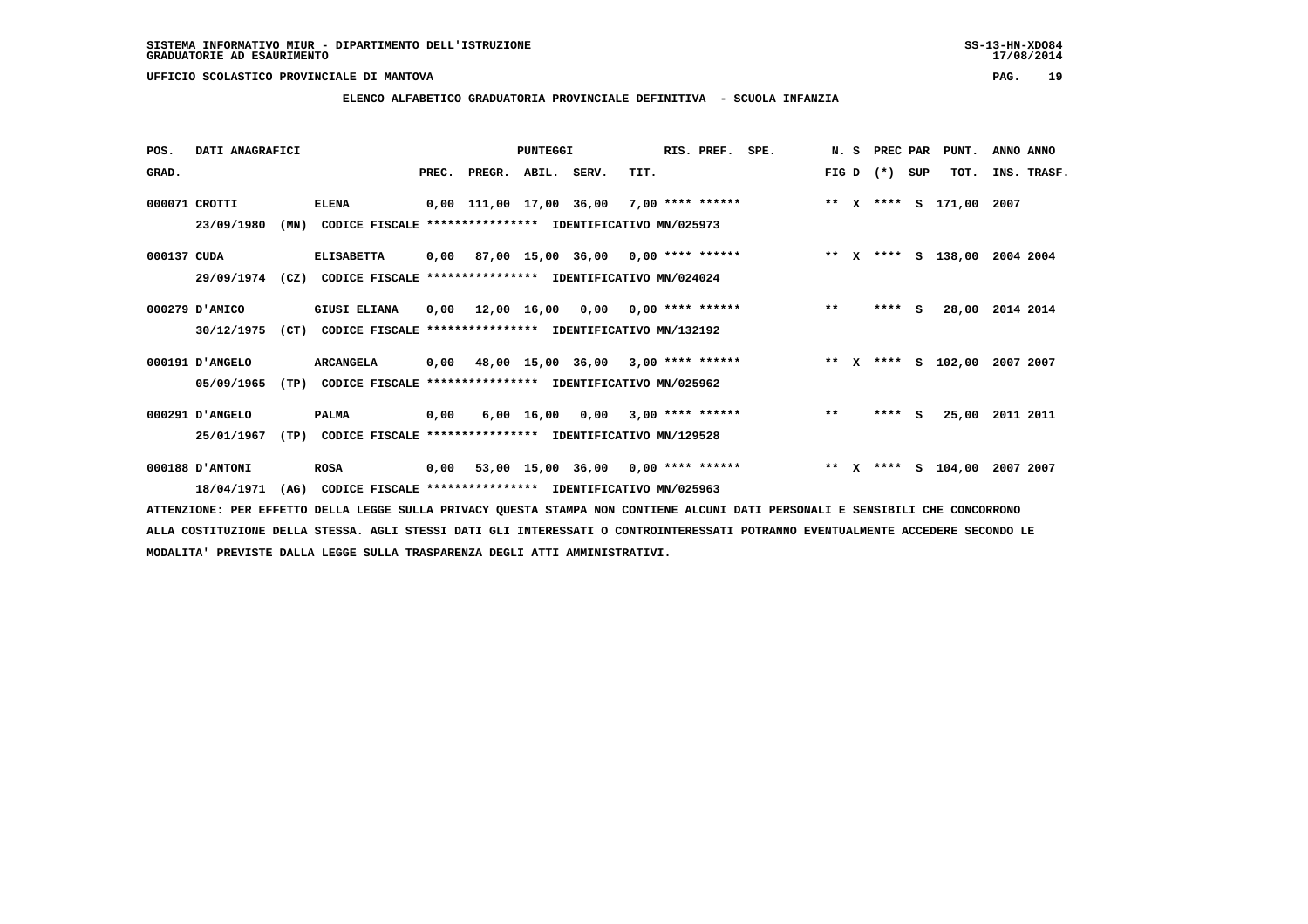SISTEMA INFORMATIVO MIUR - DIPARTIMENTO DELL'ISTRUZIONE
GRADUATORIE AD ESAURIMENTO

UFFICIO SCOLASTICO PROVINCIALE DI MANTOVA

**ELENCO ALFABETICO GRADUATORIA PROVINCIALE DEFINITIVA - SCUOLA INFANZIA**

| POS. GRAD. | DATI ANAGRAFICI | | PREC. | PREGR. | ABIL. | SERV. | TIT. | RIS. PREF. | SPE. | N. S FIG D | PREC PAR (*) | SUP | PUNT. TOT. | ANNO INS. | ANNO TRASF. |
|---|---|---|---|---|---|---|---|---|---|---|---|---|---|---|---|
| 000071 | CROTTI | ELENA | 0,00 | 111,00 | 17,00 | 36,00 | 7,00 | **** ****** | | ** X | **** | S | 171,00 | 2007 | |
| | 23/09/1980 (MN) | CODICE FISCALE **************** IDENTIFICATIVO MN/025973 | | | | | | | | | | | | | |
| 000137 | CUDA | ELISABETTA | 0,00 | 87,00 | 15,00 | 36,00 | 0,00 | **** ****** | | ** X | **** | S | 138,00 | 2004 | 2004 |
| | 29/09/1974 (CZ) | CODICE FISCALE **************** IDENTIFICATIVO MN/024024 | | | | | | | | | | | | | |
| 000279 | D'AMICO | GIUSI ELIANA | 0,00 | 12,00 | 16,00 | 0,00 | 0,00 | **** ****** | | ** | **** | S | 28,00 | 2014 | 2014 |
| | 30/12/1975 (CT) | CODICE FISCALE **************** IDENTIFICATIVO MN/132192 | | | | | | | | | | | | | |
| 000191 | D'ANGELO | ARCANGELA | 0,00 | 48,00 | 15,00 | 36,00 | 3,00 | **** ****** | | ** X | **** | S | 102,00 | 2007 | 2007 |
| | 05/09/1965 (TP) | CODICE FISCALE **************** IDENTIFICATIVO MN/025962 | | | | | | | | | | | | | |
| 000291 | D'ANGELO | PALMA | 0,00 | 6,00 | 16,00 | 0,00 | 3,00 | **** ****** | | ** | **** | S | 25,00 | 2011 | 2011 |
| | 25/01/1967 (TP) | CODICE FISCALE **************** IDENTIFICATIVO MN/129528 | | | | | | | | | | | | | |
| 000188 | D'ANTONI | ROSA | 0,00 | 53,00 | 15,00 | 36,00 | 0,00 | **** ****** | | ** X | **** | S | 104,00 | 2007 | 2007 |
| | 18/04/1971 (AG) | CODICE FISCALE **************** IDENTIFICATIVO MN/025963 | | | | | | | | | | | | | |

ATTENZIONE: PER EFFETTO DELLA LEGGE SULLA PRIVACY QUESTA STAMPA NON CONTIENE ALCUNI DATI PERSONALI E SENSIBILI CHE CONCORRONO ALLA COSTITUZIONE DELLA STESSA. AGLI STESSI DATI GLI INTERESSATI O CONTROINTERESSATI POTRANNO EVENTUALMENTE ACCEDERE SECONDO LE MODALITA' PREVISTE DALLA LEGGE SULLA TRASPARENZA DEGLI ATTI AMMINISTRATIVI.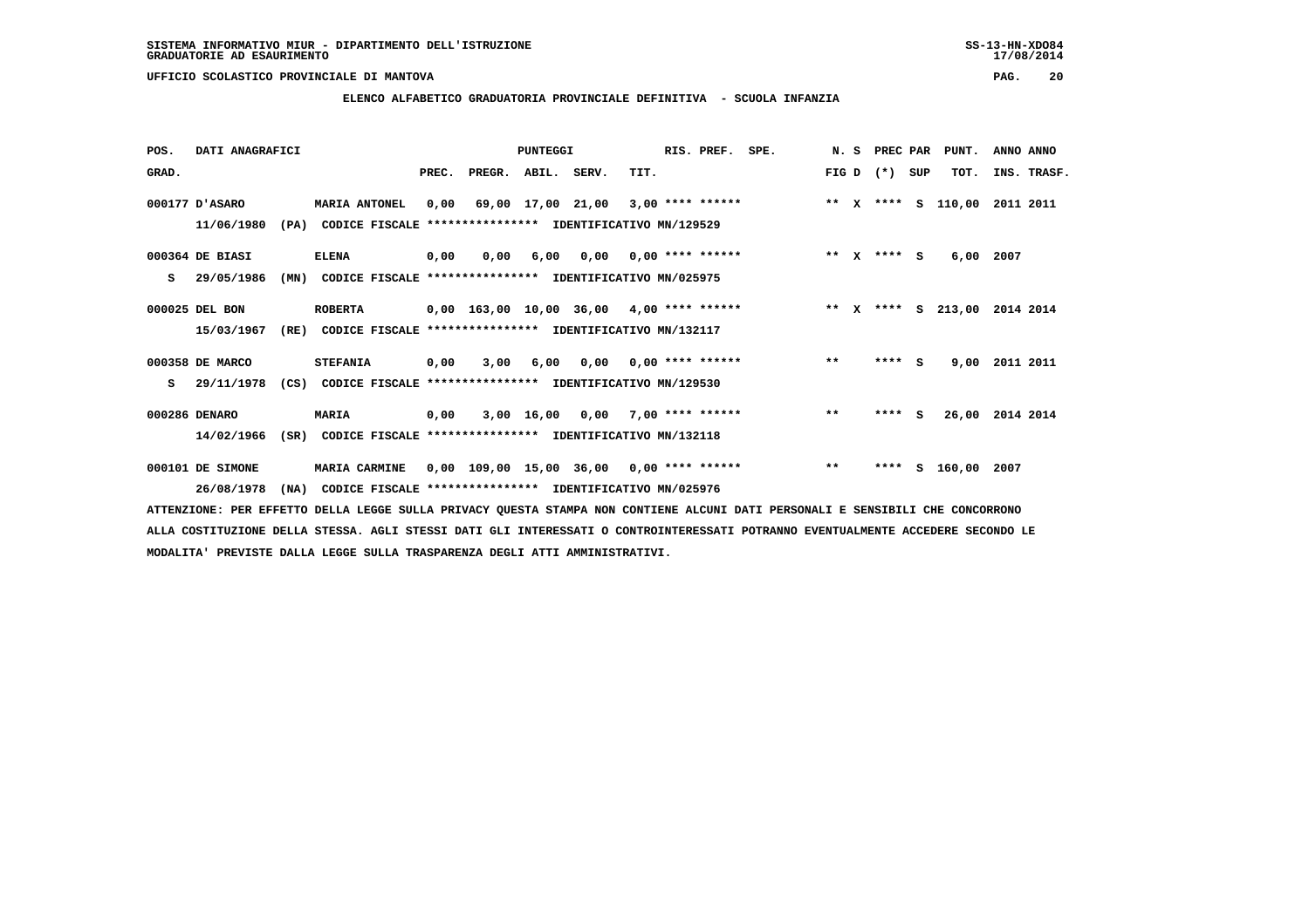SISTEMA INFORMATIVO MIUR - DIPARTIMENTO DELL'ISTRUZIONE
GRADUATORIE AD ESAURIMENTO

UFFICIO SCOLASTICO PROVINCIALE DI MANTOVA

## ELENCO ALFABETICO GRADUATORIA PROVINCIALE DEFINITIVA - SCUOLA INFANZIA

| POS. GRAD. | DATI ANAGRAFICI | | PREC. | PREGR. | ABIL. | SERV. | TIT. | RIS. PREF. | SPE. | N. S FIG D | PREC PAR (*) | SUP | PUNT. TOT. | ANNO INS. | ANNO TRASF. |
|---|---|---|---|---|---|---|---|---|---|---|---|---|---|---|---|
| 000177 | D'ASARO | MARIA ANTONEL | 0,00 | 69,00 | 17,00 | 21,00 | 3,00 | **** ****** | | ** X | **** | S | 110,00 | 2011 | 2011 |
| | 11/06/1980 (PA) | CODICE FISCALE **************** IDENTIFICATIVO MN/129529 | | | | | | | | | | | | | |
| 000364 | DE BIASI | ELENA | 0,00 | 0,00 | 6,00 | 0,00 | 0,00 | **** ****** | | ** X | **** | S | 6,00 | 2007 | |
| S | 29/05/1986 (MN) | CODICE FISCALE **************** IDENTIFICATIVO MN/025975 | | | | | | | | | | | | | |
| 000025 | DEL BON | ROBERTA | 0,00 | 163,00 | 10,00 | 36,00 | 4,00 | **** ****** | | ** X | **** | S | 213,00 | 2014 | 2014 |
| | 15/03/1967 (RE) | CODICE FISCALE **************** IDENTIFICATIVO MN/132117 | | | | | | | | | | | | | |
| 000358 | DE MARCO | STEFANIA | 0,00 | 3,00 | 6,00 | 0,00 | 0,00 | **** ****** | | ** | **** | S | 9,00 | 2011 | 2011 |
| S | 29/11/1978 (CS) | CODICE FISCALE **************** IDENTIFICATIVO MN/129530 | | | | | | | | | | | | | |
| 000286 | DENARO | MARIA | 0,00 | 3,00 | 16,00 | 0,00 | 7,00 | **** ****** | | ** | **** | S | 26,00 | 2014 | 2014 |
| | 14/02/1966 (SR) | CODICE FISCALE **************** IDENTIFICATIVO MN/132118 | | | | | | | | | | | | | |
| 000101 | DE SIMONE | MARIA CARMINE | 0,00 | 109,00 | 15,00 | 36,00 | 0,00 | **** ****** | | ** | **** | S | 160,00 | 2007 | |
| | 26/08/1978 (NA) | CODICE FISCALE **************** IDENTIFICATIVO MN/025976 | | | | | | | | | | | | | |

ATTENZIONE: PER EFFETTO DELLA LEGGE SULLA PRIVACY QUESTA STAMPA NON CONTIENE ALCUNI DATI PERSONALI E SENSIBILI CHE CONCORRONO ALLA COSTITUZIONE DELLA STESSA. AGLI STESSI DATI GLI INTERESSATI O CONTROINTERESSATI POTRANNO EVENTUALMENTE ACCEDERE SECONDO LE MODALITA' PREVISTE DALLA LEGGE SULLA TRASPARENZA DEGLI ATTI AMMINISTRATIVI.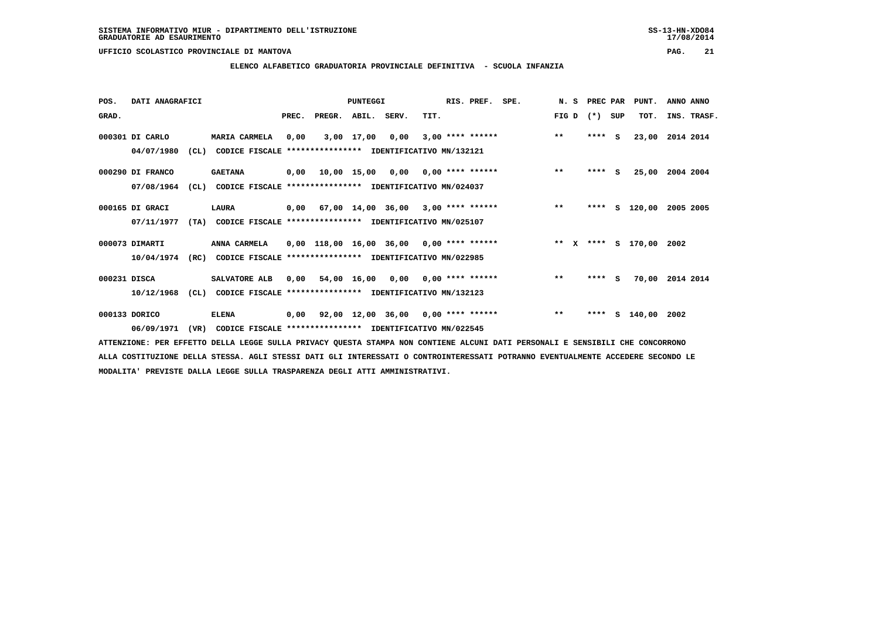SISTEMA INFORMATIVO MIUR - DIPARTIMENTO DELL'ISTRUZIONE
GRADUATORIE AD ESAURIMENTO

UFFICIO SCOLASTICO PROVINCIALE DI MANTOVA

## ELENCO ALFABETICO GRADUATORIA PROVINCIALE DEFINITIVA - SCUOLA INFANZIA

| POS. GRAD. | DATI ANAGRAFICI | | PREC. | PREGR. | ABIL. | SERV. | TIT. | RIS. PREF. | SPE. | N. S FIG D | PREC (*) | PAR SUP | PUNT. TOT. | ANNO INS. | ANNO TRASF. |
|---|---|---|---|---|---|---|---|---|---|---|---|---|---|---|---|
| 000301 | DI CARLO 04/07/1980 (CL) | MARIA CARMELA CODICE FISCALE **************** IDENTIFICATIVO MN/132121 | 0,00 | 3,00 | 17,00 | 0,00 | 3,00 | **** ****** | | ** | **** | S | 23,00 | 2014 | 2014 |
| 000290 | DI FRANCO 07/08/1964 (CL) | GAETANA CODICE FISCALE **************** IDENTIFICATIVO MN/024037 | 0,00 | 10,00 | 15,00 | 0,00 | 0,00 | **** ****** | | ** | **** | S | 25,00 | 2004 | 2004 |
| 000165 | DI GRACI 07/11/1977 (TA) | LAURA CODICE FISCALE **************** IDENTIFICATIVO MN/025107 | 0,00 | 67,00 | 14,00 | 36,00 | 3,00 | **** ****** | | ** | **** | S | 120,00 | 2005 | 2005 |
| 000073 | DIMARTI 10/04/1974 (RC) | ANNA CARMELA CODICE FISCALE **************** IDENTIFICATIVO MN/022985 | 0,00 | 118,00 | 16,00 | 36,00 | 0,00 | **** ****** | | ** X | **** | S | 170,00 | 2002 | |
| 000231 | DISCA 10/12/1968 (CL) | SALVATORE ALB CODICE FISCALE **************** IDENTIFICATIVO MN/132123 | 0,00 | 54,00 | 16,00 | 0,00 | 0,00 | **** ****** | | ** | **** | S | 70,00 | 2014 | 2014 |
| 000133 | DORICO 06/09/1971 (VR) | ELENA CODICE FISCALE **************** IDENTIFICATIVO MN/022545 | 0,00 | 92,00 | 12,00 | 36,00 | 0,00 | **** ****** | | ** | **** | S | 140,00 | 2002 | |

ATTENZIONE: PER EFFETTO DELLA LEGGE SULLA PRIVACY QUESTA STAMPA NON CONTIENE ALCUNI DATI PERSONALI E SENSIBILI CHE CONCORRONO ALLA COSTITUZIONE DELLA STESSA. AGLI STESSI DATI GLI INTERESSATI O CONTROINTERESSATI POTRANNO EVENTUALMENTE ACCEDERE SECONDO LE MODALITA' PREVISTE DALLA LEGGE SULLA TRASPARENZA DEGLI ATTI AMMINISTRATIVI.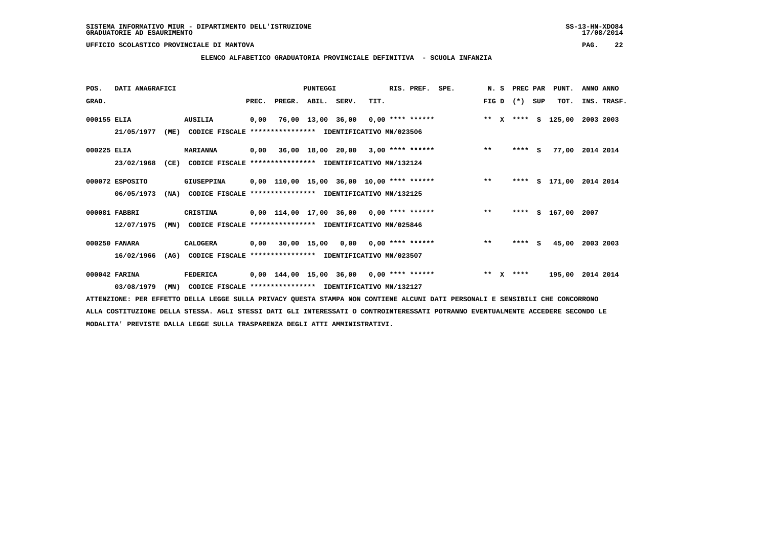SISTEMA INFORMATIVO MIUR - DIPARTIMENTO DELL'ISTRUZIONE
GRADUATORIE AD ESAURIMENTO

UFFICIO SCOLASTICO PROVINCIALE DI MANTOVA

## ELENCO ALFABETICO GRADUATORIA PROVINCIALE DEFINITIVA - SCUOLA INFANZIA

| POS. GRAD. | DATI ANAGRAFICI | | PREC. | PREGR. | ABIL. | SERV. | TIT. | RIS. PREF. | SPE. | N. S FIG D | PREC (*) | PAR SUP | PUNT. TOT. | ANNO INS. | ANNO TRASF. |
|---|---|---|---|---|---|---|---|---|---|---|---|---|---|---|---|
| 000155 | ELIA | AUSILIA | 0,00 | 76,00 | 13,00 | 36,00 | 0,00 | **** ****** | | ** X | **** | S | 125,00 | 2003 | 2003 |
| | 21/05/1977 (ME) | CODICE FISCALE **************** IDENTIFICATIVO MN/023506 | | | | | | | | | | | | | |
| 000225 | ELIA | MARIANNA | 0,00 | 36,00 | 18,00 | 20,00 | 3,00 | **** ****** | | ** | **** | S | 77,00 | 2014 | 2014 |
| | 23/02/1968 (CE) | CODICE FISCALE **************** IDENTIFICATIVO MN/132124 | | | | | | | | | | | | | |
| 000072 | ESPOSITO | GIUSEPPINA | 0,00 | 110,00 | 15,00 | 36,00 | 10,00 | **** ****** | | ** | **** | S | 171,00 | 2014 | 2014 |
| | 06/05/1973 (NA) | CODICE FISCALE **************** IDENTIFICATIVO MN/132125 | | | | | | | | | | | | | |
| 000081 | FABBRI | CRISTINA | 0,00 | 114,00 | 17,00 | 36,00 | 0,00 | **** ****** | | ** | **** | S | 167,00 | 2007 | |
| | 12/07/1975 (MN) | CODICE FISCALE **************** IDENTIFICATIVO MN/025846 | | | | | | | | | | | | | |
| 000250 | FANARA | CALOGERA | 0,00 | 30,00 | 15,00 | 0,00 | 0,00 | **** ****** | | ** | **** | S | 45,00 | 2003 | 2003 |
| | 16/02/1966 (AG) | CODICE FISCALE **************** IDENTIFICATIVO MN/023507 | | | | | | | | | | | | | |
| 000042 | FARINA | FEDERICA | 0,00 | 144,00 | 15,00 | 36,00 | 0,00 | **** ****** | | ** X | **** | | 195,00 | 2014 | 2014 |
| | 03/08/1979 (MN) | CODICE FISCALE **************** IDENTIFICATIVO MN/132127 | | | | | | | | | | | | | |

ATTENZIONE: PER EFFETTO DELLA LEGGE SULLA PRIVACY QUESTA STAMPA NON CONTIENE ALCUNI DATI PERSONALI E SENSIBILI CHE CONCORRONO ALLA COSTITUZIONE DELLA STESSA. AGLI STESSI DATI GLI INTERESSATI O CONTROINTERESSATI POTRANNO EVENTUALMENTE ACCEDERE SECONDO LE MODALITA' PREVISTE DALLA LEGGE SULLA TRASPARENZA DEGLI ATTI AMMINISTRATIVI.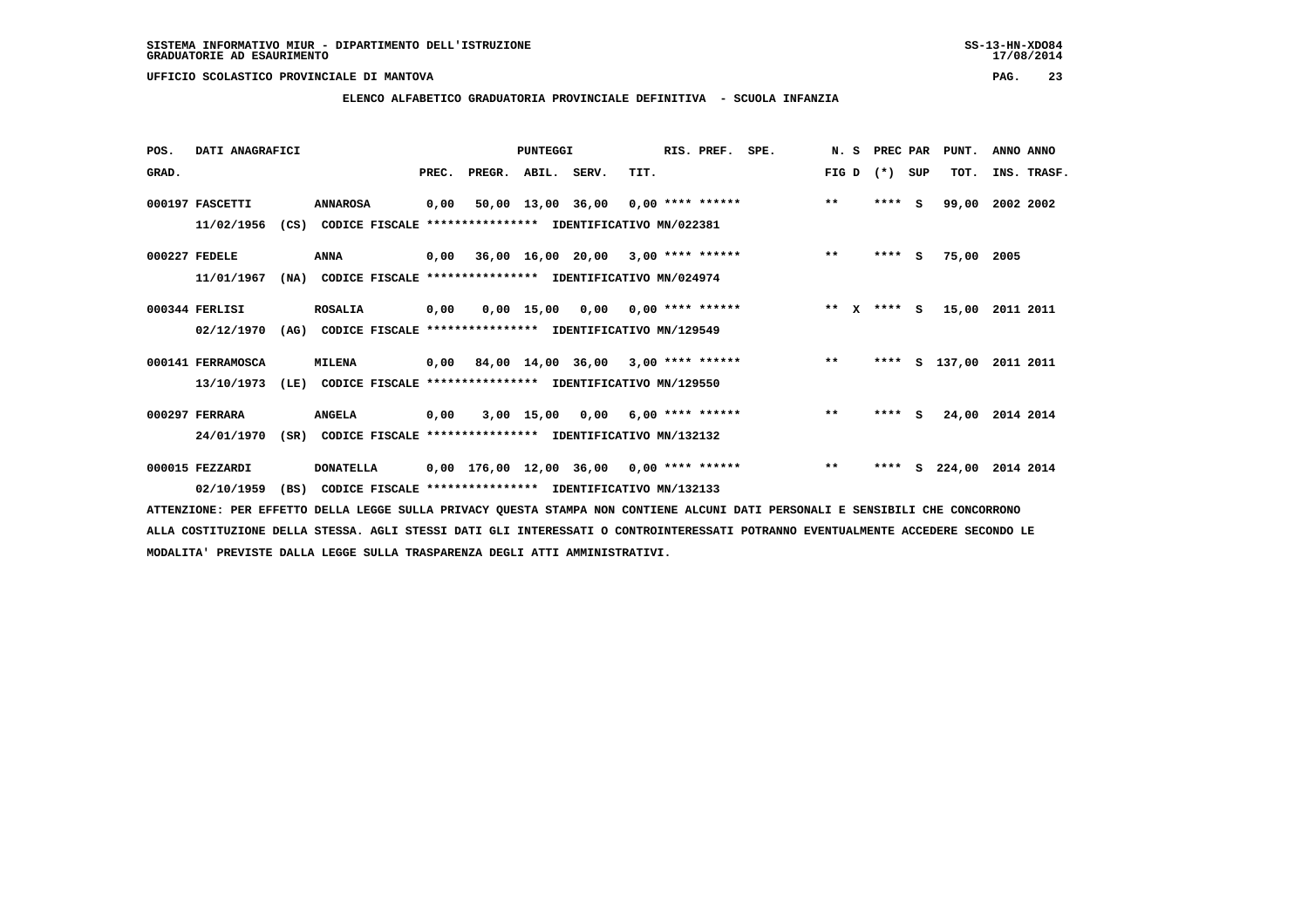SISTEMA INFORMATIVO MIUR - DIPARTIMENTO DELL'ISTRUZIONE
GRADUATORIE AD ESAURIMENTO

UFFICIO SCOLASTICO PROVINCIALE DI MANTOVA

**ELENCO ALFABETICO GRADUATORIA PROVINCIALE DEFINITIVA - SCUOLA INFANZIA**

| POS. GRAD. | DATI ANAGRAFICI | | PREC. | PREGR. | ABIL. | SERV. | TIT. | RIS. PREF. | SPE. | N. S FIG D | PREC PAR (*) SUP | PUNT. TOT. | ANNO INS. | ANNO TRASF. |
|---|---|---|---|---|---|---|---|---|---|---|---|---|---|---|
| 000197 | FASCETTI | ANNAROSA | 0,00 | 50,00 | 13,00 | 36,00 | 0,00 | **** ****** | | ** | **** S | 99,00 | 2002 | 2002 |
| | 11/02/1956 (CS) | CODICE FISCALE **************** IDENTIFICATIVO MN/022381 | | | | | | | | | | | | |
| 000227 | FEDELE | ANNA | 0,00 | 36,00 | 16,00 | 20,00 | 3,00 | **** ****** | | ** | **** S | 75,00 | 2005 | |
| | 11/01/1967 (NA) | CODICE FISCALE **************** IDENTIFICATIVO MN/024974 | | | | | | | | | | | | |
| 000344 | FERLISI | ROSALIA | 0,00 | 0,00 | 15,00 | 0,00 | 0,00 | **** ****** | | ** X | **** S | 15,00 | 2011 | 2011 |
| | 02/12/1970 (AG) | CODICE FISCALE **************** IDENTIFICATIVO MN/129549 | | | | | | | | | | | | |
| 000141 | FERRAMOSCA | MILENA | 0,00 | 84,00 | 14,00 | 36,00 | 3,00 | **** ****** | | ** | **** S | 137,00 | 2011 | 2011 |
| | 13/10/1973 (LE) | CODICE FISCALE **************** IDENTIFICATIVO MN/129550 | | | | | | | | | | | | |
| 000297 | FERRARA | ANGELA | 0,00 | 3,00 | 15,00 | 0,00 | 6,00 | **** ****** | | ** | **** S | 24,00 | 2014 | 2014 |
| | 24/01/1970 (SR) | CODICE FISCALE **************** IDENTIFICATIVO MN/132132 | | | | | | | | | | | | |
| 000015 | FEZZARDI | DONATELLA | 0,00 | 176,00 | 12,00 | 36,00 | 0,00 | **** ****** | | ** | **** S | 224,00 | 2014 | 2014 |
| | 02/10/1959 (BS) | CODICE FISCALE **************** IDENTIFICATIVO MN/132133 | | | | | | | | | | | | |

ATTENZIONE: PER EFFETTO DELLA LEGGE SULLA PRIVACY QUESTA STAMPA NON CONTIENE ALCUNI DATI PERSONALI E SENSIBILI CHE CONCORRONO ALLA COSTITUZIONE DELLA STESSA. AGLI STESSI DATI GLI INTERESSATI O CONTROINTERESSATI POTRANNO EVENTUALMENTE ACCEDERE SECONDO LE MODALITA' PREVISTE DALLA LEGGE SULLA TRASPARENZA DEGLI ATTI AMMINISTRATIVI.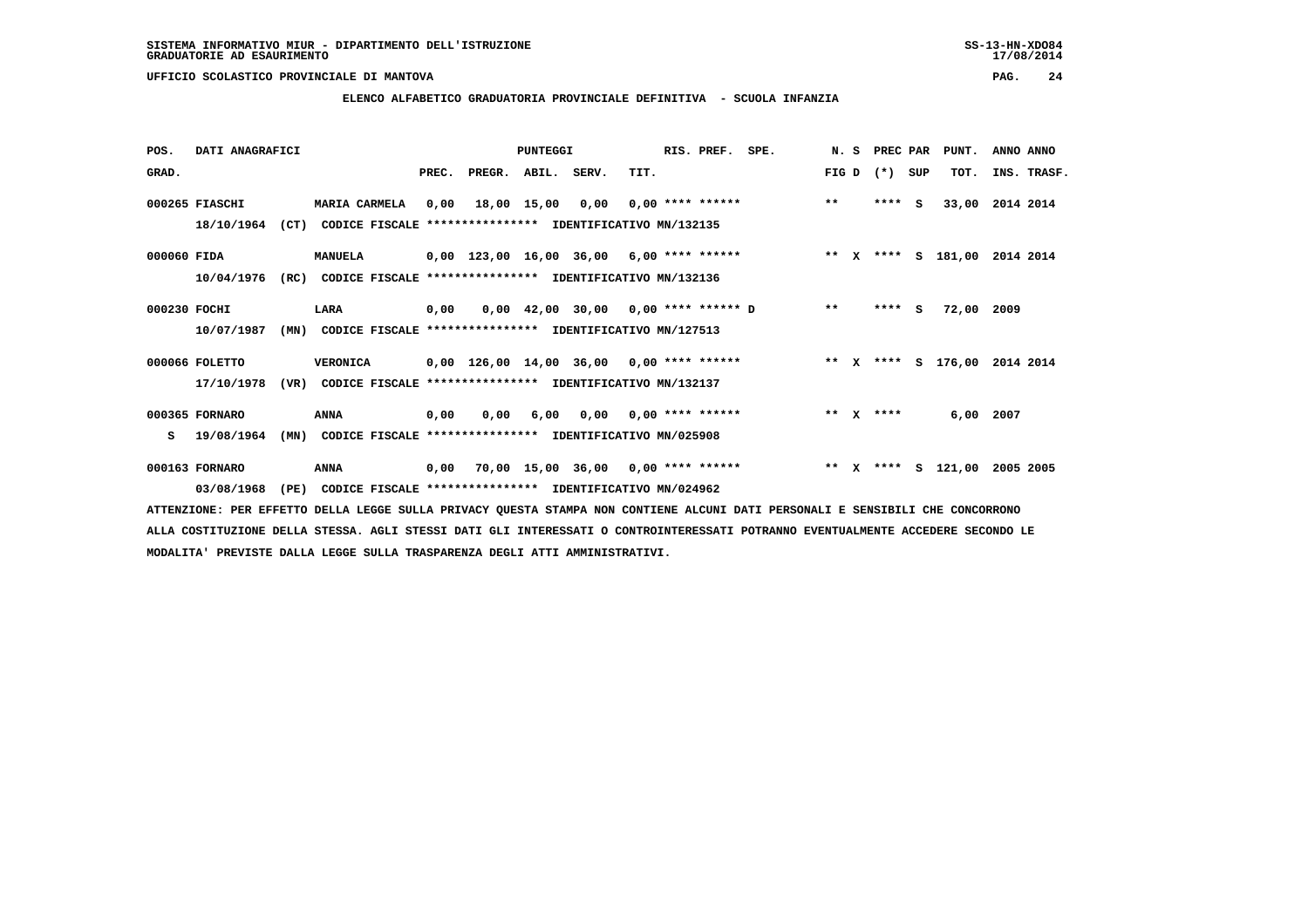SISTEMA INFORMATIVO MIUR - DIPARTIMENTO DELL'ISTRUZIONE
GRADUATORIE AD ESAURIMENTO

UFFICIO SCOLASTICO PROVINCIALE DI MANTOVA

**ELENCO ALFABETICO GRADUATORIA PROVINCIALE DEFINITIVA - SCUOLA INFANZIA**

| POS. GRAD. | DATI ANAGRAFICI | | PREC. | PREGR. | ABIL. | SERV. | TIT. | RIS. PREF. | SPE. | N. S FIG D | PREC PAR (*) SUP | PUNT. TOT. | ANNO ANNO INS. TRASF. |
|---|---|---|---|---|---|---|---|---|---|---|---|---|---|
| 000265 | FIASCHI 18/10/1964 (CT) | MARIA CARMELA CODICE FISCALE **************** IDENTIFICATIVO MN/132135 | 0,00 | 18,00 | 15,00 | 0,00 | 0,00 | **** ****** | | ** | **** S | 33,00 | 2014 2014 |
| 000060 | FIDA 10/04/1976 (RC) | MANUELA CODICE FISCALE **************** IDENTIFICATIVO MN/132136 | 0,00 | 123,00 | 16,00 | 36,00 | 6,00 | **** ****** | | ** X | **** S | 181,00 | 2014 2014 |
| 000230 | FOCHI 10/07/1987 (MN) | LARA CODICE FISCALE **************** IDENTIFICATIVO MN/127513 | 0,00 | 0,00 | 42,00 | 30,00 | 0,00 | **** ****** | D | ** | **** S | 72,00 | 2009 |
| 000066 | FOLETTO 17/10/1978 (VR) | VERONICA CODICE FISCALE **************** IDENTIFICATIVO MN/132137 | 0,00 | 126,00 | 14,00 | 36,00 | 0,00 | **** ****** | | ** X | **** S | 176,00 | 2014 2014 |
| 000365 S | FORNARO 19/08/1964 (MN) | ANNA CODICE FISCALE **************** IDENTIFICATIVO MN/025908 | 0,00 | 0,00 | 6,00 | 0,00 | 0,00 | **** ****** | | ** X | **** | 6,00 | 2007 |
| 000163 | FORNARO 03/08/1968 (PE) | ANNA CODICE FISCALE **************** IDENTIFICATIVO MN/024962 | 0,00 | 70,00 | 15,00 | 36,00 | 0,00 | **** ****** | | ** X | **** S | 121,00 | 2005 2005 |

ATTENZIONE: PER EFFETTO DELLA LEGGE SULLA PRIVACY QUESTA STAMPA NON CONTIENE ALCUNI DATI PERSONALI E SENSIBILI CHE CONCORRONO ALLA COSTITUZIONE DELLA STESSA. AGLI STESSI DATI GLI INTERESSATI O CONTROINTERESSATI POTRANNO EVENTUALMENTE ACCEDERE SECONDO LE MODALITA' PREVISTE DALLA LEGGE SULLA TRASPARENZA DEGLI ATTI AMMINISTRATIVI.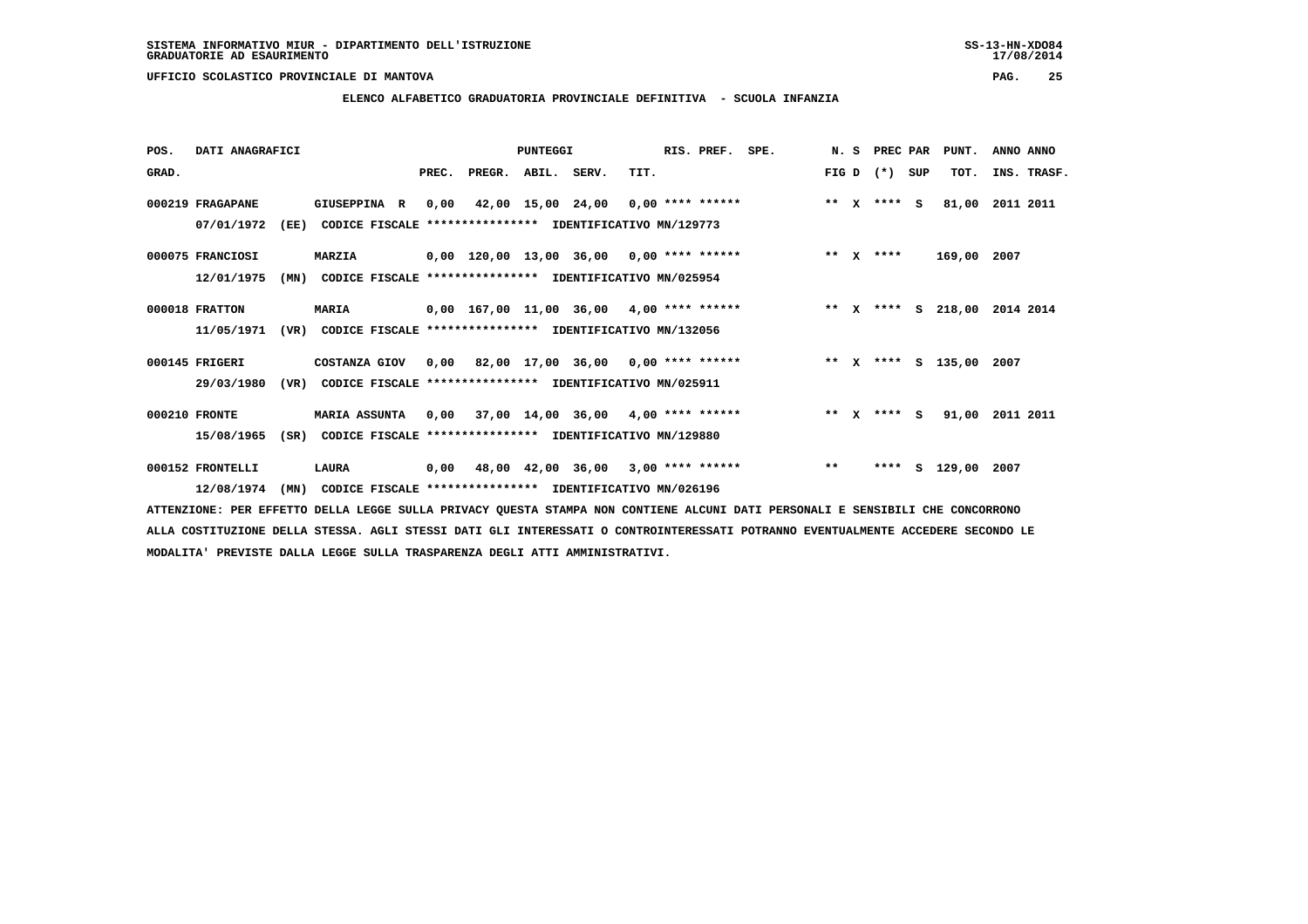SISTEMA INFORMATIVO MIUR - DIPARTIMENTO DELL'ISTRUZIONE

GRADUATORIE AD ESAURIMENTO

UFFICIO SCOLASTICO PROVINCIALE DI MANTOVA

**ELENCO ALFABETICO GRADUATORIA PROVINCIALE DEFINITIVA - SCUOLA INFANZIA**

| POS. GRAD. | DATI ANAGRAFICI | | | PREC. | PREGR. | ABIL. | SERV. | TIT. | RIS. PREF. | SPE. | N. S FIG D | PREC PAR (*) SUP | PUNT. TOT. | ANNO ANNO INS. TRASF. |
|---|---|---|---|---|---|---|---|---|---|---|---|---|---|---|
| 000219 | FRAGAPANE | GIUSEPPINA R | | 0,00 | 42,00 | 15,00 | 24,00 | 0,00 | **** ****** | | ** X | **** S | 81,00 | 2011 2011 |
| | 07/01/1972 (EE) | CODICE FISCALE **************** | IDENTIFICATIVO MN/129773 | | | | | | | | | | | |
| 000075 | FRANCIOSI | MARZIA | | 0,00 | 120,00 | 13,00 | 36,00 | 0,00 | **** ****** | | ** X | **** | 169,00 | 2007 |
| | 12/01/1975 (MN) | CODICE FISCALE **************** | IDENTIFICATIVO MN/025954 | | | | | | | | | | | |
| 000018 | FRATTON | MARIA | | 0,00 | 167,00 | 11,00 | 36,00 | 4,00 | **** ****** | | ** X | **** S | 218,00 | 2014 2014 |
| | 11/05/1971 (VR) | CODICE FISCALE **************** | IDENTIFICATIVO MN/132056 | | | | | | | | | | | |
| 000145 | FRIGERI | COSTANZA GIOV | | 0,00 | 82,00 | 17,00 | 36,00 | 0,00 | **** ****** | | ** X | **** S | 135,00 | 2007 |
| | 29/03/1980 (VR) | CODICE FISCALE **************** | IDENTIFICATIVO MN/025911 | | | | | | | | | | | |
| 000210 | FRONTE | MARIA ASSUNTA | | 0,00 | 37,00 | 14,00 | 36,00 | 4,00 | **** ****** | | ** X | **** S | 91,00 | 2011 2011 |
| | 15/08/1965 (SR) | CODICE FISCALE **************** | IDENTIFICATIVO MN/129880 | | | | | | | | | | | |
| 000152 | FRONTELLI | LAURA | | 0,00 | 48,00 | 42,00 | 36,00 | 3,00 | **** ****** | | ** | **** S | 129,00 | 2007 |
| | 12/08/1974 (MN) | CODICE FISCALE **************** | IDENTIFICATIVO MN/026196 | | | | | | | | | | | |

ATTENZIONE: PER EFFETTO DELLA LEGGE SULLA PRIVACY QUESTA STAMPA NON CONTIENE ALCUNI DATI PERSONALI E SENSIBILI CHE CONCORRONO ALLA COSTITUZIONE DELLA STESSA. AGLI STESSI DATI GLI INTERESSATI O CONTROINTERESSATI POTRANNO EVENTUALMENTE ACCEDERE SECONDO LE MODALITA' PREVISTE DALLA LEGGE SULLA TRASPARENZA DEGLI ATTI AMMINISTRATIVI.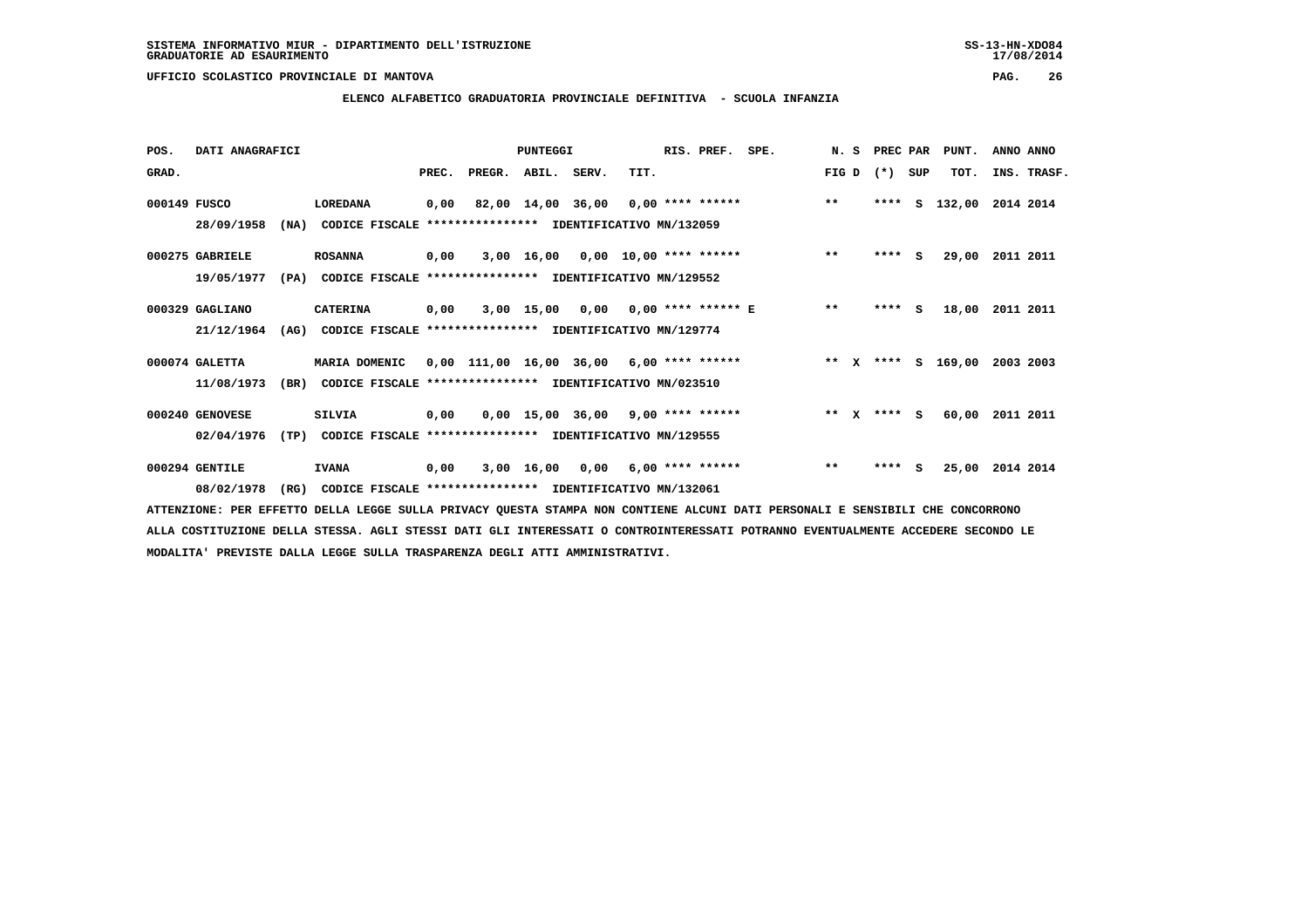SISTEMA INFORMATIVO MIUR - DIPARTIMENTO DELL'ISTRUZIONE
GRADUATORIE AD ESAURIMENTO

UFFICIO SCOLASTICO PROVINCIALE DI MANTOVA

## ELENCO ALFABETICO GRADUATORIA PROVINCIALE DEFINITIVA - SCUOLA INFANZIA

| POS. GRAD. | DATI ANAGRAFICI | | PREC. | PREGR. | ABIL. | SERV. | TIT. | RIS. PREF. | SPE. | N. S FIG D | PREC PAR (*) | SUP | PUNT. TOT. | ANNO INS. | ANNO TRASF. |
|---|---|---|---|---|---|---|---|---|---|---|---|---|---|---|---|
| 000149 | FUSCO | LOREDANA | 0,00 | 82,00 | 14,00 | 36,00 | 0,00 | **** ****** | | ** | **** | S | 132,00 | 2014 | 2014 |
| | 28/09/1958 (NA) | CODICE FISCALE **************** IDENTIFICATIVO MN/132059 | | | | | | | | | | | | | |
| 000275 | GABRIELE | ROSANNA | 0,00 | 3,00 | 16,00 | 0,00 | 10,00 | **** ****** | | ** | **** | S | 29,00 | 2011 | 2011 |
| | 19/05/1977 (PA) | CODICE FISCALE **************** IDENTIFICATIVO MN/129552 | | | | | | | | | | | | | |
| 000329 | GAGLIANO | CATERINA | 0,00 | 3,00 | 15,00 | 0,00 | 0,00 | **** ****** | E | ** | **** | S | 18,00 | 2011 | 2011 |
| | 21/12/1964 (AG) | CODICE FISCALE **************** IDENTIFICATIVO MN/129774 | | | | | | | | | | | | | |
| 000074 | GALETTA | MARIA DOMENIC | 0,00 | 111,00 | 16,00 | 36,00 | 6,00 | **** ****** | | ** X | **** | S | 169,00 | 2003 | 2003 |
| | 11/08/1973 (BR) | CODICE FISCALE **************** IDENTIFICATIVO MN/023510 | | | | | | | | | | | | | |
| 000240 | GENOVESE | SILVIA | 0,00 | 0,00 | 15,00 | 36,00 | 9,00 | **** ****** | | ** X | **** | S | 60,00 | 2011 | 2011 |
| | 02/04/1976 (TP) | CODICE FISCALE **************** IDENTIFICATIVO MN/129555 | | | | | | | | | | | | | |
| 000294 | GENTILE | IVANA | 0,00 | 3,00 | 16,00 | 0,00 | 6,00 | **** ****** | | ** | **** | S | 25,00 | 2014 | 2014 |
| | 08/02/1978 (RG) | CODICE FISCALE **************** IDENTIFICATIVO MN/132061 | | | | | | | | | | | | | |

ATTENZIONE: PER EFFETTO DELLA LEGGE SULLA PRIVACY QUESTA STAMPA NON CONTIENE ALCUNI DATI PERSONALI E SENSIBILI CHE CONCORRONO ALLA COSTITUZIONE DELLA STESSA. AGLI STESSI DATI GLI INTERESSATI O CONTROINTERESSATI POTRANNO EVENTUALMENTE ACCEDERE SECONDO LE MODALITA' PREVISTE DALLA LEGGE SULLA TRASPARENZA DEGLI ATTI AMMINISTRATIVI.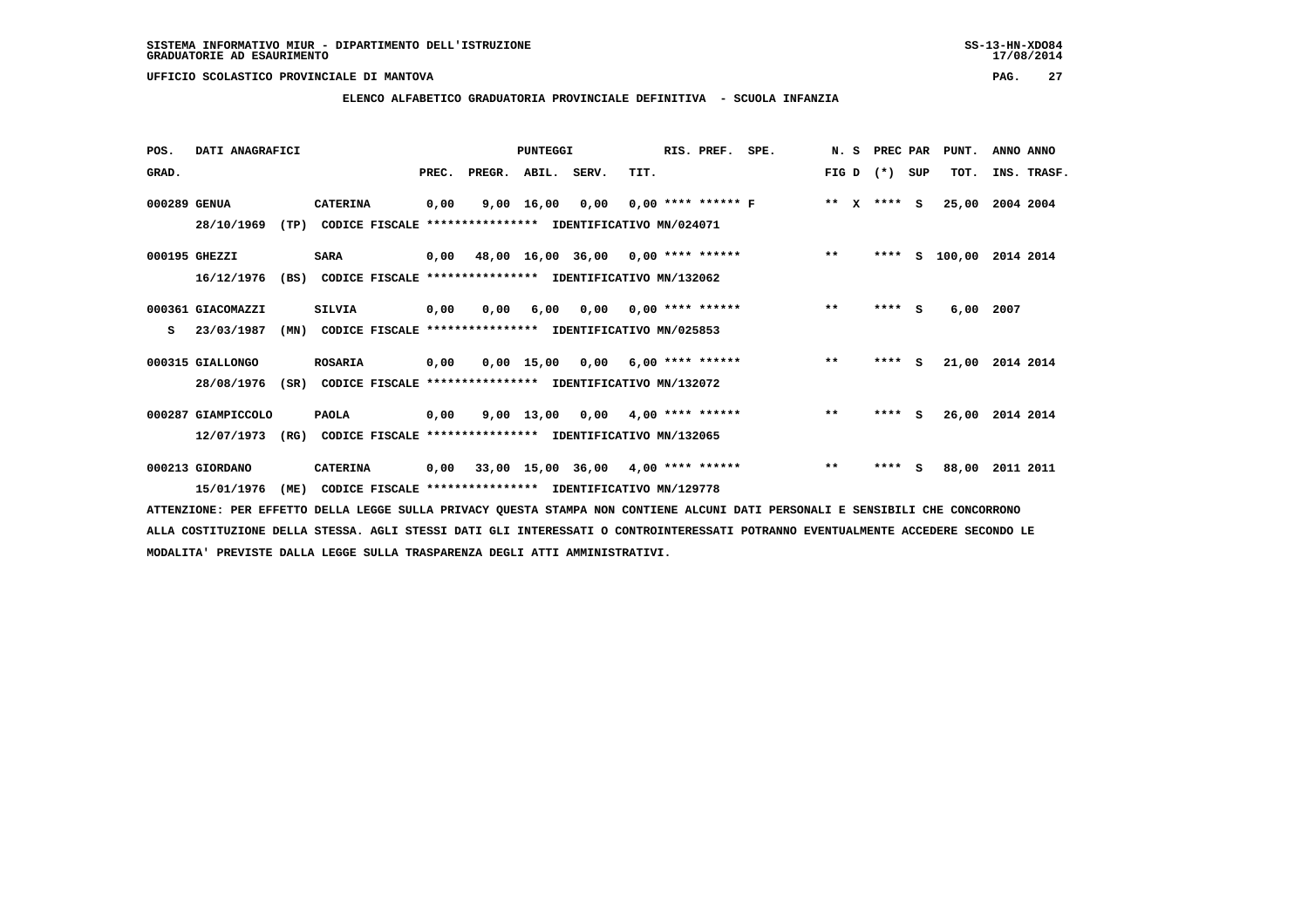SISTEMA INFORMATIVO MIUR - DIPARTIMENTO DELL'ISTRUZIONE
GRADUATORIE AD ESAURIMENTO

UFFICIO SCOLASTICO PROVINCIALE DI MANTOVA

## ELENCO ALFABETICO GRADUATORIA PROVINCIALE DEFINITIVA - SCUOLA INFANZIA

| POS. GRAD. | DATI ANAGRAFICI | | PREC. | PREGR. | ABIL. | SERV. | TIT. | RIS. PREF. | SPE. | N. S FIG D | PREC PAR (*) SUP | PUNT. TOT. | ANNO INS. | ANNO TRASF. |
|---|---|---|---|---|---|---|---|---|---|---|---|---|---|---|
| 000289 | GENUA | CATERINA | 0,00 | 9,00 | 16,00 | 0,00 | 0,00 | **** ****** F | | ** X | **** S | 25,00 | 2004 | 2004 |
| | 28/10/1969 (TP) | CODICE FISCALE **************** IDENTIFICATIVO MN/024071 | | | | | | | | | | | | |
| 000195 | GHEZZI | SARA | 0,00 | 48,00 | 16,00 | 36,00 | 0,00 | **** ****** | | ** | **** S | 100,00 | 2014 | 2014 |
| | 16/12/1976 (BS) | CODICE FISCALE **************** IDENTIFICATIVO MN/132062 | | | | | | | | | | | | |
| 000361 | GIACOMAZZI | SILVIA | 0,00 | 0,00 | 6,00 | 0,00 | 0,00 | **** ****** | | ** | **** S | 6,00 | 2007 | |
| S | 23/03/1987 (MN) | CODICE FISCALE **************** IDENTIFICATIVO MN/025853 | | | | | | | | | | | | |
| 000315 | GIALLONGO | ROSARIA | 0,00 | 0,00 | 15,00 | 0,00 | 6,00 | **** ****** | | ** | **** S | 21,00 | 2014 | 2014 |
| | 28/08/1976 (SR) | CODICE FISCALE **************** IDENTIFICATIVO MN/132072 | | | | | | | | | | | | |
| 000287 | GIAMPICCOLO | PAOLA | 0,00 | 9,00 | 13,00 | 0,00 | 4,00 | **** ****** | | ** | **** S | 26,00 | 2014 | 2014 |
| | 12/07/1973 (RG) | CODICE FISCALE **************** IDENTIFICATIVO MN/132065 | | | | | | | | | | | | |
| 000213 | GIORDANO | CATERINA | 0,00 | 33,00 | 15,00 | 36,00 | 4,00 | **** ****** | | ** | **** S | 88,00 | 2011 | 2011 |
| | 15/01/1976 (ME) | CODICE FISCALE **************** IDENTIFICATIVO MN/129778 | | | | | | | | | | | | |

ATTENZIONE: PER EFFETTO DELLA LEGGE SULLA PRIVACY QUESTA STAMPA NON CONTIENE ALCUNI DATI PERSONALI E SENSIBILI CHE CONCORRONO ALLA COSTITUZIONE DELLA STESSA. AGLI STESSI DATI GLI INTERESSATI O CONTROINTERESSATI POTRANNO EVENTUALMENTE ACCEDERE SECONDO LE MODALITA' PREVISTE DALLA LEGGE SULLA TRASPARENZA DEGLI ATTI AMMINISTRATIVI.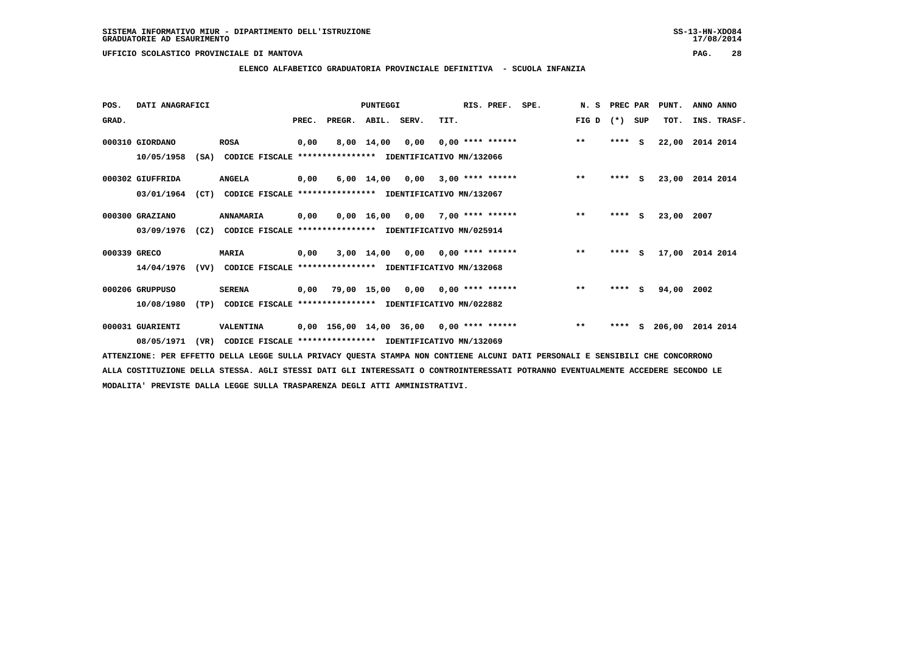SISTEMA INFORMATIVO MIUR - DIPARTIMENTO DELL'ISTRUZIONE
GRADUATORIE AD ESAURIMENTO

UFFICIO SCOLASTICO PROVINCIALE DI MANTOVA

**ELENCO ALFABETICO GRADUATORIA PROVINCIALE DEFINITIVA - SCUOLA INFANZIA**

| POS. GRAD. | DATI ANAGRAFICI | | PREC. | PREGR. | ABIL. | SERV. | TIT. | RIS. PREF. | SPE. | N. S FIG D | PREC PAR (*) | SUP | PUNT. TOT. | ANNO INS. | ANNO TRASF. |
|---|---|---|---|---|---|---|---|---|---|---|---|---|---|---|---|
| 000310 | GIORDANO 10/05/1958 (SA) CODICE FISCALE **************** IDENTIFICATIVO MN/132066 | ROSA | 0,00 | 8,00 | 14,00 | 0,00 | 0,00 | **** ****** | | ** | **** | S | 22,00 | 2014 | 2014 |
| 000302 | GIUFFRIDA 03/01/1964 (CT) CODICE FISCALE **************** IDENTIFICATIVO MN/132067 | ANGELA | 0,00 | 6,00 | 14,00 | 0,00 | 3,00 | **** ****** | | ** | **** | S | 23,00 | 2014 | 2014 |
| 000300 | GRAZIANO 03/09/1976 (CZ) CODICE FISCALE **************** IDENTIFICATIVO MN/025914 | ANNAMARIA | 0,00 | 0,00 | 16,00 | 0,00 | 7,00 | **** ****** | | ** | **** | S | 23,00 | 2007 | |
| 000339 | GRECO 14/04/1976 (VV) CODICE FISCALE **************** IDENTIFICATIVO MN/132068 | MARIA | 0,00 | 3,00 | 14,00 | 0,00 | 0,00 | **** ****** | | ** | **** | S | 17,00 | 2014 | 2014 |
| 000206 | GRUPPUSO 10/08/1980 (TP) CODICE FISCALE **************** IDENTIFICATIVO MN/022882 | SERENA | 0,00 | 79,00 | 15,00 | 0,00 | 0,00 | **** ****** | | ** | **** | S | 94,00 | 2002 | |
| 000031 | GUARIENTI 08/05/1971 (VR) CODICE FISCALE **************** IDENTIFICATIVO MN/132069 | VALENTINA | 0,00 | 156,00 | 14,00 | 36,00 | 0,00 | **** ****** | | ** | **** | S | 206,00 | 2014 | 2014 |

ATTENZIONE: PER EFFETTO DELLA LEGGE SULLA PRIVACY QUESTA STAMPA NON CONTIENE ALCUNI DATI PERSONALI E SENSIBILI CHE CONCORRONO ALLA COSTITUZIONE DELLA STESSA. AGLI STESSI DATI GLI INTERESSATI O CONTROINTERESSATI POTRANNO EVENTUALMENTE ACCEDERE SECONDO LE MODALITA' PREVISTE DALLA LEGGE SULLA TRASPARENZA DEGLI ATTI AMMINISTRATIVI.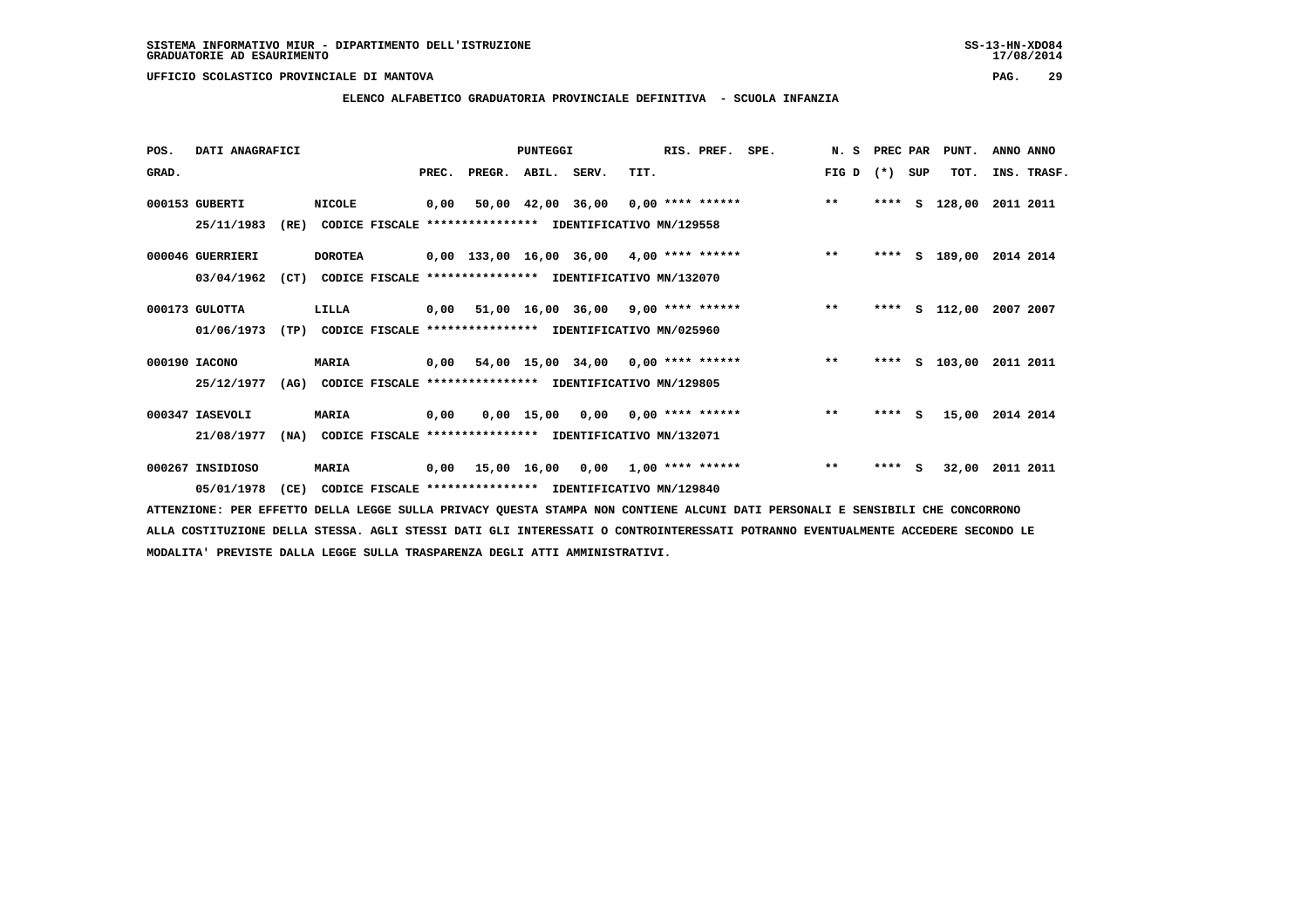SISTEMA INFORMATIVO MIUR - DIPARTIMENTO DELL'ISTRUZIONE
GRADUATORIE AD ESAURIMENTO

UFFICIO SCOLASTICO PROVINCIALE DI MANTOVA

**ELENCO ALFABETICO GRADUATORIA PROVINCIALE DEFINITIVA - SCUOLA INFANZIA**

| POS. GRAD. | DATI ANAGRAFICI | | PUNTEGGI PREC. | PREGR. | ABIL. | SERV. | TIT. | RIS. PREF. | SPE. | N. S FIG D | PREC PAR (*) | SUP | PUNT. TOT. | ANNO INS. | ANNO TRASF. |
|---|---|---|---|---|---|---|---|---|---|---|---|---|---|---|---|
| 000153 | GUBERTI 25/11/1983 (RE) CODICE FISCALE **************** IDENTIFICATIVO MN/129558 | NICOLE | 0,00 | 50,00 | 42,00 | 36,00 | 0,00 | **** ****** | | ** | **** | S | 128,00 | 2011 | 2011 |
| 000046 | GUERRIERI 03/04/1962 (CT) CODICE FISCALE **************** IDENTIFICATIVO MN/132070 | DOROTEA | 0,00 | 133,00 | 16,00 | 36,00 | 4,00 | **** ****** | | ** | **** | S | 189,00 | 2014 | 2014 |
| 000173 | GULOTTA 01/06/1973 (TP) CODICE FISCALE **************** IDENTIFICATIVO MN/025960 | LILLA | 0,00 | 51,00 | 16,00 | 36,00 | 9,00 | **** ****** | | ** | **** | S | 112,00 | 2007 | 2007 |
| 000190 | IACONO 25/12/1977 (AG) CODICE FISCALE **************** IDENTIFICATIVO MN/129805 | MARIA | 0,00 | 54,00 | 15,00 | 34,00 | 0,00 | **** ****** | | ** | **** | S | 103,00 | 2011 | 2011 |
| 000347 | IASEVOLI 21/08/1977 (NA) CODICE FISCALE **************** IDENTIFICATIVO MN/132071 | MARIA | 0,00 | 0,00 | 15,00 | 0,00 | 0,00 | **** ****** | | ** | **** | S | 15,00 | 2014 | 2014 |
| 000267 | INSIDIOSO 05/01/1978 (CE) CODICE FISCALE **************** IDENTIFICATIVO MN/129840 | MARIA | 0,00 | 15,00 | 16,00 | 0,00 | 1,00 | **** ****** | | ** | **** | S | 32,00 | 2011 | 2011 |

ATTENZIONE: PER EFFETTO DELLA LEGGE SULLA PRIVACY QUESTA STAMPA NON CONTIENE ALCUNI DATI PERSONALI E SENSIBILI CHE CONCORRONO ALLA COSTITUZIONE DELLA STESSA. AGLI STESSI DATI GLI INTERESSATI O CONTROINTERESSATI POTRANNO EVENTUALMENTE ACCEDERE SECONDO LE MODALITA' PREVISTE DALLA LEGGE SULLA TRASPARENZA DEGLI ATTI AMMINISTRATIVI.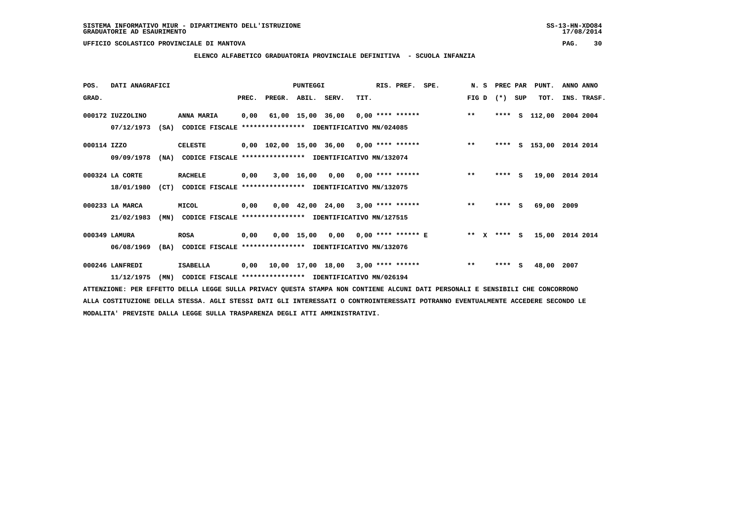SISTEMA INFORMATIVO MIUR - DIPARTIMENTO DELL'ISTRUZIONE
GRADUATORIE AD ESAURIMENTO

UFFICIO SCOLASTICO PROVINCIALE DI MANTOVA

**ELENCO ALFABETICO GRADUATORIA PROVINCIALE DEFINITIVA - SCUOLA INFANZIA**

| POS. GRAD. | DATI ANAGRAFICI | | PUNTEGGI PREC. | PREGR. | ABIL. | SERV. | TIT. | RIS. PREF. | SPE. | N. S FIG D | PREC PAR (*) | SUP | PUNT. TOT. | ANNO ANNO INS. TRASF. |
|---|---|---|---|---|---|---|---|---|---|---|---|---|---|---|
| 000172 | IUZZOLINO | ANNA MARIA | 0,00 | 61,00 | 15,00 | 36,00 | 0,00 | **** ****** | | ** | **** | S | 112,00 | 2004 2004 |
| | 07/12/1973 (SA) | CODICE FISCALE **************** IDENTIFICATIVO MN/024085 | | | | | | | | | | | | |
| 000114 | IZZO | CELESTE | 0,00 | 102,00 | 15,00 | 36,00 | 0,00 | **** ****** | | ** | **** | S | 153,00 | 2014 2014 |
| | 09/09/1978 (NA) | CODICE FISCALE **************** IDENTIFICATIVO MN/132074 | | | | | | | | | | | | |
| 000324 | LA CORTE | RACHELE | 0,00 | 3,00 | 16,00 | 0,00 | 0,00 | **** ****** | | ** | **** | S | 19,00 | 2014 2014 |
| | 18/01/1980 (CT) | CODICE FISCALE **************** IDENTIFICATIVO MN/132075 | | | | | | | | | | | | |
| 000233 | LA MARCA | MICOL | 0,00 | 0,00 | 42,00 | 24,00 | 3,00 | **** ****** | | ** | **** | S | 69,00 | 2009 |
| | 21/02/1983 (MN) | CODICE FISCALE **************** IDENTIFICATIVO MN/127515 | | | | | | | | | | | | |
| 000349 | LAMURA | ROSA | 0,00 | 0,00 | 15,00 | 0,00 | 0,00 | **** ****** | E | ** X | **** | S | 15,00 | 2014 2014 |
| | 06/08/1969 (BA) | CODICE FISCALE **************** IDENTIFICATIVO MN/132076 | | | | | | | | | | | | |
| 000246 | LANFREDI | ISABELLA | 0,00 | 10,00 | 17,00 | 18,00 | 3,00 | **** ****** | | ** | **** | S | 48,00 | 2007 |
| | 11/12/1975 (MN) | CODICE FISCALE **************** IDENTIFICATIVO MN/026194 | | | | | | | | | | | | |

ATTENZIONE: PER EFFETTO DELLA LEGGE SULLA PRIVACY QUESTA STAMPA NON CONTIENE ALCUNI DATI PERSONALI E SENSIBILI CHE CONCORRONO ALLA COSTITUZIONE DELLA STESSA. AGLI STESSI DATI GLI INTERESSATI O CONTROINTERESSATI POTRANNO EVENTUALMENTE ACCEDERE SECONDO LE MODALITA' PREVISTE DALLA LEGGE SULLA TRASPARENZA DEGLI ATTI AMMINISTRATIVI.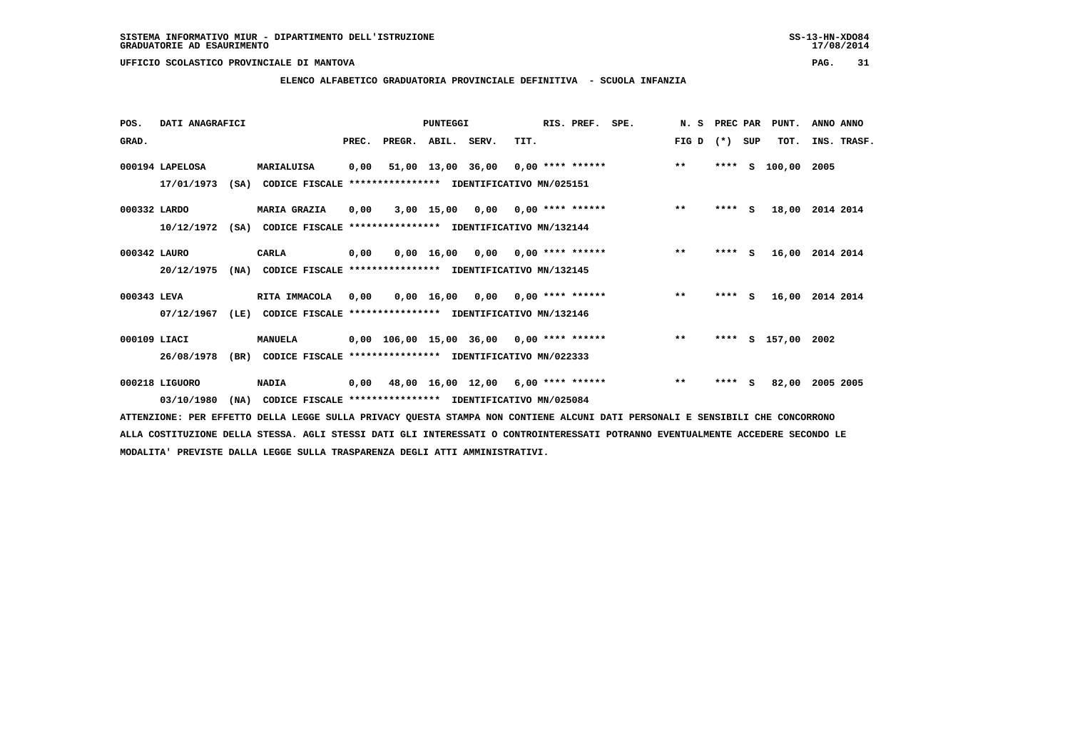SISTEMA INFORMATIVO MIUR - DIPARTIMENTO DELL'ISTRUZIONE
GRADUATORIE AD ESAURIMENTO

UFFICIO SCOLASTICO PROVINCIALE DI MANTOVA

**ELENCO ALFABETICO GRADUATORIA PROVINCIALE DEFINITIVA - SCUOLA INFANZIA**

| POS. GRAD. | DATI ANAGRAFICI | | PREC. | PREGR. | ABIL. | SERV. | TIT. | RIS. PREF. | SPE. | N. S FIG D | PREC PAR (*) | SUP | PUNT. TOT. | ANNO INS. | ANNO TRASF. |
|---|---|---|---|---|---|---|---|---|---|---|---|---|---|---|---|
| 000194 | LAPELOSA | MARIALUISA | 0,00 | 51,00 | 13,00 | 36,00 | 0,00 | **** ****** | | ** | **** | S | 100,00 | 2005 | |
| | 17/01/1973 (SA) | CODICE FISCALE **************** IDENTIFICATIVO MN/025151 | | | | | | | | | | | | | |
| 000332 | LARDO | MARIA GRAZIA | 0,00 | 3,00 | 15,00 | 0,00 | 0,00 | **** ****** | | ** | **** | S | 18,00 | 2014 | 2014 |
| | 10/12/1972 (SA) | CODICE FISCALE **************** IDENTIFICATIVO MN/132144 | | | | | | | | | | | | | |
| 000342 | LAURO | CARLA | 0,00 | 0,00 | 16,00 | 0,00 | 0,00 | **** ****** | | ** | **** | S | 16,00 | 2014 | 2014 |
| | 20/12/1975 (NA) | CODICE FISCALE **************** IDENTIFICATIVO MN/132145 | | | | | | | | | | | | | |
| 000343 | LEVA | RITA IMMACOLA | 0,00 | 0,00 | 16,00 | 0,00 | 0,00 | **** ****** | | ** | **** | S | 16,00 | 2014 | 2014 |
| | 07/12/1967 (LE) | CODICE FISCALE **************** IDENTIFICATIVO MN/132146 | | | | | | | | | | | | | |
| 000109 | LIACI | MANUELA | 0,00 | 106,00 | 15,00 | 36,00 | 0,00 | **** ****** | | ** | **** | S | 157,00 | 2002 | |
| | 26/08/1978 (BR) | CODICE FISCALE **************** IDENTIFICATIVO MN/022333 | | | | | | | | | | | | | |
| 000218 | LIGUORO | NADIA | 0,00 | 48,00 | 16,00 | 12,00 | 6,00 | **** ****** | | ** | **** | S | 82,00 | 2005 | 2005 |
| | 03/10/1980 (NA) | CODICE FISCALE **************** IDENTIFICATIVO MN/025084 | | | | | | | | | | | | | |

ATTENZIONE: PER EFFETTO DELLA LEGGE SULLA PRIVACY QUESTA STAMPA NON CONTIENE ALCUNI DATI PERSONALI E SENSIBILI CHE CONCORRONO ALLA COSTITUZIONE DELLA STESSA. AGLI STESSI DATI GLI INTERESSATI O CONTROINTERESSATI POTRANNO EVENTUALMENTE ACCEDERE SECONDO LE MODALITA' PREVISTE DALLA LEGGE SULLA TRASPARENZA DEGLI ATTI AMMINISTRATIVI.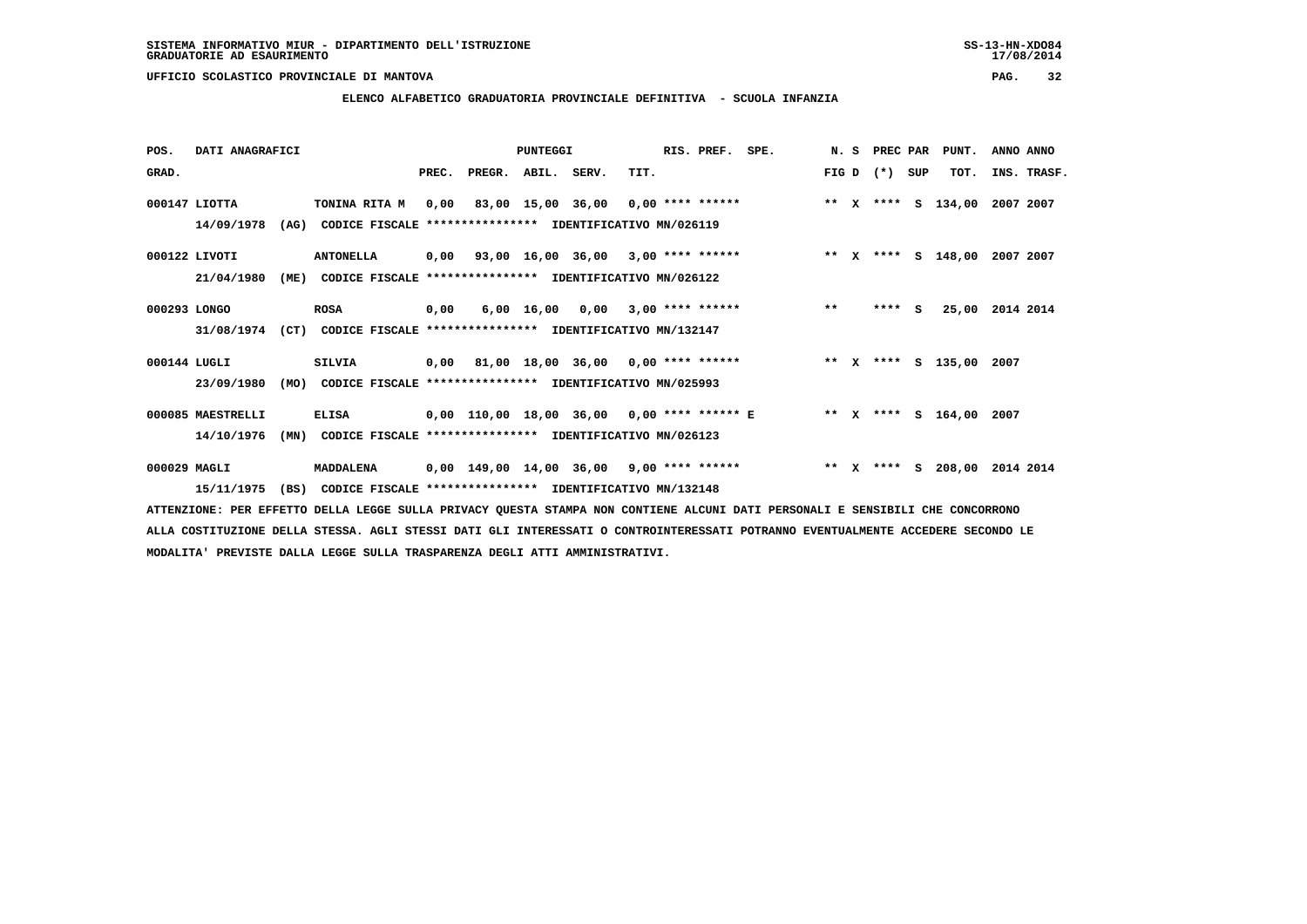SISTEMA INFORMATIVO MIUR - DIPARTIMENTO DELL'ISTRUZIONE
GRADUATORIE AD ESAURIMENTO

UFFICIO SCOLASTICO PROVINCIALE DI MANTOVA

**ELENCO ALFABETICO GRADUATORIA PROVINCIALE DEFINITIVA - SCUOLA INFANZIA**

| POS. GRAD. | DATI ANAGRAFICI | | PREC. | PREGR. | ABIL. | SERV. | TIT. | RIS. PREF. | SPE. | N. S FIG D | PREC PAR (*) | SUP | PUNT. TOT. | ANNO INS. | ANNO TRASF. |
|---|---|---|---|---|---|---|---|---|---|---|---|---|---|---|---|
| 000147 | LIOTTA | TONINA RITA M | 0,00 | 83,00 | 15,00 | 36,00 | 0,00 | **** ****** | | ** X | **** | S | 134,00 | 2007 | 2007 |
| | 14/09/1978 (AG) | CODICE FISCALE **************** IDENTIFICATIVO MN/026119 | | | | | | | | | | | | | |
| 000122 | LIVOTI | ANTONELLA | 0,00 | 93,00 | 16,00 | 36,00 | 3,00 | **** ****** | | ** X | **** | S | 148,00 | 2007 | 2007 |
| | 21/04/1980 (ME) | CODICE FISCALE **************** IDENTIFICATIVO MN/026122 | | | | | | | | | | | | | |
| 000293 | LONGO | ROSA | 0,00 | 6,00 | 16,00 | 0,00 | 3,00 | **** ****** | | ** | **** | S | 25,00 | 2014 | 2014 |
| | 31/08/1974 (CT) | CODICE FISCALE **************** IDENTIFICATIVO MN/132147 | | | | | | | | | | | | | |
| 000144 | LUGLI | SILVIA | 0,00 | 81,00 | 18,00 | 36,00 | 0,00 | **** ****** | | ** X | **** | S | 135,00 | 2007 | |
| | 23/09/1980 (MO) | CODICE FISCALE **************** IDENTIFICATIVO MN/025993 | | | | | | | | | | | | | |
| 000085 | MAESTRELLI | ELISA | 0,00 | 110,00 | 18,00 | 36,00 | 0,00 | **** ****** | E | ** X | **** | S | 164,00 | 2007 | |
| | 14/10/1976 (MN) | CODICE FISCALE **************** IDENTIFICATIVO MN/026123 | | | | | | | | | | | | | |
| 000029 | MAGLI | MADDALENA | 0,00 | 149,00 | 14,00 | 36,00 | 9,00 | **** ****** | | ** X | **** | S | 208,00 | 2014 | 2014 |
| | 15/11/1975 (BS) | CODICE FISCALE **************** IDENTIFICATIVO MN/132148 | | | | | | | | | | | | | |

ATTENZIONE: PER EFFETTO DELLA LEGGE SULLA PRIVACY QUESTA STAMPA NON CONTIENE ALCUNI DATI PERSONALI E SENSIBILI CHE CONCORRONO ALLA COSTITUZIONE DELLA STESSA. AGLI STESSI DATI GLI INTERESSATI O CONTROINTERESSATI POTRANNO EVENTUALMENTE ACCEDERE SECONDO LE MODALITA' PREVISTE DALLA LEGGE SULLA TRASPARENZA DEGLI ATTI AMMINISTRATIVI.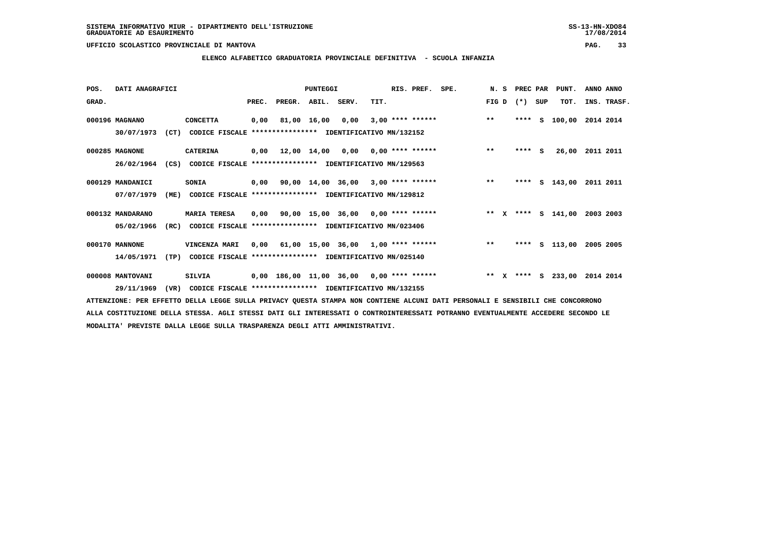SISTEMA INFORMATIVO MIUR - DIPARTIMENTO DELL'ISTRUZIONE
GRADUATORIE AD ESAURIMENTO

UFFICIO SCOLASTICO PROVINCIALE DI MANTOVA

## ELENCO ALFABETICO GRADUATORIA PROVINCIALE DEFINITIVA - SCUOLA INFANZIA

| POS. GRAD. | DATI ANAGRAFICI | | PREC. | PREGR. | ABIL. | SERV. | TIT. | RIS. PREF. | SPE. | N. S FIG D | PREC PAR (*) | SUP | PUNT. TOT. | ANNO INS. | ANNO TRASF. |
|---|---|---|---|---|---|---|---|---|---|---|---|---|---|---|---|
| 000196 | MAGNANO | CONCETTA | 0,00 | 81,00 | 16,00 | 0,00 | 3,00 | **** ****** | | ** | **** | S | 100,00 | 2014 | 2014 |
| | 30/07/1973 (CT) | CODICE FISCALE **************** IDENTIFICATIVO MN/132152 | | | | | | | | | | | | | |
| 000285 | MAGNONE | CATERINA | 0,00 | 12,00 | 14,00 | 0,00 | 0,00 | **** ****** | | ** | **** | S | 26,00 | 2011 | 2011 |
| | 26/02/1964 (CS) | CODICE FISCALE **************** IDENTIFICATIVO MN/129563 | | | | | | | | | | | | | |
| 000129 | MANDANICI | SONIA | 0,00 | 90,00 | 14,00 | 36,00 | 3,00 | **** ****** | | ** | **** | S | 143,00 | 2011 | 2011 |
| | 07/07/1979 (ME) | CODICE FISCALE **************** IDENTIFICATIVO MN/129812 | | | | | | | | | | | | | |
| 000132 | MANDARANO | MARIA TERESA | 0,00 | 90,00 | 15,00 | 36,00 | 0,00 | **** ****** | | ** X | **** | S | 141,00 | 2003 | 2003 |
| | 05/02/1966 (RC) | CODICE FISCALE **************** IDENTIFICATIVO MN/023406 | | | | | | | | | | | | | |
| 000170 | MANNONE | VINCENZA MARI | 0,00 | 61,00 | 15,00 | 36,00 | 1,00 | **** ****** | | ** | **** | S | 113,00 | 2005 | 2005 |
| | 14/05/1971 (TP) | CODICE FISCALE **************** IDENTIFICATIVO MN/025140 | | | | | | | | | | | | | |
| 000008 | MANTOVANI | SILVIA | 0,00 | 186,00 | 11,00 | 36,00 | 0,00 | **** ****** | | ** X | **** | S | 233,00 | 2014 | 2014 |
| | 29/11/1969 (VR) | CODICE FISCALE **************** IDENTIFICATIVO MN/132155 | | | | | | | | | | | | | |

ATTENZIONE: PER EFFETTO DELLA LEGGE SULLA PRIVACY QUESTA STAMPA NON CONTIENE ALCUNI DATI PERSONALI E SENSIBILI CHE CONCORRONO ALLA COSTITUZIONE DELLA STESSA. AGLI STESSI DATI GLI INTERESSATI O CONTROINTERESSATI POTRANNO EVENTUALMENTE ACCEDERE SECONDO LE MODALITA' PREVISTE DALLA LEGGE SULLA TRASPARENZA DEGLI ATTI AMMINISTRATIVI.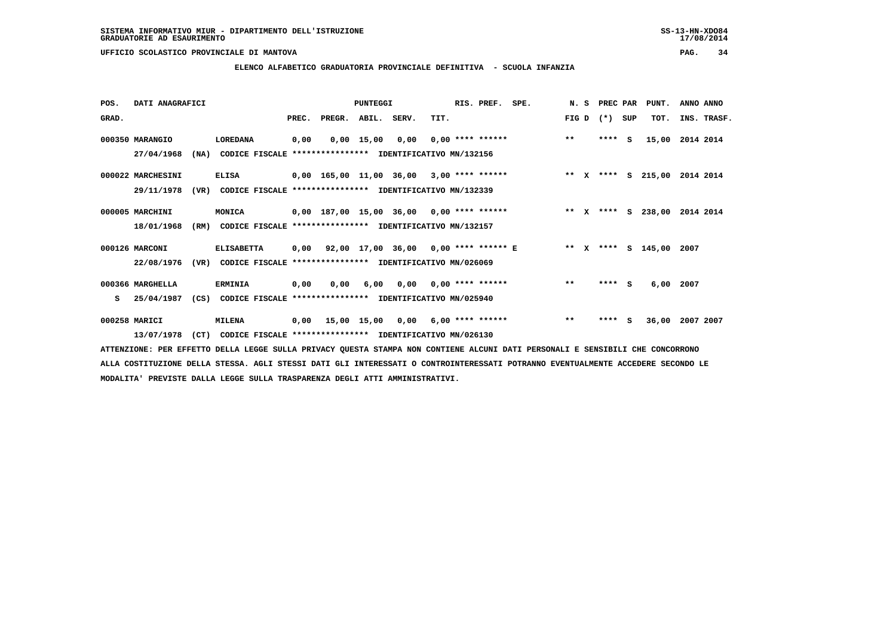SISTEMA INFORMATIVO MIUR - DIPARTIMENTO DELL'ISTRUZIONE
GRADUATORIE AD ESAURIMENTO

UFFICIO SCOLASTICO PROVINCIALE DI MANTOVA

## ELENCO ALFABETICO GRADUATORIA PROVINCIALE DEFINITIVA - SCUOLA INFANZIA

| POS. GRAD. | DATI ANAGRAFICI | | PREC. | PREGR. | ABIL. | SERV. | TIT. | RIS. PREF. | SPE. | N. S FIG D | PREC PAR (*) SUP | PUNT. TOT. | ANNO INS. | ANNO TRASF. |
|---|---|---|---|---|---|---|---|---|---|---|---|---|---|---|
| 000350 | MARANGIO | LOREDANA | 0,00 | 0,00 | 15,00 | 0,00 | 0,00 | **** ****** | | ** | **** S | 15,00 | 2014 | 2014 |
| | 27/04/1968 (NA) | CODICE FISCALE **************** IDENTIFICATIVO MN/132156 | | | | | | | | | | | | |
| 000022 | MARCHESINI | ELISA | 0,00 | 165,00 | 11,00 | 36,00 | 3,00 | **** ****** | | ** X | **** S | 215,00 | 2014 | 2014 |
| | 29/11/1978 (VR) | CODICE FISCALE **************** IDENTIFICATIVO MN/132339 | | | | | | | | | | | | |
| 000005 | MARCHINI | MONICA | 0,00 | 187,00 | 15,00 | 36,00 | 0,00 | **** ****** | | ** X | **** S | 238,00 | 2014 | 2014 |
| | 18/01/1968 (RM) | CODICE FISCALE **************** IDENTIFICATIVO MN/132157 | | | | | | | | | | | | |
| 000126 | MARCONI | ELISABETTA | 0,00 | 92,00 | 17,00 | 36,00 | 0,00 | **** ****** | E | ** X | **** S | 145,00 | 2007 | |
| | 22/08/1976 (VR) | CODICE FISCALE **************** IDENTIFICATIVO MN/026069 | | | | | | | | | | | | |
| 000366 | MARGHELLA | ERMINIA | 0,00 | 0,00 | 6,00 | 0,00 | 0,00 | **** ****** | | ** | **** S | 6,00 | 2007 | |
| S | 25/04/1987 (CS) | CODICE FISCALE **************** IDENTIFICATIVO MN/025940 | | | | | | | | | | | | |
| 000258 | MARICI | MILENA | 0,00 | 15,00 | 15,00 | 0,00 | 6,00 | **** ****** | | ** | **** S | 36,00 | 2007 | 2007 |
| | 13/07/1978 (CT) | CODICE FISCALE **************** IDENTIFICATIVO MN/026130 | | | | | | | | | | | | |

ATTENZIONE: PER EFFETTO DELLA LEGGE SULLA PRIVACY QUESTA STAMPA NON CONTIENE ALCUNI DATI PERSONALI E SENSIBILI CHE CONCORRONO ALLA COSTITUZIONE DELLA STESSA. AGLI STESSI DATI GLI INTERESSATI O CONTROINTERESSATI POTRANNO EVENTUALMENTE ACCEDERE SECONDO LE MODALITA' PREVISTE DALLA LEGGE SULLA TRASPARENZA DEGLI ATTI AMMINISTRATIVI.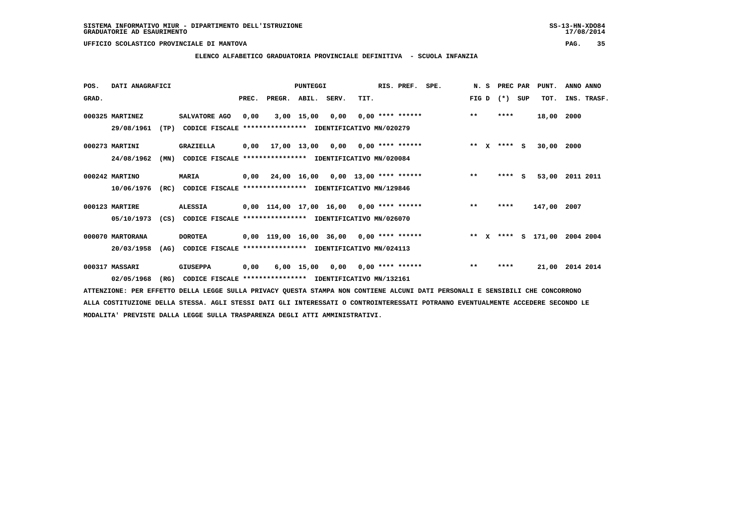SISTEMA INFORMATIVO MIUR - DIPARTIMENTO DELL'ISTRUZIONE
GRADUATORIE AD ESAURIMENTO

UFFICIO SCOLASTICO PROVINCIALE DI MANTOVA

**ELENCO ALFABETICO GRADUATORIA PROVINCIALE DEFINITIVA - SCUOLA INFANZIA**

| POS. GRAD. | DATI ANAGRAFICI | | PUNTEGGI PREC. | PREGR. | ABIL. | SERV. | TIT. | RIS. PREF. | SPE. | N. S FIG D | PREC PAR (*) SUP | PUNT. TOT. | ANNO ANNO INS. TRASF. |
|---|---|---|---|---|---|---|---|---|---|---|---|---|---|
| 000325 | MARTINEZ | SALVATORE AGO | 0,00 | 3,00 | 15,00 | 0,00 | 0,00 | **** ****** | | ** | **** | 18,00 | 2000 |
| | 29/08/1961 (TP) | CODICE FISCALE **************** IDENTIFICATIVO MN/020279 | | | | | | | | | | | |
| 000273 | MARTINI | GRAZIELLA | 0,00 | 17,00 | 13,00 | 0,00 | 0,00 | **** ****** | | ** X | **** S | 30,00 | 2000 |
| | 24/08/1962 (MN) | CODICE FISCALE **************** IDENTIFICATIVO MN/020084 | | | | | | | | | | | |
| 000242 | MARTINO | MARIA | 0,00 | 24,00 | 16,00 | 0,00 | 13,00 | **** ****** | | ** | **** S | 53,00 | 2011 2011 |
| | 10/06/1976 (RC) | CODICE FISCALE **************** IDENTIFICATIVO MN/129846 | | | | | | | | | | | |
| 000123 | MARTIRE | ALESSIA | 0,00 | 114,00 | 17,00 | 16,00 | 0,00 | **** ****** | | ** | **** | 147,00 | 2007 |
| | 05/10/1973 (CS) | CODICE FISCALE **************** IDENTIFICATIVO MN/026070 | | | | | | | | | | | |
| 000070 | MARTORANA | DOROTEA | 0,00 | 119,00 | 16,00 | 36,00 | 0,00 | **** ****** | | ** X | **** S | 171,00 | 2004 2004 |
| | 20/03/1958 (AG) | CODICE FISCALE **************** IDENTIFICATIVO MN/024113 | | | | | | | | | | | |
| 000317 | MASSARI | GIUSEPPA | 0,00 | 6,00 | 15,00 | 0,00 | 0,00 | **** ****** | | ** | **** | 21,00 | 2014 2014 |
| | 02/05/1968 (RG) | CODICE FISCALE **************** IDENTIFICATIVO MN/132161 | | | | | | | | | | | |

ATTENZIONE: PER EFFETTO DELLA LEGGE SULLA PRIVACY QUESTA STAMPA NON CONTIENE ALCUNI DATI PERSONALI E SENSIBILI CHE CONCORRONO ALLA COSTITUZIONE DELLA STESSA. AGLI STESSI DATI GLI INTERESSATI O CONTROINTERESSATI POTRANNO EVENTUALMENTE ACCEDERE SECONDO LE MODALITA' PREVISTE DALLA LEGGE SULLA TRASPARENZA DEGLI ATTI AMMINISTRATIVI.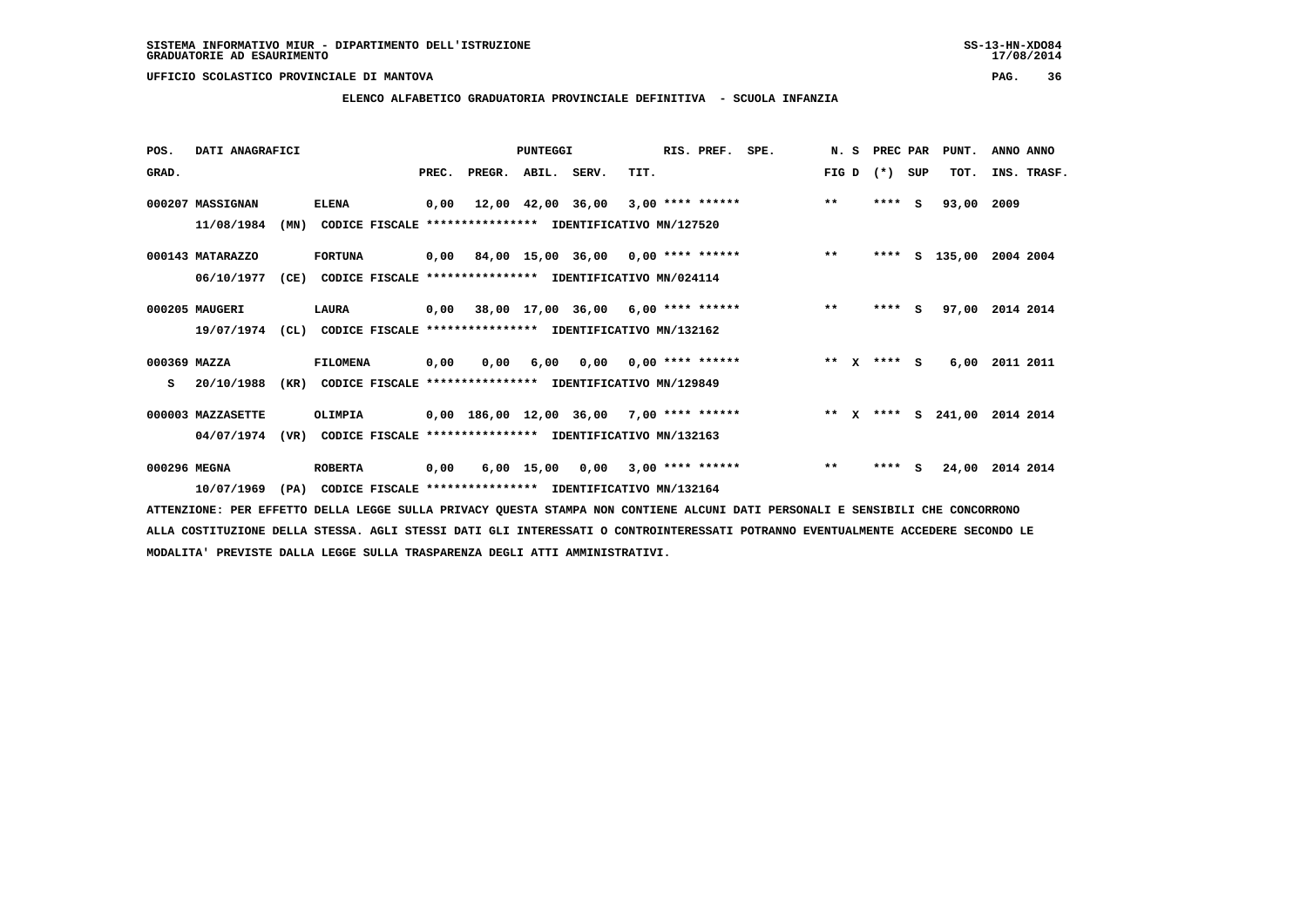SISTEMA INFORMATIVO MIUR - DIPARTIMENTO DELL'ISTRUZIONE
GRADUATORIE AD ESAURIMENTO

UFFICIO SCOLASTICO PROVINCIALE DI MANTOVA

**ELENCO ALFABETICO GRADUATORIA PROVINCIALE DEFINITIVA - SCUOLA INFANZIA**

| POS. GRAD. | DATI ANAGRAFICI | | PREC. | PREGR. | ABIL. | SERV. | TIT. | RIS. PREF. | SPE. | N. S FIG D | PREC PAR (*) | SUP | PUNT. TOT. | ANNO INS. | ANNO TRASF. |
|---|---|---|---|---|---|---|---|---|---|---|---|---|---|---|---|
| 000207 | MASSIGNAN | ELENA | 0,00 | 12,00 | 42,00 | 36,00 | 3,00 | **** ****** | | ** | **** | S | 93,00 | 2009 | |
| | 11/08/1984 (MN) | CODICE FISCALE **************** IDENTIFICATIVO MN/127520 | | | | | | | | | | | | | |
| 000143 | MATARAZZO | FORTUNA | 0,00 | 84,00 | 15,00 | 36,00 | 0,00 | **** ****** | | ** | **** | S | 135,00 | 2004 | 2004 |
| | 06/10/1977 (CE) | CODICE FISCALE **************** IDENTIFICATIVO MN/024114 | | | | | | | | | | | | | |
| 000205 | MAUGERI | LAURA | 0,00 | 38,00 | 17,00 | 36,00 | 6,00 | **** ****** | | ** | **** | S | 97,00 | 2014 | 2014 |
| | 19/07/1974 (CL) | CODICE FISCALE **************** IDENTIFICATIVO MN/132162 | | | | | | | | | | | | | |
| 000369 | MAZZA | FILOMENA | 0,00 | 0,00 | 6,00 | 0,00 | 0,00 | **** ****** | | ** X | **** | S | 6,00 | 2011 | 2011 |
| S | 20/10/1988 (KR) | CODICE FISCALE **************** IDENTIFICATIVO MN/129849 | | | | | | | | | | | | | |
| 000003 | MAZZASETTE | OLIMPIA | 0,00 | 186,00 | 12,00 | 36,00 | 7,00 | **** ****** | | ** X | **** | S | 241,00 | 2014 | 2014 |
| | 04/07/1974 (VR) | CODICE FISCALE **************** IDENTIFICATIVO MN/132163 | | | | | | | | | | | | | |
| 000296 | MEGNA | ROBERTA | 0,00 | 6,00 | 15,00 | 0,00 | 3,00 | **** ****** | | ** | **** | S | 24,00 | 2014 | 2014 |
| | 10/07/1969 (PA) | CODICE FISCALE **************** IDENTIFICATIVO MN/132164 | | | | | | | | | | | | | |

ATTENZIONE: PER EFFETTO DELLA LEGGE SULLA PRIVACY QUESTA STAMPA NON CONTIENE ALCUNI DATI PERSONALI E SENSIBILI CHE CONCORRONO ALLA COSTITUZIONE DELLA STESSA. AGLI STESSI DATI GLI INTERESSATI O CONTROINTERESSATI POTRANNO EVENTUALMENTE ACCEDERE SECONDO LE MODALITA' PREVISTE DALLA LEGGE SULLA TRASPARENZA DEGLI ATTI AMMINISTRATIVI.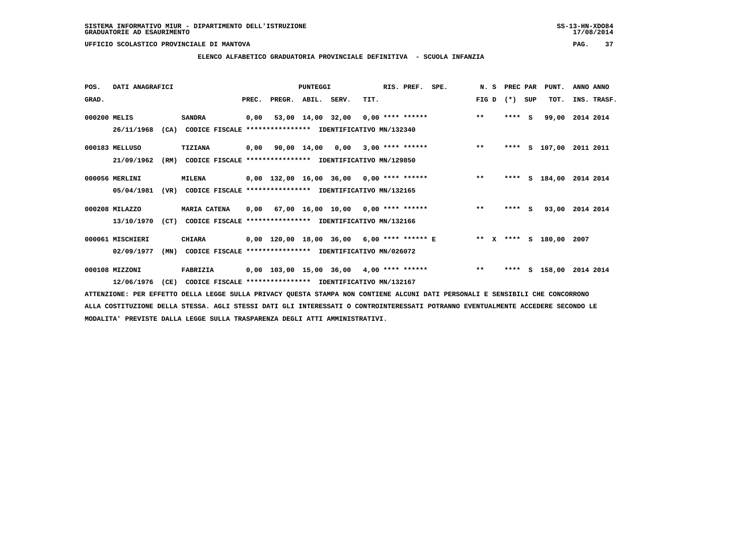SISTEMA INFORMATIVO MIUR - DIPARTIMENTO DELL'ISTRUZIONE
GRADUATORIE AD ESAURIMENTO

UFFICIO SCOLASTICO PROVINCIALE DI MANTOVA

## ELENCO ALFABETICO GRADUATORIA PROVINCIALE DEFINITIVA - SCUOLA INFANZIA

| POS. GRAD. | DATI ANAGRAFICI | | PREC. | PREGR. | ABIL. | SERV. | TIT. | RIS. PREF. | SPE. | N. S FIG D | PREC (*) | PAR SUP | PUNT. TOT. | ANNO INS. | ANNO TRASF. |
|---|---|---|---|---|---|---|---|---|---|---|---|---|---|---|---|
| 000200 | MELIS | SANDRA | 0,00 | 53,00 | 14,00 | 32,00 | 0,00 | **** ****** | | ** | **** | S | 99,00 | 2014 | 2014 |
| | 26/11/1968 (CA) | CODICE FISCALE **************** IDENTIFICATIVO MN/132340 | | | | | | | | | | | | | |
| 000183 | MELLUSO | TIZIANA | 0,00 | 90,00 | 14,00 | 0,00 | 3,00 | **** ****** | | ** | **** | S | 107,00 | 2011 | 2011 |
| | 21/09/1962 (RM) | CODICE FISCALE **************** IDENTIFICATIVO MN/129850 | | | | | | | | | | | | | |
| 000056 | MERLINI | MILENA | 0,00 | 132,00 | 16,00 | 36,00 | 0,00 | **** ****** | | ** | **** | S | 184,00 | 2014 | 2014 |
| | 05/04/1981 (VR) | CODICE FISCALE **************** IDENTIFICATIVO MN/132165 | | | | | | | | | | | | | |
| 000208 | MILAZZO | MARIA CATENA | 0,00 | 67,00 | 16,00 | 10,00 | 0,00 | **** ****** | | ** | **** | S | 93,00 | 2014 | 2014 |
| | 13/10/1970 (CT) | CODICE FISCALE **************** IDENTIFICATIVO MN/132166 | | | | | | | | | | | | | |
| 000061 | MISCHIERI | CHIARA | 0,00 | 120,00 | 18,00 | 36,00 | 6,00 | **** ****** | E | ** X | **** | S | 180,00 | 2007 | |
| | 02/09/1977 (MN) | CODICE FISCALE **************** IDENTIFICATIVO MN/026072 | | | | | | | | | | | | | |
| 000108 | MIZZONI | FABRIZIA | 0,00 | 103,00 | 15,00 | 36,00 | 4,00 | **** ****** | | ** | **** | S | 158,00 | 2014 | 2014 |
| | 12/06/1976 (CE) | CODICE FISCALE **************** IDENTIFICATIVO MN/132167 | | | | | | | | | | | | | |

ATTENZIONE: PER EFFETTO DELLA LEGGE SULLA PRIVACY QUESTA STAMPA NON CONTIENE ALCUNI DATI PERSONALI E SENSIBILI CHE CONCORRONO ALLA COSTITUZIONE DELLA STESSA. AGLI STESSI DATI GLI INTERESSATI O CONTROINTERESSATI POTRANNO EVENTUALMENTE ACCEDERE SECONDO LE MODALITA' PREVISTE DALLA LEGGE SULLA TRASPARENZA DEGLI ATTI AMMINISTRATIVI.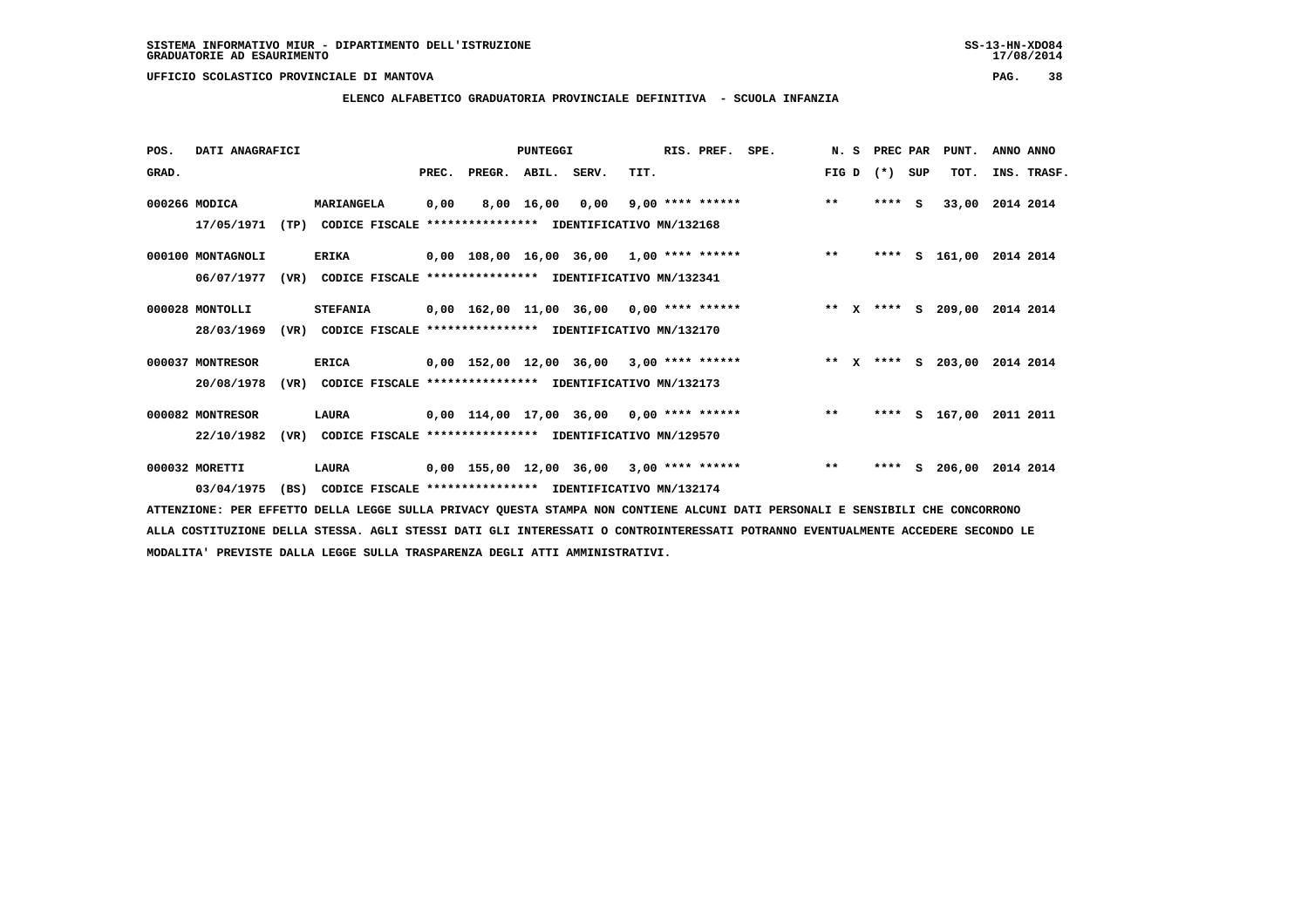SISTEMA INFORMATIVO MIUR - DIPARTIMENTO DELL'ISTRUZIONE

GRADUATORIE AD ESAURIMENTO

UFFICIO SCOLASTICO PROVINCIALE DI MANTOVA

## ELENCO ALFABETICO GRADUATORIA PROVINCIALE DEFINITIVA - SCUOLA INFANZIA

| POS. GRAD. | DATI ANAGRAFICI | | PUNTEGGI PREC. | PREGR. | ABIL. | SERV. | TIT. | RIS. PREF. | SPE. | N. S FIG D | PREC PAR (*) | SUP | PUNT. TOT. | ANNO ANNO INS. TRASF. |
|---|---|---|---|---|---|---|---|---|---|---|---|---|---|---|
| 000266 | MODICA | MARIANGELA | 0,00 | 8,00 | 16,00 | 0,00 | 9,00 | **** ****** | | ** | **** | S | 33,00 | 2014 2014 |
| | 17/05/1971 (TP) | CODICE FISCALE **************** IDENTIFICATIVO MN/132168 | | | | | | | | | | | | |
| 000100 | MONTAGNOLI | ERIKA | 0,00 | 108,00 | 16,00 | 36,00 | 1,00 | **** ****** | | ** | **** | S | 161,00 | 2014 2014 |
| | 06/07/1977 (VR) | CODICE FISCALE **************** IDENTIFICATIVO MN/132341 | | | | | | | | | | | | |
| 000028 | MONTOLLI | STEFANIA | 0,00 | 162,00 | 11,00 | 36,00 | 0,00 | **** ****** | | ** X | **** | S | 209,00 | 2014 2014 |
| | 28/03/1969 (VR) | CODICE FISCALE **************** IDENTIFICATIVO MN/132170 | | | | | | | | | | | | |
| 000037 | MONTRESOR | ERICA | 0,00 | 152,00 | 12,00 | 36,00 | 3,00 | **** ****** | | ** X | **** | S | 203,00 | 2014 2014 |
| | 20/08/1978 (VR) | CODICE FISCALE **************** IDENTIFICATIVO MN/132173 | | | | | | | | | | | | |
| 000082 | MONTRESOR | LAURA | 0,00 | 114,00 | 17,00 | 36,00 | 0,00 | **** ****** | | ** | **** | S | 167,00 | 2011 2011 |
| | 22/10/1982 (VR) | CODICE FISCALE **************** IDENTIFICATIVO MN/129570 | | | | | | | | | | | | |
| 000032 | MORETTI | LAURA | 0,00 | 155,00 | 12,00 | 36,00 | 3,00 | **** ****** | | ** | **** | S | 206,00 | 2014 2014 |
| | 03/04/1975 (BS) | CODICE FISCALE **************** IDENTIFICATIVO MN/132174 | | | | | | | | | | | | |

ATTENZIONE: PER EFFETTO DELLA LEGGE SULLA PRIVACY QUESTA STAMPA NON CONTIENE ALCUNI DATI PERSONALI E SENSIBILI CHE CONCORRONO ALLA COSTITUZIONE DELLA STESSA. AGLI STESSI DATI GLI INTERESSATI O CONTROINTERESSATI POTRANNO EVENTUALMENTE ACCEDERE SECONDO LE MODALITA' PREVISTE DALLA LEGGE SULLA TRASPARENZA DEGLI ATTI AMMINISTRATIVI.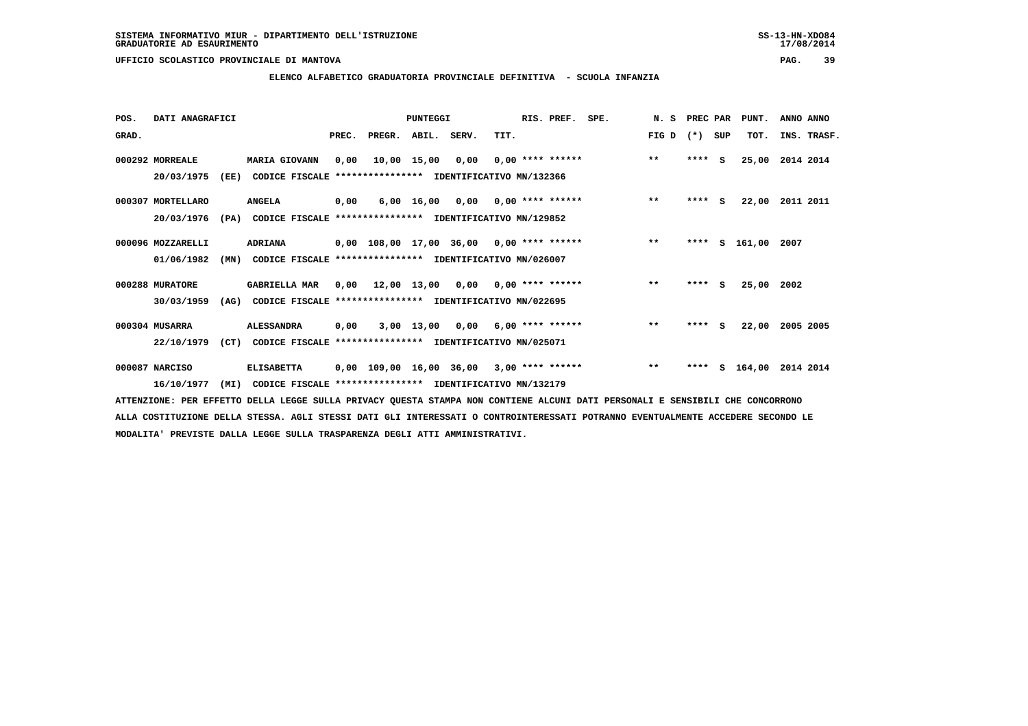SISTEMA INFORMATIVO MIUR - DIPARTIMENTO DELL'ISTRUZIONE
GRADUATORIE AD ESAURIMENTO

UFFICIO SCOLASTICO PROVINCIALE DI MANTOVA

**ELENCO ALFABETICO GRADUATORIA PROVINCIALE DEFINITIVA - SCUOLA INFANZIA**

| POS. GRAD. | DATI ANAGRAFICI | | PREC. | PREGR. | ABIL. | SERV. | TIT. | RIS. PREF. | SPE. | N. S FIG D | PREC PAR (*) | SUP | PUNT. TOT. | ANNO INS. | ANNO TRASF. |
|---|---|---|---|---|---|---|---|---|---|---|---|---|---|---|---|
| 000292 | MORREALE 20/03/1975 (EE) | MARIA GIOVANN CODICE FISCALE **************** IDENTIFICATIVO MN/132366 | 0,00 | 10,00 | 15,00 | 0,00 | 0,00 | **** ****** | | ** | **** | S | 25,00 | 2014 | 2014 |
| 000307 | MORTELLARO 20/03/1976 (PA) | ANGELA CODICE FISCALE **************** IDENTIFICATIVO MN/129852 | 0,00 | 6,00 | 16,00 | 0,00 | 0,00 | **** ****** | | ** | **** | S | 22,00 | 2011 | 2011 |
| 000096 | MOZZARELLI 01/06/1982 (MN) | ADRIANA CODICE FISCALE **************** IDENTIFICATIVO MN/026007 | 0,00 | 108,00 | 17,00 | 36,00 | 0,00 | **** ****** | | ** | **** | S | 161,00 | 2007 | |
| 000288 | MURATORE 30/03/1959 (AG) | GABRIELLA MAR CODICE FISCALE **************** IDENTIFICATIVO MN/022695 | 0,00 | 12,00 | 13,00 | 0,00 | 0,00 | **** ****** | | ** | **** | S | 25,00 | 2002 | |
| 000304 | MUSARRA 22/10/1979 (CT) | ALESSANDRA CODICE FISCALE **************** IDENTIFICATIVO MN/025071 | 0,00 | 3,00 | 13,00 | 0,00 | 6,00 | **** ****** | | ** | **** | S | 22,00 | 2005 | 2005 |
| 000087 | NARCISO 16/10/1977 (MI) | ELISABETTA CODICE FISCALE **************** IDENTIFICATIVO MN/132179 | 0,00 | 109,00 | 16,00 | 36,00 | 3,00 | **** ****** | | ** | **** | S | 164,00 | 2014 | 2014 |

ATTENZIONE: PER EFFETTO DELLA LEGGE SULLA PRIVACY QUESTA STAMPA NON CONTIENE ALCUNI DATI PERSONALI E SENSIBILI CHE CONCORRONO ALLA COSTITUZIONE DELLA STESSA. AGLI STESSI DATI GLI INTERESSATI O CONTROINTERESSATI POTRANNO EVENTUALMENTE ACCEDERE SECONDO LE MODALITA' PREVISTE DALLA LEGGE SULLA TRASPARENZA DEGLI ATTI AMMINISTRATIVI.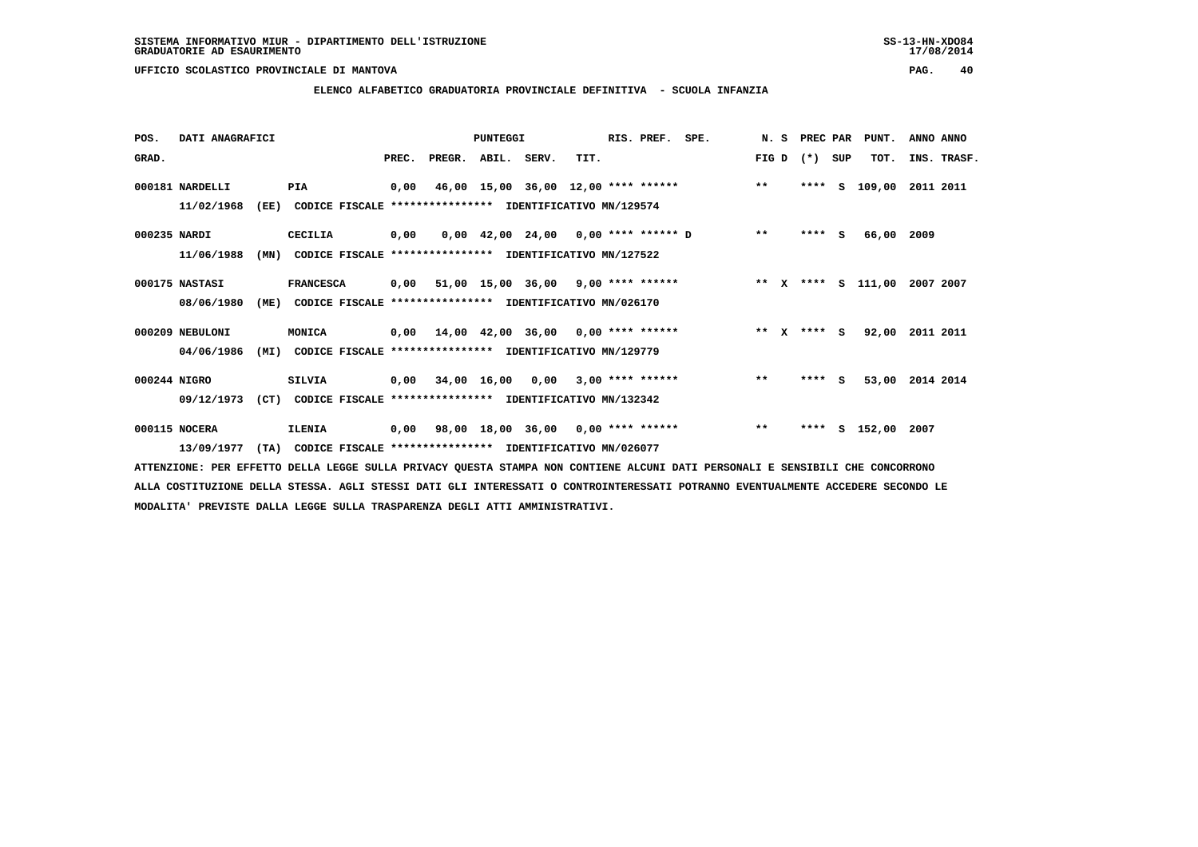SISTEMA INFORMATIVO MIUR - DIPARTIMENTO DELL'ISTRUZIONE
GRADUATORIE AD ESAURIMENTO

UFFICIO SCOLASTICO PROVINCIALE DI MANTOVA

## ELENCO ALFABETICO GRADUATORIA PROVINCIALE DEFINITIVA - SCUOLA INFANZIA

| POS. GRAD. | DATI ANAGRAFICI | | PREC. | PREGR. | ABIL. | SERV. | TIT. | RIS. PREF. | SPE. | N. S FIG D | PREC PAR (*) SUP | PUNT. TOT. | ANNO INS. | ANNO TRASF. |
|---|---|---|---|---|---|---|---|---|---|---|---|---|---|---|
| 000181 | NARDELLI | PIA | 0,00 | 46,00 | 15,00 | 36,00 | 12,00 | **** ****** | | ** | **** S | 109,00 | 2011 | 2011 |
| | 11/02/1968 (EE) | CODICE FISCALE **************** IDENTIFICATIVO MN/129574 | | | | | | | | | | | | |
| 000235 | NARDI | CECILIA | 0,00 | 0,00 | 42,00 | 24,00 | 0,00 | **** ****** D | | ** | **** S | 66,00 | 2009 | |
| | 11/06/1988 (MN) | CODICE FISCALE **************** IDENTIFICATIVO MN/127522 | | | | | | | | | | | | |
| 000175 | NASTASI | FRANCESCA | 0,00 | 51,00 | 15,00 | 36,00 | 9,00 | **** ****** | | ** X | **** S | 111,00 | 2007 | 2007 |
| | 08/06/1980 (ME) | CODICE FISCALE **************** IDENTIFICATIVO MN/026170 | | | | | | | | | | | | |
| 000209 | NEBULONI | MONICA | 0,00 | 14,00 | 42,00 | 36,00 | 0,00 | **** ****** | | ** X | **** S | 92,00 | 2011 | 2011 |
| | 04/06/1986 (MI) | CODICE FISCALE **************** IDENTIFICATIVO MN/129779 | | | | | | | | | | | | |
| 000244 | NIGRO | SILVIA | 0,00 | 34,00 | 16,00 | 0,00 | 3,00 | **** ****** | | ** | **** S | 53,00 | 2014 | 2014 |
| | 09/12/1973 (CT) | CODICE FISCALE **************** IDENTIFICATIVO MN/132342 | | | | | | | | | | | | |
| 000115 | NOCERA | ILENIA | 0,00 | 98,00 | 18,00 | 36,00 | 0,00 | **** ****** | | ** | **** S | 152,00 | 2007 | |
| | 13/09/1977 (TA) | CODICE FISCALE **************** IDENTIFICATIVO MN/026077 | | | | | | | | | | | | |

ATTENZIONE: PER EFFETTO DELLA LEGGE SULLA PRIVACY QUESTA STAMPA NON CONTIENE ALCUNI DATI PERSONALI E SENSIBILI CHE CONCORRONO ALLA COSTITUZIONE DELLA STESSA. AGLI STESSI DATI GLI INTERESSATI O CONTROINTERESSATI POTRANNO EVENTUALMENTE ACCEDERE SECONDO LE MODALITA' PREVISTE DALLA LEGGE SULLA TRASPARENZA DEGLI ATTI AMMINISTRATIVI.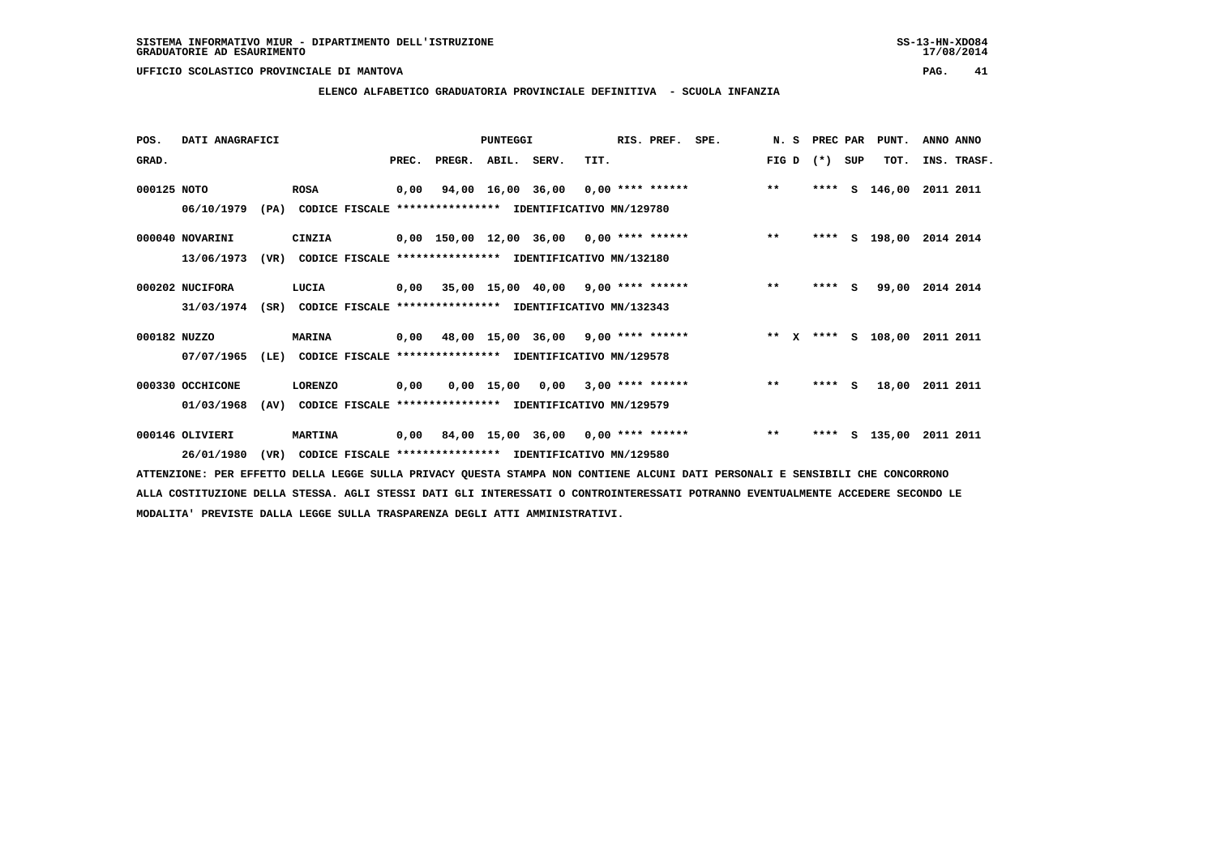SISTEMA INFORMATIVO MIUR - DIPARTIMENTO DELL'ISTRUZIONE
GRADUATORIE AD ESAURIMENTO

UFFICIO SCOLASTICO PROVINCIALE DI MANTOVA

**ELENCO ALFABETICO GRADUATORIA PROVINCIALE DEFINITIVA - SCUOLA INFANZIA**

| POS. GRAD. | DATI ANAGRAFICI | | PUNTEGGI PREC. | PREGR. | ABIL. | SERV. | TIT. | RIS. PREF. | SPE. | N. S FIG D | PREC PAR (*) SUP | PUNT. TOT. | ANNO ANNO INS. TRASF. |
|---|---|---|---|---|---|---|---|---|---|---|---|---|---|
| 000125 | NOTO | ROSA | 0,00 | 94,00 | 16,00 | 36,00 | 0,00 | **** ****** | | ** | **** S | 146,00 | 2011 2011 |
| | 06/10/1979 (PA) CODICE FISCALE **************** IDENTIFICATIVO MN/129780 | | | | | | | | | | | | |
| 000040 | NOVARINI | CINZIA | 0,00 | 150,00 | 12,00 | 36,00 | 0,00 | **** ****** | | ** | **** S | 198,00 | 2014 2014 |
| | 13/06/1973 (VR) CODICE FISCALE **************** IDENTIFICATIVO MN/132180 | | | | | | | | | | | | |
| 000202 | NUCIFORA | LUCIA | 0,00 | 35,00 | 15,00 | 40,00 | 9,00 | **** ****** | | ** | **** S | 99,00 | 2014 2014 |
| | 31/03/1974 (SR) CODICE FISCALE **************** IDENTIFICATIVO MN/132343 | | | | | | | | | | | | |
| 000182 | NUZZO | MARINA | 0,00 | 48,00 | 15,00 | 36,00 | 9,00 | **** ****** | | ** X | **** S | 108,00 | 2011 2011 |
| | 07/07/1965 (LE) CODICE FISCALE **************** IDENTIFICATIVO MN/129578 | | | | | | | | | | | | |
| 000330 | OCCHICONE | LORENZO | 0,00 | 0,00 | 15,00 | 0,00 | 3,00 | **** ****** | | ** | **** S | 18,00 | 2011 2011 |
| | 01/03/1968 (AV) CODICE FISCALE **************** IDENTIFICATIVO MN/129579 | | | | | | | | | | | | |
| 000146 | OLIVIERI | MARTINA | 0,00 | 84,00 | 15,00 | 36,00 | 0,00 | **** ****** | | ** | **** S | 135,00 | 2011 2011 |
| | 26/01/1980 (VR) CODICE FISCALE **************** IDENTIFICATIVO MN/129580 | | | | | | | | | | | | |

ATTENZIONE: PER EFFETTO DELLA LEGGE SULLA PRIVACY QUESTA STAMPA NON CONTIENE ALCUNI DATI PERSONALI E SENSIBILI CHE CONCORRONO ALLA COSTITUZIONE DELLA STESSA. AGLI STESSI DATI GLI INTERESSATI O CONTROINTERESSATI POTRANNO EVENTUALMENTE ACCEDERE SECONDO LE MODALITA' PREVISTE DALLA LEGGE SULLA TRASPARENZA DEGLI ATTI AMMINISTRATIVI.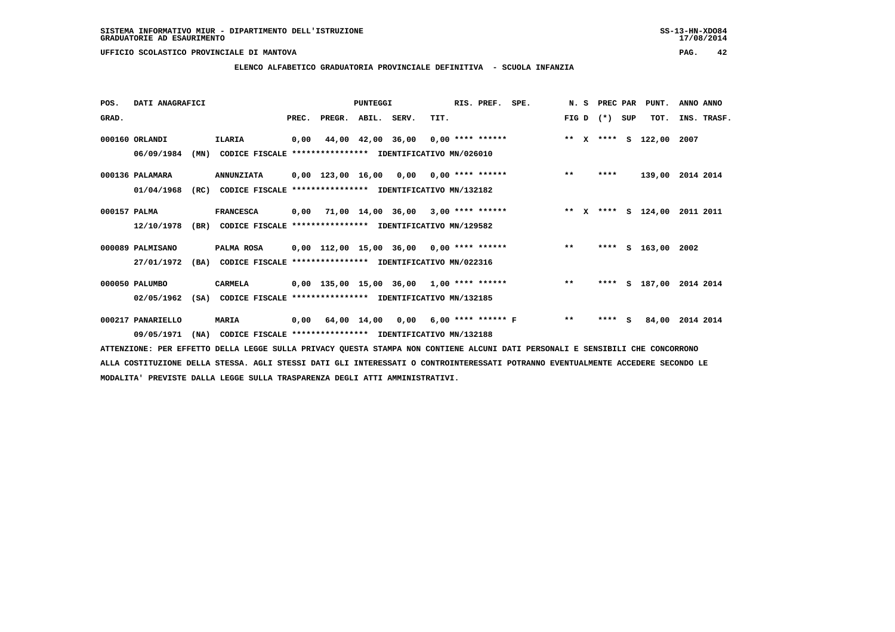SISTEMA INFORMATIVO MIUR - DIPARTIMENTO DELL'ISTRUZIONE
GRADUATORIE AD ESAURIMENTO

UFFICIO SCOLASTICO PROVINCIALE DI MANTOVA

## ELENCO ALFABETICO GRADUATORIA PROVINCIALE DEFINITIVA - SCUOLA INFANZIA

| POS. GRAD. | DATI ANAGRAFICI | | PUNTEGGI PREC. | PREGR. | ABIL. | SERV. | TIT. | RIS. PREF. | SPE. | N. S FIG D | PREC PAR (*) SUP | PUNT. TOT. | ANNO INS. | ANNO TRASF. |
|---|---|---|---|---|---|---|---|---|---|---|---|---|---|---|
| 000160 | ORLANDI 06/09/1984 (MN) CODICE FISCALE **************** IDENTIFICATIVO MN/026010 | ILARIA | 0,00 | 44,00 | 42,00 | 36,00 | 0,00 | **** ****** | | ** X | **** S | 122,00 | 2007 | |
| 000136 | PALAMARA 01/04/1968 (RC) CODICE FISCALE **************** IDENTIFICATIVO MN/132182 | ANNUNZIATA | 0,00 | 123,00 | 16,00 | 0,00 | 0,00 | **** ****** | | ** | **** | 139,00 | 2014 | 2014 |
| 000157 | PALMA 12/10/1978 (BR) CODICE FISCALE **************** IDENTIFICATIVO MN/129582 | FRANCESCA | 0,00 | 71,00 | 14,00 | 36,00 | 3,00 | **** ****** | | ** X | **** S | 124,00 | 2011 | 2011 |
| 000089 | PALMISANO 27/01/1972 (BA) CODICE FISCALE **************** IDENTIFICATIVO MN/022316 | PALMA ROSA | 0,00 | 112,00 | 15,00 | 36,00 | 0,00 | **** ****** | | ** | **** S | 163,00 | 2002 | |
| 000050 | PALUMBO 02/05/1962 (SA) CODICE FISCALE **************** IDENTIFICATIVO MN/132185 | CARMELA | 0,00 | 135,00 | 15,00 | 36,00 | 1,00 | **** ****** | | ** | **** S | 187,00 | 2014 | 2014 |
| 000217 | PANARIELLO 09/05/1971 (NA) CODICE FISCALE **************** IDENTIFICATIVO MN/132188 | MARIA | 0,00 | 64,00 | 14,00 | 0,00 | 6,00 | **** ****** | F | ** | **** S | 84,00 | 2014 | 2014 |

ATTENZIONE: PER EFFETTO DELLA LEGGE SULLA PRIVACY QUESTA STAMPA NON CONTIENE ALCUNI DATI PERSONALI E SENSIBILI CHE CONCORRONO ALLA COSTITUZIONE DELLA STESSA. AGLI STESSI DATI GLI INTERESSATI O CONTROINTERESSATI POTRANNO EVENTUALMENTE ACCEDERE SECONDO LE MODALITA' PREVISTE DALLA LEGGE SULLA TRASPARENZA DEGLI ATTI AMMINISTRATIVI.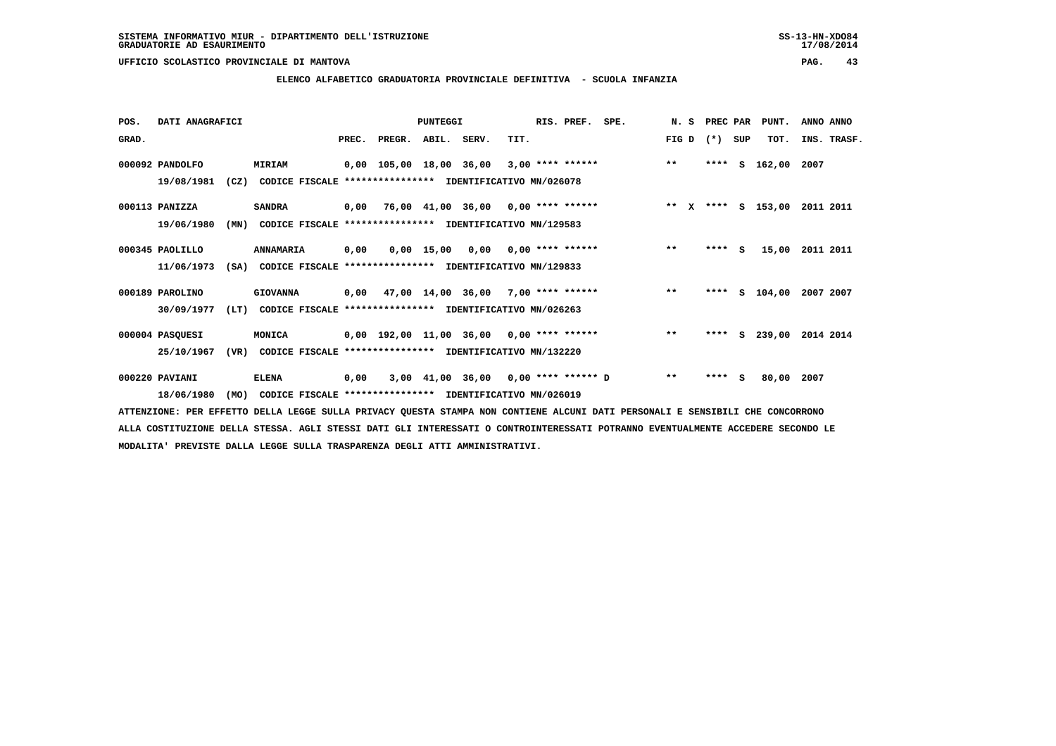SISTEMA INFORMATIVO MIUR - DIPARTIMENTO DELL'ISTRUZIONE

GRADUATORIE AD ESAURIMENTO

UFFICIO SCOLASTICO PROVINCIALE DI MANTOVA

**ELENCO ALFABETICO GRADUATORIA PROVINCIALE DEFINITIVA - SCUOLA INFANZIA**

| POS. GRAD. | DATI ANAGRAFICI | | | PREC. | PREGR. | ABIL. | SERV. | TIT. | RIS. PREF. | SPE. | N. S FIG D | PREC PAR (*) | SUP | PUNT. TOT. | ANNO INS. | ANNO TRASF. |
|---|---|---|---|---|---|---|---|---|---|---|---|---|---|---|---|---|
| 000092 | PANDOLFO | MIRIAM | | 0,00 | 105,00 | 18,00 | 36,00 | 3,00 | **** ****** | | ** | **** | S | 162,00 | 2007 | |
| | 19/08/1981 (CZ) | CODICE FISCALE **************** | IDENTIFICATIVO MN/026078 | | | | | | | | | | | | | |
| 000113 | PANIZZA | SANDRA | | 0,00 | 76,00 | 41,00 | 36,00 | 0,00 | **** ****** | | ** X | **** | S | 153,00 | 2011 | 2011 |
| | 19/06/1980 (MN) | CODICE FISCALE **************** | IDENTIFICATIVO MN/129583 | | | | | | | | | | | | | |
| 000345 | PAOLILLO | ANNAMARIA | | 0,00 | 0,00 | 15,00 | 0,00 | 0,00 | **** ****** | | ** | **** | S | 15,00 | 2011 | 2011 |
| | 11/06/1973 (SA) | CODICE FISCALE **************** | IDENTIFICATIVO MN/129833 | | | | | | | | | | | | | |
| 000189 | PAROLINO | GIOVANNA | | 0,00 | 47,00 | 14,00 | 36,00 | 7,00 | **** ****** | | ** | **** | S | 104,00 | 2007 | 2007 |
| | 30/09/1977 (LT) | CODICE FISCALE **************** | IDENTIFICATIVO MN/026263 | | | | | | | | | | | | | |
| 000004 | PASQUESI | MONICA | | 0,00 | 192,00 | 11,00 | 36,00 | 0,00 | **** ****** | | ** | **** | S | 239,00 | 2014 | 2014 |
| | 25/10/1967 (VR) | CODICE FISCALE **************** | IDENTIFICATIVO MN/132220 | | | | | | | | | | | | | |
| 000220 | PAVIANI | ELENA | | 0,00 | 3,00 | 41,00 | 36,00 | 0,00 | **** ****** | D | ** | **** | S | 80,00 | 2007 | |
| | 18/06/1980 (MO) | CODICE FISCALE **************** | IDENTIFICATIVO MN/026019 | | | | | | | | | | | | | |

ATTENZIONE: PER EFFETTO DELLA LEGGE SULLA PRIVACY QUESTA STAMPA NON CONTIENE ALCUNI DATI PERSONALI E SENSIBILI CHE CONCORRONO ALLA COSTITUZIONE DELLA STESSA. AGLI STESSI DATI GLI INTERESSATI O CONTROINTERESSATI POTRANNO EVENTUALMENTE ACCEDERE SECONDO LE MODALITA' PREVISTE DALLA LEGGE SULLA TRASPARENZA DEGLI ATTI AMMINISTRATIVI.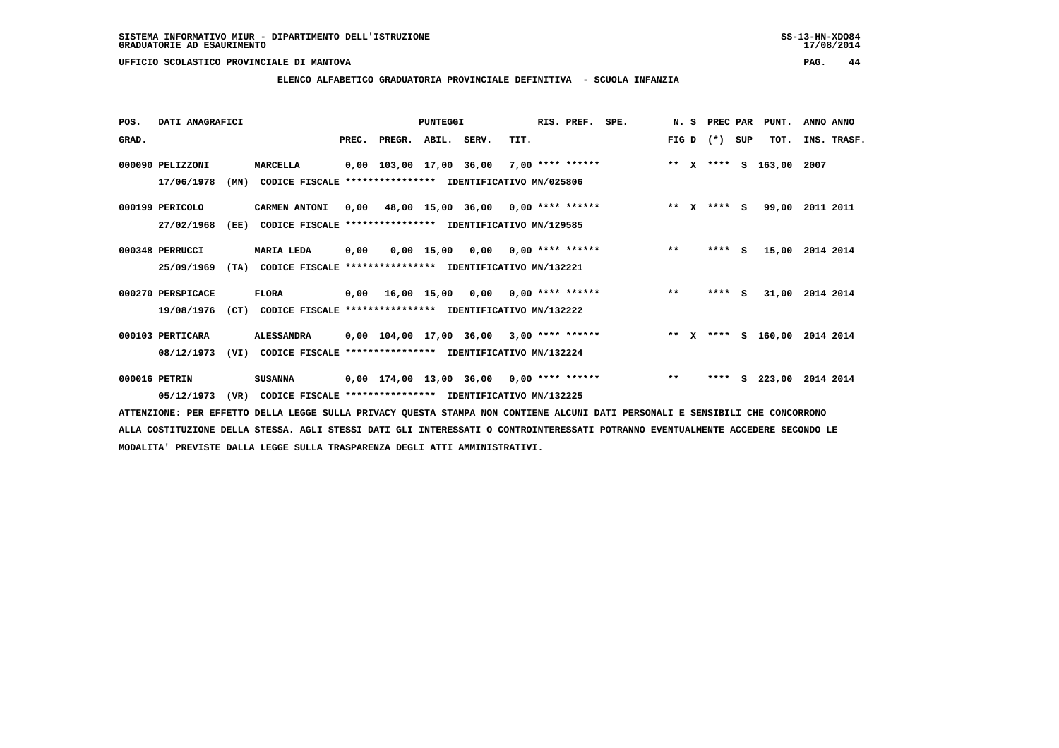SISTEMA INFORMATIVO MIUR - DIPARTIMENTO DELL'ISTRUZIONE
GRADUATORIE AD ESAURIMENTO

UFFICIO SCOLASTICO PROVINCIALE DI MANTOVA

**ELENCO ALFABETICO GRADUATORIA PROVINCIALE DEFINITIVA - SCUOLA INFANZIA**

| POS. GRAD. | DATI ANAGRAFICI | | PREC. | PREGR. | ABIL. | SERV. | TIT. | RIS. PREF. | SPE. | N. S FIG D | PREC PAR (*) SUP | PUNT. TOT. | ANNO INS. | ANNO TRASF. |
|---|---|---|---|---|---|---|---|---|---|---|---|---|---|---|
| 000090 | PELIZZONI 17/06/1978 (MN) CODICE FISCALE **************** IDENTIFICATIVO MN/025806 | MARCELLA | 0,00 | 103,00 | 17,00 | 36,00 | 7,00 | **** ****** | | ** X | **** S | 163,00 | 2007 | |
| 000199 | PERICOLO 27/02/1968 (EE) CODICE FISCALE **************** IDENTIFICATIVO MN/129585 | CARMEN ANTONI | 0,00 | 48,00 | 15,00 | 36,00 | 0,00 | **** ****** | | ** X | **** S | 99,00 | 2011 | 2011 |
| 000348 | PERRUCCI 25/09/1969 (TA) CODICE FISCALE **************** IDENTIFICATIVO MN/132221 | MARIA LEDA | 0,00 | 0,00 | 15,00 | 0,00 | 0,00 | **** ****** | | ** | **** S | 15,00 | 2014 | 2014 |
| 000270 | PERSPICACE 19/08/1976 (CT) CODICE FISCALE **************** IDENTIFICATIVO MN/132222 | FLORA | 0,00 | 16,00 | 15,00 | 0,00 | 0,00 | **** ****** | | ** | **** S | 31,00 | 2014 | 2014 |
| 000103 | PERTICARA 08/12/1973 (VI) CODICE FISCALE **************** IDENTIFICATIVO MN/132224 | ALESSANDRA | 0,00 | 104,00 | 17,00 | 36,00 | 3,00 | **** ****** | | ** X | **** S | 160,00 | 2014 | 2014 |
| 000016 | PETRIN 05/12/1973 (VR) CODICE FISCALE **************** IDENTIFICATIVO MN/132225 | SUSANNA | 0,00 | 174,00 | 13,00 | 36,00 | 0,00 | **** ****** | | ** | **** S | 223,00 | 2014 | 2014 |

ATTENZIONE: PER EFFETTO DELLA LEGGE SULLA PRIVACY QUESTA STAMPA NON CONTIENE ALCUNI DATI PERSONALI E SENSIBILI CHE CONCORRONO ALLA COSTITUZIONE DELLA STESSA. AGLI STESSI DATI GLI INTERESSATI O CONTROINTERESSATI POTRANNO EVENTUALMENTE ACCEDERE SECONDO LE MODALITA' PREVISTE DALLA LEGGE SULLA TRASPARENZA DEGLI ATTI AMMINISTRATIVI.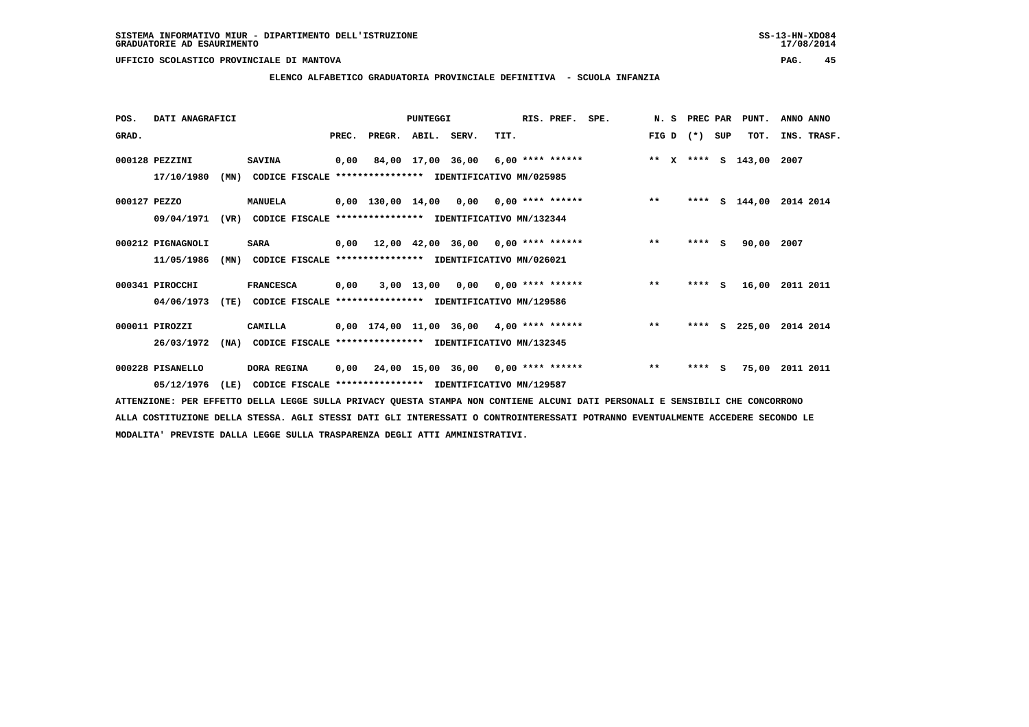SISTEMA INFORMATIVO MIUR - DIPARTIMENTO DELL'ISTRUZIONE
GRADUATORIE AD ESAURIMENTO

UFFICIO SCOLASTICO PROVINCIALE DI MANTOVA

## ELENCO ALFABETICO GRADUATORIA PROVINCIALE DEFINITIVA - SCUOLA INFANZIA

| POS. GRAD. | DATI ANAGRAFICI | | PREC. | PREGR. | ABIL. | SERV. | TIT. | RIS. PREF. | SPE. | N. S FIG D | PREC PAR (*) | SUP | PUNT. TOT. | ANNO INS. | ANNO TRASF. |
|---|---|---|---|---|---|---|---|---|---|---|---|---|---|---|---|
| 000128 | PEZZINI 17/10/1980 (MN) | SAVINA CODICE FISCALE **************** IDENTIFICATIVO MN/025985 | 0,00 | 84,00 | 17,00 | 36,00 | 6,00 | **** ****** | | ** X | **** | S | 143,00 | 2007 | |
| 000127 | PEZZO 09/04/1971 (VR) | MANUELA CODICE FISCALE **************** IDENTIFICATIVO MN/132344 | 0,00 | 130,00 | 14,00 | 0,00 | 0,00 | **** ****** | | ** | **** | S | 144,00 | 2014 | 2014 |
| 000212 | PIGNAGNOLI 11/05/1986 (MN) | SARA CODICE FISCALE **************** IDENTIFICATIVO MN/026021 | 0,00 | 12,00 | 42,00 | 36,00 | 0,00 | **** ****** | | ** | **** | S | 90,00 | 2007 | |
| 000341 | PIROCCHI 04/06/1973 (TE) | FRANCESCA CODICE FISCALE **************** IDENTIFICATIVO MN/129586 | 0,00 | 3,00 | 13,00 | 0,00 | 0,00 | **** ****** | | ** | **** | S | 16,00 | 2011 | 2011 |
| 000011 | PIROZZI 26/03/1972 (NA) | CAMILLA CODICE FISCALE **************** IDENTIFICATIVO MN/132345 | 0,00 | 174,00 | 11,00 | 36,00 | 4,00 | **** ****** | | ** | **** | S | 225,00 | 2014 | 2014 |
| 000228 | PISANELLO 05/12/1976 (LE) | DORA REGINA CODICE FISCALE **************** IDENTIFICATIVO MN/129587 | 0,00 | 24,00 | 15,00 | 36,00 | 0,00 | **** ****** | | ** | **** | S | 75,00 | 2011 | 2011 |

ATTENZIONE: PER EFFETTO DELLA LEGGE SULLA PRIVACY QUESTA STAMPA NON CONTIENE ALCUNI DATI PERSONALI E SENSIBILI CHE CONCORRONO ALLA COSTITUZIONE DELLA STESSA. AGLI STESSI DATI GLI INTERESSATI O CONTROINTERESSATI POTRANNO EVENTUALMENTE ACCEDERE SECONDO LE MODALITA' PREVISTE DALLA LEGGE SULLA TRASPARENZA DEGLI ATTI AMMINISTRATIVI.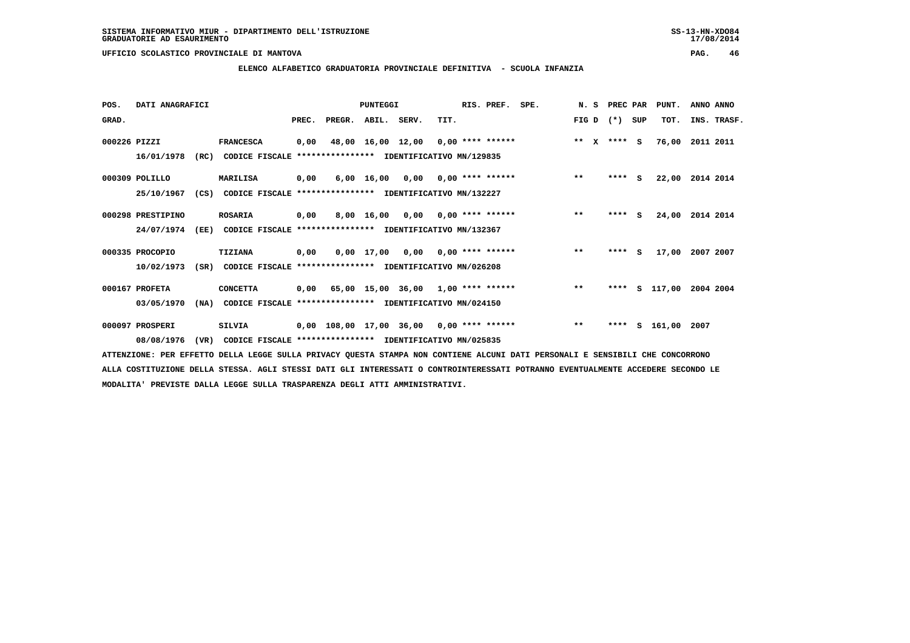SISTEMA INFORMATIVO MIUR - DIPARTIMENTO DELL'ISTRUZIONE
GRADUATORIE AD ESAURIMENTO

UFFICIO SCOLASTICO PROVINCIALE DI MANTOVA

## ELENCO ALFABETICO GRADUATORIA PROVINCIALE DEFINITIVA - SCUOLA INFANZIA

| POS. GRAD. | DATI ANAGRAFICI | | PREC. | PREGR. | ABIL. | SERV. | TIT. | RIS. PREF. | SPE. | N. S FIG D | PREC PAR (*) SUP | PUNT. TOT. | ANNO INS. | ANNO TRASF. |
|---|---|---|---|---|---|---|---|---|---|---|---|---|---|---|
| 000226 | PIZZI | FRANCESCA | 0,00 | 48,00 | 16,00 | 12,00 | 0,00 | **** ****** | | ** X | **** S | 76,00 | 2011 | 2011 |
| | 16/01/1978 (RC) | CODICE FISCALE **************** IDENTIFICATIVO MN/129835 | | | | | | | | | | | | |
| 000309 | POLILLO | MARILISA | 0,00 | 6,00 | 16,00 | 0,00 | 0,00 | **** ****** | | ** | **** S | 22,00 | 2014 | 2014 |
| | 25/10/1967 (CS) | CODICE FISCALE **************** IDENTIFICATIVO MN/132227 | | | | | | | | | | | | |
| 000298 | PRESTIPINO | ROSARIA | 0,00 | 8,00 | 16,00 | 0,00 | 0,00 | **** ****** | | ** | **** S | 24,00 | 2014 | 2014 |
| | 24/07/1974 (EE) | CODICE FISCALE **************** IDENTIFICATIVO MN/132367 | | | | | | | | | | | | |
| 000335 | PROCOPIO | TIZIANA | 0,00 | 0,00 | 17,00 | 0,00 | 0,00 | **** ****** | | ** | **** S | 17,00 | 2007 | 2007 |
| | 10/02/1973 (SR) | CODICE FISCALE **************** IDENTIFICATIVO MN/026208 | | | | | | | | | | | | |
| 000167 | PROFETA | CONCETTA | 0,00 | 65,00 | 15,00 | 36,00 | 1,00 | **** ****** | | ** | **** S | 117,00 | 2004 | 2004 |
| | 03/05/1970 (NA) | CODICE FISCALE **************** IDENTIFICATIVO MN/024150 | | | | | | | | | | | | |
| 000097 | PROSPERI | SILVIA | 0,00 | 108,00 | 17,00 | 36,00 | 0,00 | **** ****** | | ** | **** S | 161,00 | 2007 | |
| | 08/08/1976 (VR) | CODICE FISCALE **************** IDENTIFICATIVO MN/025835 | | | | | | | | | | | | |

ATTENZIONE: PER EFFETTO DELLA LEGGE SULLA PRIVACY QUESTA STAMPA NON CONTIENE ALCUNI DATI PERSONALI E SENSIBILI CHE CONCORRONO ALLA COSTITUZIONE DELLA STESSA. AGLI STESSI DATI GLI INTERESSATI O CONTROINTERESSATI POTRANNO EVENTUALMENTE ACCEDERE SECONDO LE MODALITA' PREVISTE DALLA LEGGE SULLA TRASPARENZA DEGLI ATTI AMMINISTRATIVI.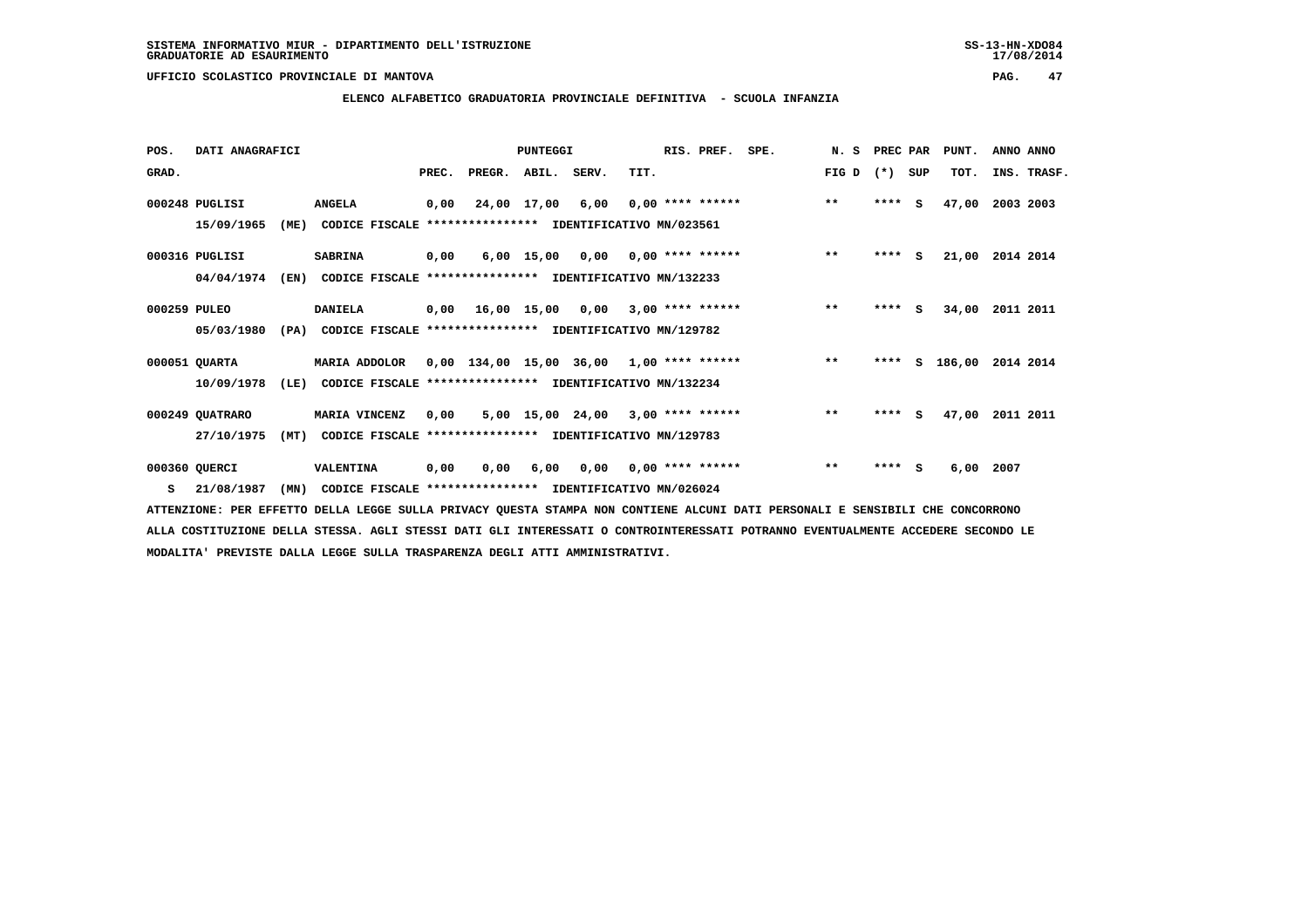SISTEMA INFORMATIVO MIUR - DIPARTIMENTO DELL'ISTRUZIONE
GRADUATORIE AD ESAURIMENTO

UFFICIO SCOLASTICO PROVINCIALE DI MANTOVA

**ELENCO ALFABETICO GRADUATORIA PROVINCIALE DEFINITIVA - SCUOLA INFANZIA**

| POS. GRAD. | DATI ANAGRAFICI | | PREC. | PREGR. | ABIL. | SERV. | TIT. | RIS. PREF. | SPE. | N. S FIG D | PREC PAR (*) | SUP | PUNT. TOT. | ANNO INS. | ANNO TRASF. |
|---|---|---|---|---|---|---|---|---|---|---|---|---|---|---|---|
| 000248 | PUGLISI | ANGELA | 0,00 | 24,00 | 17,00 | 6,00 | 0,00 | **** ****** | | ** | **** | S | 47,00 | 2003 | 2003 |
| | 15/09/1965 (ME) | CODICE FISCALE **************** IDENTIFICATIVO MN/023561 | | | | | | | | | | | | | |
| 000316 | PUGLISI | SABRINA | 0,00 | 6,00 | 15,00 | 0,00 | 0,00 | **** ****** | | ** | **** | S | 21,00 | 2014 | 2014 |
| | 04/04/1974 (EN) | CODICE FISCALE **************** IDENTIFICATIVO MN/132233 | | | | | | | | | | | | | |
| 000259 | PULEO | DANIELA | 0,00 | 16,00 | 15,00 | 0,00 | 3,00 | **** ****** | | ** | **** | S | 34,00 | 2011 | 2011 |
| | 05/03/1980 (PA) | CODICE FISCALE **************** IDENTIFICATIVO MN/129782 | | | | | | | | | | | | | |
| 000051 | QUARTA | MARIA ADDOLOR | 0,00 | 134,00 | 15,00 | 36,00 | 1,00 | **** ****** | | ** | **** | S | 186,00 | 2014 | 2014 |
| | 10/09/1978 (LE) | CODICE FISCALE **************** IDENTIFICATIVO MN/132234 | | | | | | | | | | | | | |
| 000249 | QUATRARO | MARIA VINCENZ | 0,00 | 5,00 | 15,00 | 24,00 | 3,00 | **** ****** | | ** | **** | S | 47,00 | 2011 | 2011 |
| | 27/10/1975 (MT) | CODICE FISCALE **************** IDENTIFICATIVO MN/129783 | | | | | | | | | | | | | |
| 000360 | QUERCI | VALENTINA | 0,00 | 0,00 | 6,00 | 0,00 | 0,00 | **** ****** | | ** | **** | S | 6,00 | 2007 | |
| S | 21/08/1987 (MN) | CODICE FISCALE **************** IDENTIFICATIVO MN/026024 | | | | | | | | | | | | | |

ATTENZIONE: PER EFFETTO DELLA LEGGE SULLA PRIVACY QUESTA STAMPA NON CONTIENE ALCUNI DATI PERSONALI E SENSIBILI CHE CONCORRONO ALLA COSTITUZIONE DELLA STESSA. AGLI STESSI DATI GLI INTERESSATI O CONTROINTERESSATI POTRANNO EVENTUALMENTE ACCEDERE SECONDO LE MODALITA' PREVISTE DALLA LEGGE SULLA TRASPARENZA DEGLI ATTI AMMINISTRATIVI.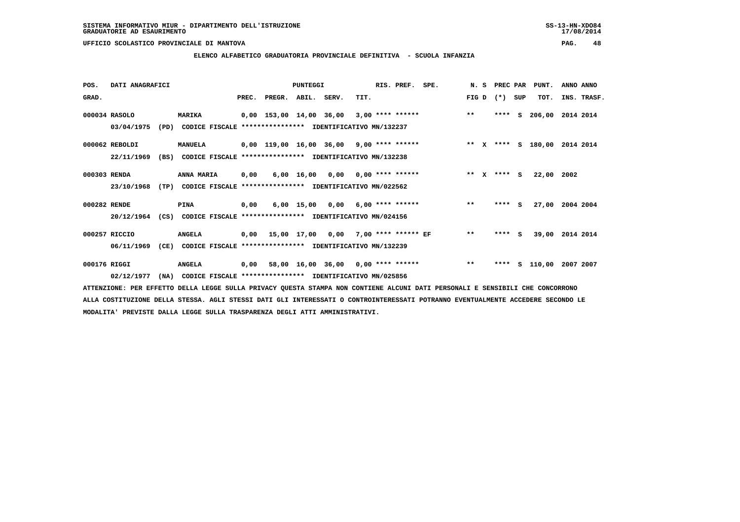SISTEMA INFORMATIVO MIUR - DIPARTIMENTO DELL'ISTRUZIONE

GRADUATORIE AD ESAURIMENTO

UFFICIO SCOLASTICO PROVINCIALE DI MANTOVA

## ELENCO ALFABETICO GRADUATORIA PROVINCIALE DEFINITIVA - SCUOLA INFANZIA

| POS. GRAD. | DATI ANAGRAFICI | | PREC. | PREGR. | ABIL. | SERV. | TIT. | RIS. PREF. | SPE. | N. S FIG D | PREC PAR (*) | SUP | PUNT. TOT. | ANNO ANNO INS. TRASF. |
|---|---|---|---|---|---|---|---|---|---|---|---|---|---|---|
| 000034 | RASOLO | MARIKA | 0,00 | 153,00 | 14,00 | 36,00 | 3,00 | **** ****** | | ** | **** | S | 206,00 | 2014 2014 |
| | 03/04/1975 (PD) | CODICE FISCALE **************** IDENTIFICATIVO MN/132237 | | | | | | | | | | | | |
| 000062 | REBOLDI | MANUELA | 0,00 | 119,00 | 16,00 | 36,00 | 9,00 | **** ****** | | ** X | **** | S | 180,00 | 2014 2014 |
| | 22/11/1969 (BS) | CODICE FISCALE **************** IDENTIFICATIVO MN/132238 | | | | | | | | | | | | |
| 000303 | RENDA | ANNA MARIA | 0,00 | 6,00 | 16,00 | 0,00 | 0,00 | **** ****** | | ** X | **** | S | 22,00 | 2002 |
| | 23/10/1968 (TP) | CODICE FISCALE **************** IDENTIFICATIVO MN/022562 | | | | | | | | | | | | |
| 000282 | RENDE | PINA | 0,00 | 6,00 | 15,00 | 0,00 | 6,00 | **** ****** | | ** | **** | S | 27,00 | 2004 2004 |
| | 20/12/1964 (CS) | CODICE FISCALE **************** IDENTIFICATIVO MN/024156 | | | | | | | | | | | | |
| 000257 | RICCIO | ANGELA | 0,00 | 15,00 | 17,00 | 0,00 | 7,00 | **** ****** | EF | ** | **** | S | 39,00 | 2014 2014 |
| | 06/11/1969 (CE) | CODICE FISCALE **************** IDENTIFICATIVO MN/132239 | | | | | | | | | | | | |
| 000176 | RIGGI | ANGELA | 0,00 | 58,00 | 16,00 | 36,00 | 0,00 | **** ****** | | ** | **** | S | 110,00 | 2007 2007 |
| | 02/12/1977 (NA) | CODICE FISCALE **************** IDENTIFICATIVO MN/025856 | | | | | | | | | | | | |

ATTENZIONE: PER EFFETTO DELLA LEGGE SULLA PRIVACY QUESTA STAMPA NON CONTIENE ALCUNI DATI PERSONALI E SENSIBILI CHE CONCORRONO ALLA COSTITUZIONE DELLA STESSA. AGLI STESSI DATI GLI INTERESSATI O CONTROINTERESSATI POTRANNO EVENTUALMENTE ACCEDERE SECONDO LE MODALITA' PREVISTE DALLA LEGGE SULLA TRASPARENZA DEGLI ATTI AMMINISTRATIVI.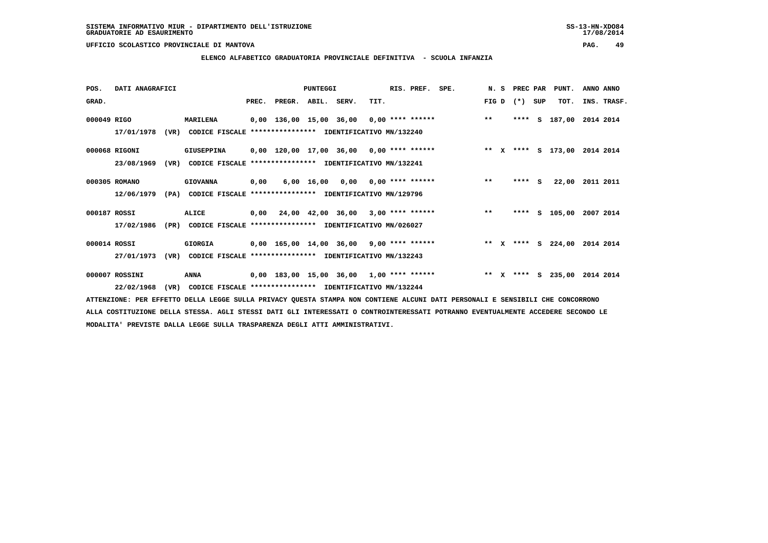SISTEMA INFORMATIVO MIUR - DIPARTIMENTO DELL'ISTRUZIONE
GRADUATORIE AD ESAURIMENTO

UFFICIO SCOLASTICO PROVINCIALE DI MANTOVA

## ELENCO ALFABETICO GRADUATORIA PROVINCIALE DEFINITIVA - SCUOLA INFANZIA

| POS. GRAD. | DATI ANAGRAFICI | | PREC. | PREGR. | ABIL. | SERV. | TIT. | RIS. PREF. | SPE. | N. S FIG D | PREC PAR (*) SUP | PUNT. TOT. | ANNO INS. | ANNO TRASF. |
|---|---|---|---|---|---|---|---|---|---|---|---|---|---|---|
| 000049 | RIGO | MARILENA | 0,00 | 136,00 | 15,00 | 36,00 | 0,00 | **** ****** | | ** | **** S | 187,00 | 2014 | 2014 |
| | 17/01/1978 (VR) | CODICE FISCALE **************** IDENTIFICATIVO MN/132240 | | | | | | | | | | | | |
| 000068 | RIGONI | GIUSEPPINA | 0,00 | 120,00 | 17,00 | 36,00 | 0,00 | **** ****** | | ** X | **** S | 173,00 | 2014 | 2014 |
| | 23/08/1969 (VR) | CODICE FISCALE **************** IDENTIFICATIVO MN/132241 | | | | | | | | | | | | |
| 000305 | ROMANO | GIOVANNA | 0,00 | 6,00 | 16,00 | 0,00 | 0,00 | **** ****** | | ** | **** S | 22,00 | 2011 | 2011 |
| | 12/06/1979 (PA) | CODICE FISCALE **************** IDENTIFICATIVO MN/129796 | | | | | | | | | | | | |
| 000187 | ROSSI | ALICE | 0,00 | 24,00 | 42,00 | 36,00 | 3,00 | **** ****** | | ** | **** S | 105,00 | 2007 | 2014 |
| | 17/02/1986 (PR) | CODICE FISCALE **************** IDENTIFICATIVO MN/026027 | | | | | | | | | | | | |
| 000014 | ROSSI | GIORGIA | 0,00 | 165,00 | 14,00 | 36,00 | 9,00 | **** ****** | | ** X | **** S | 224,00 | 2014 | 2014 |
| | 27/01/1973 (VR) | CODICE FISCALE **************** IDENTIFICATIVO MN/132243 | | | | | | | | | | | | |
| 000007 | ROSSINI | ANNA | 0,00 | 183,00 | 15,00 | 36,00 | 1,00 | **** ****** | | ** X | **** S | 235,00 | 2014 | 2014 |
| | 22/02/1968 (VR) | CODICE FISCALE **************** IDENTIFICATIVO MN/132244 | | | | | | | | | | | | |

ATTENZIONE: PER EFFETTO DELLA LEGGE SULLA PRIVACY QUESTA STAMPA NON CONTIENE ALCUNI DATI PERSONALI E SENSIBILI CHE CONCORRONO ALLA COSTITUZIONE DELLA STESSA. AGLI STESSI DATI GLI INTERESSATI O CONTROINTERESSATI POTRANNO EVENTUALMENTE ACCEDERE SECONDO LE MODALITA' PREVISTE DALLA LEGGE SULLA TRASPARENZA DEGLI ATTI AMMINISTRATIVI.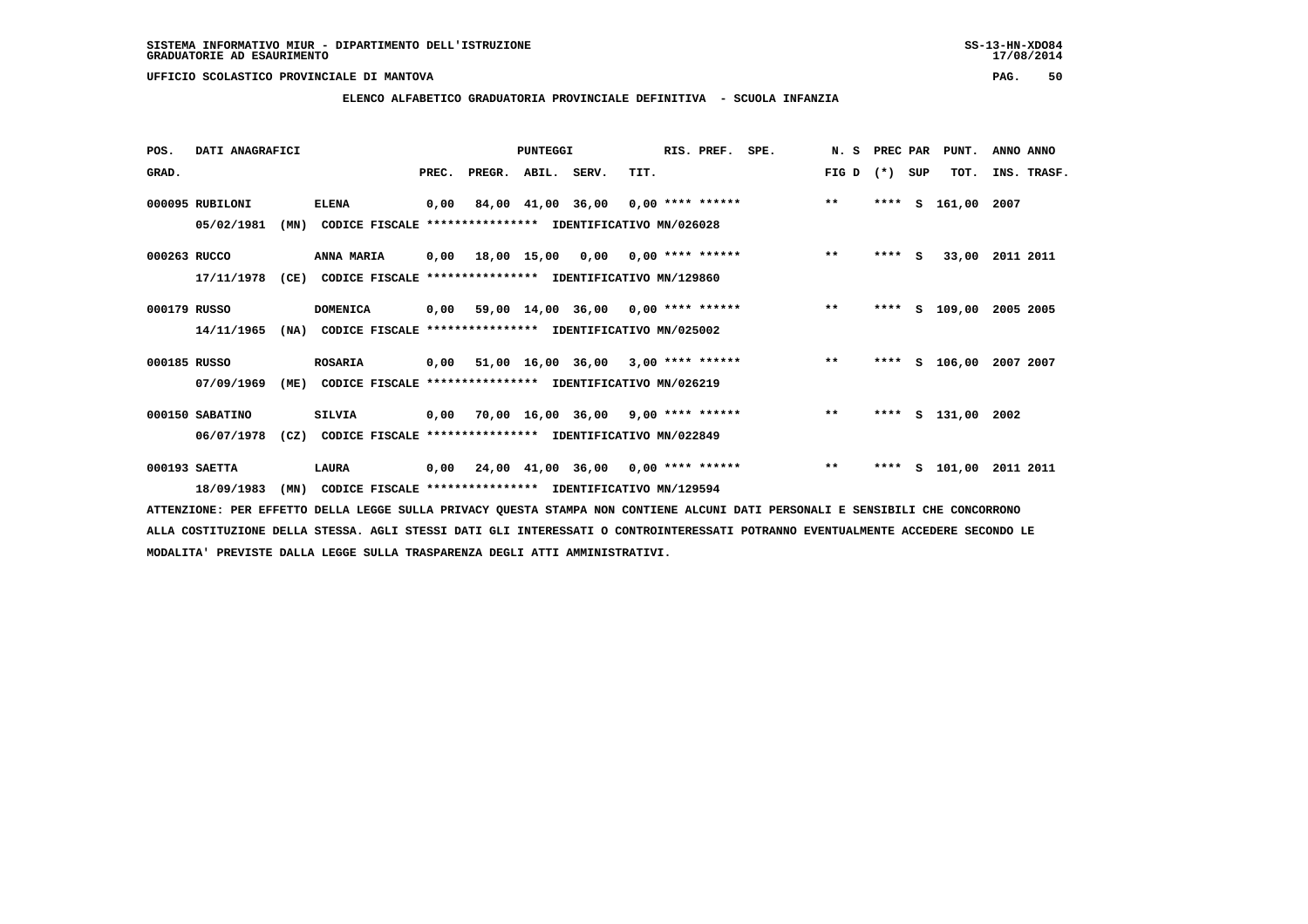SISTEMA INFORMATIVO MIUR - DIPARTIMENTO DELL'ISTRUZIONE
GRADUATORIE AD ESAURIMENTO

UFFICIO SCOLASTICO PROVINCIALE DI MANTOVA

## ELENCO ALFABETICO GRADUATORIA PROVINCIALE DEFINITIVA - SCUOLA INFANZIA

| POS. GRAD. | DATI ANAGRAFICI | | PREC. | PREGR. | ABIL. | SERV. | TIT. | RIS. PREF. | SPE. | N. S FIG D | PREC PAR (*) | SUP | PUNT. TOT. | ANNO INS. | ANNO TRASF. |
|---|---|---|---|---|---|---|---|---|---|---|---|---|---|---|---|
| 000095 | RUBILONI | ELENA | 0,00 | 84,00 | 41,00 | 36,00 | 0,00 | **** ****** | | ** | **** | S | 161,00 | 2007 | |
| | 05/02/1981 (MN) | CODICE FISCALE **************** IDENTIFICATIVO MN/026028 | | | | | | | | | | | | | |
| 000263 | RUCCO | ANNA MARIA | 0,00 | 18,00 | 15,00 | 0,00 | 0,00 | **** ****** | | ** | **** | S | 33,00 | 2011 | 2011 |
| | 17/11/1978 (CE) | CODICE FISCALE **************** IDENTIFICATIVO MN/129860 | | | | | | | | | | | | | |
| 000179 | RUSSO | DOMENICA | 0,00 | 59,00 | 14,00 | 36,00 | 0,00 | **** ****** | | ** | **** | S | 109,00 | 2005 | 2005 |
| | 14/11/1965 (NA) | CODICE FISCALE **************** IDENTIFICATIVO MN/025002 | | | | | | | | | | | | | |
| 000185 | RUSSO | ROSARIA | 0,00 | 51,00 | 16,00 | 36,00 | 3,00 | **** ****** | | ** | **** | S | 106,00 | 2007 | 2007 |
| | 07/09/1969 (ME) | CODICE FISCALE **************** IDENTIFICATIVO MN/026219 | | | | | | | | | | | | | |
| 000150 | SABATINO | SILVIA | 0,00 | 70,00 | 16,00 | 36,00 | 9,00 | **** ****** | | ** | **** | S | 131,00 | 2002 | |
| | 06/07/1978 (CZ) | CODICE FISCALE **************** IDENTIFICATIVO MN/022849 | | | | | | | | | | | | | |
| 000193 | SAETTA | LAURA | 0,00 | 24,00 | 41,00 | 36,00 | 0,00 | **** ****** | | ** | **** | S | 101,00 | 2011 | 2011 |
| | 18/09/1983 (MN) | CODICE FISCALE **************** IDENTIFICATIVO MN/129594 | | | | | | | | | | | | | |

ATTENZIONE: PER EFFETTO DELLA LEGGE SULLA PRIVACY QUESTA STAMPA NON CONTIENE ALCUNI DATI PERSONALI E SENSIBILI CHE CONCORRONO ALLA COSTITUZIONE DELLA STESSA. AGLI STESSI DATI GLI INTERESSATI O CONTROINTERESSATI POTRANNO EVENTUALMENTE ACCEDERE SECONDO LE MODALITA' PREVISTE DALLA LEGGE SULLA TRASPARENZA DEGLI ATTI AMMINISTRATIVI.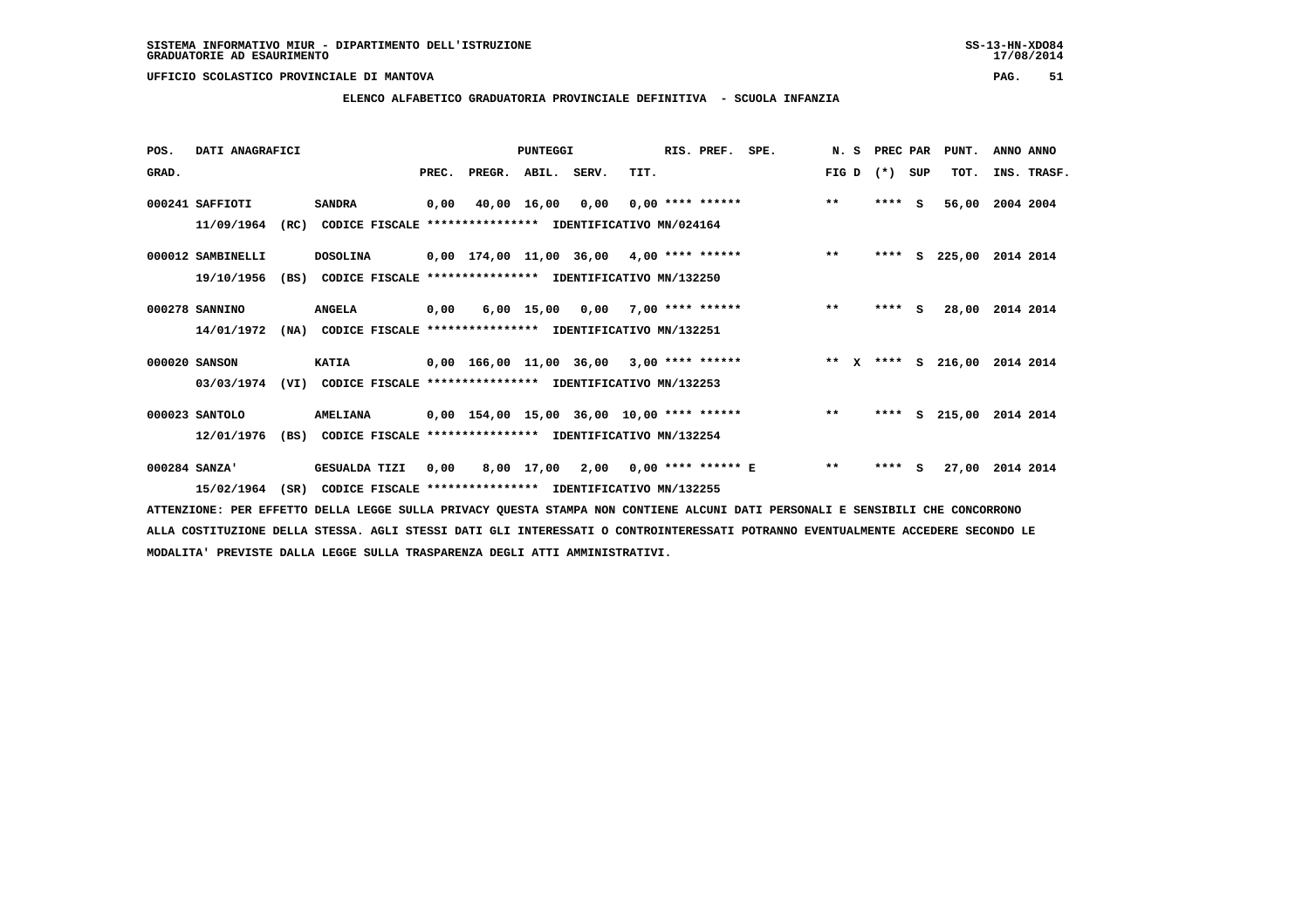SISTEMA INFORMATIVO MIUR - DIPARTIMENTO DELL'ISTRUZIONE
GRADUATORIE AD ESAURIMENTO

UFFICIO SCOLASTICO PROVINCIALE DI MANTOVA

**ELENCO ALFABETICO GRADUATORIA PROVINCIALE DEFINITIVA - SCUOLA INFANZIA**

| POS. GRAD. | DATI ANAGRAFICI | | PREC. | PREGR. | ABIL. | SERV. | TIT. | RIS. PREF. | SPE. | N. S FIG D | PREC (*) | PAR SUP | PUNT. TOT. | ANNO INS. | ANNO TRASF. |
|---|---|---|---|---|---|---|---|---|---|---|---|---|---|---|---|
| 000241 | SAFFIOTI | SANDRA | 0,00 | 40,00 | 16,00 | 0,00 | 0,00 | **** ****** | | ** | **** | S | 56,00 | 2004 | 2004 |
| | 11/09/1964 (RC) | CODICE FISCALE **************** IDENTIFICATIVO MN/024164 | | | | | | | | | | | | | |
| 000012 | SAMBINELLI | DOSOLINA | 0,00 | 174,00 | 11,00 | 36,00 | 4,00 | **** ****** | | ** | **** | S | 225,00 | 2014 | 2014 |
| | 19/10/1956 (BS) | CODICE FISCALE **************** IDENTIFICATIVO MN/132250 | | | | | | | | | | | | | |
| 000278 | SANNINO | ANGELA | 0,00 | 6,00 | 15,00 | 0,00 | 7,00 | **** ****** | | ** | **** | S | 28,00 | 2014 | 2014 |
| | 14/01/1972 (NA) | CODICE FISCALE **************** IDENTIFICATIVO MN/132251 | | | | | | | | | | | | | |
| 000020 | SANSON | KATIA | 0,00 | 166,00 | 11,00 | 36,00 | 3,00 | **** ****** | | ** X | **** | S | 216,00 | 2014 | 2014 |
| | 03/03/1974 (VI) | CODICE FISCALE **************** IDENTIFICATIVO MN/132253 | | | | | | | | | | | | | |
| 000023 | SANTOLO | AMELIANA | 0,00 | 154,00 | 15,00 | 36,00 | 10,00 | **** ****** | | ** | **** | S | 215,00 | 2014 | 2014 |
| | 12/01/1976 (BS) | CODICE FISCALE **************** IDENTIFICATIVO MN/132254 | | | | | | | | | | | | | |
| 000284 | SANZA' | GESUALDA TIZI | 0,00 | 8,00 | 17,00 | 2,00 | 0,00 | **** ****** | E | ** | **** | S | 27,00 | 2014 | 2014 |
| | 15/02/1964 (SR) | CODICE FISCALE **************** IDENTIFICATIVO MN/132255 | | | | | | | | | | | | | |

ATTENZIONE: PER EFFETTO DELLA LEGGE SULLA PRIVACY QUESTA STAMPA NON CONTIENE ALCUNI DATI PERSONALI E SENSIBILI CHE CONCORRONO ALLA COSTITUZIONE DELLA STESSA. AGLI STESSI DATI GLI INTERESSATI O CONTROINTERESSATI POTRANNO EVENTUALMENTE ACCEDERE SECONDO LE MODALITA' PREVISTE DALLA LEGGE SULLA TRASPARENZA DEGLI ATTI AMMINISTRATIVI.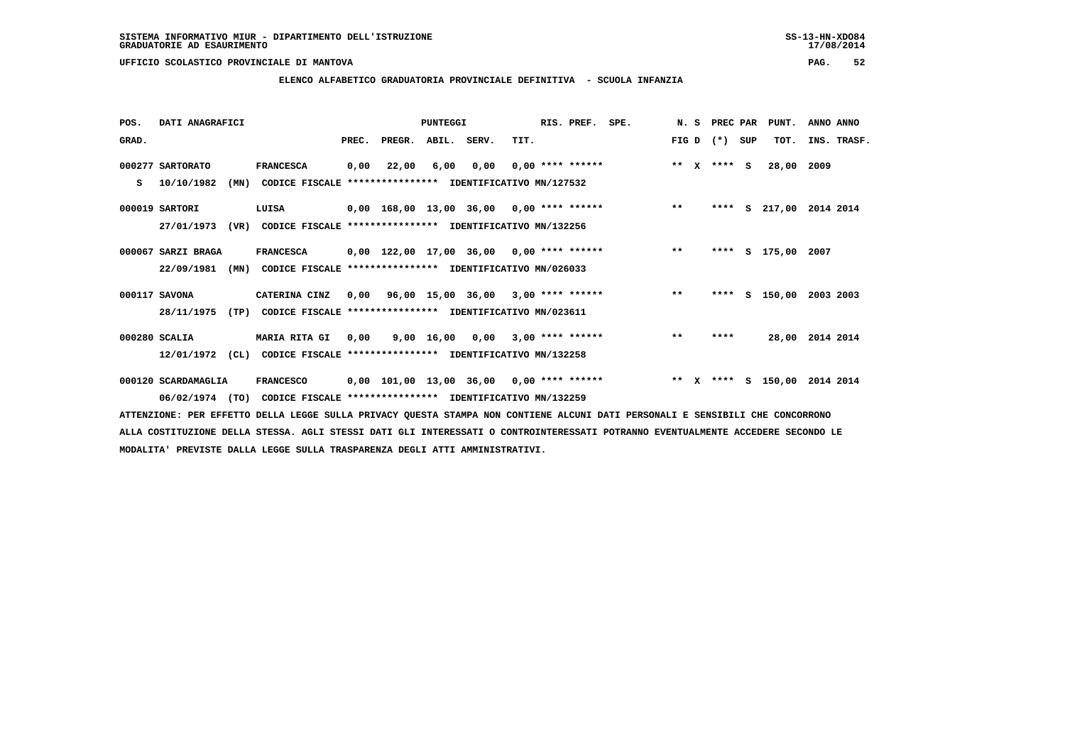SISTEMA INFORMATIVO MIUR - DIPARTIMENTO DELL'ISTRUZIONE
GRADUATORIE AD ESAURIMENTO

UFFICIO SCOLASTICO PROVINCIALE DI MANTOVA

**ELENCO ALFABETICO GRADUATORIA PROVINCIALE DEFINITIVA - SCUOLA INFANZIA**

| POS. GRAD. | DATI ANAGRAFICI | | PREC. | PREGR. | ABIL. | SERV. | TIT. | RIS. PREF. | SPE. | N. S FIG D | PREC PAR (*) | SUP | PUNT. TOT. | ANNO INS. | ANNO TRASF. |
|---|---|---|---|---|---|---|---|---|---|---|---|---|---|---|---|
| 000277 | SARTORATO | FRANCESCA | 0,00 | 22,00 | 6,00 | 0,00 | 0,00 | **** ****** | | ** X | **** | S | 28,00 | 2009 | |
| S | 10/10/1982 (MN) | CODICE FISCALE **************** IDENTIFICATIVO MN/127532 | | | | | | | | | | | | | |
| 000019 | SARTORI | LUISA | 0,00 | 168,00 | 13,00 | 36,00 | 0,00 | **** ****** | | ** | **** | S | 217,00 | 2014 | 2014 |
| | 27/01/1973 (VR) | CODICE FISCALE **************** IDENTIFICATIVO MN/132256 | | | | | | | | | | | | | |
| 000067 | SARZI BRAGA | FRANCESCA | 0,00 | 122,00 | 17,00 | 36,00 | 0,00 | **** ****** | | ** | **** | S | 175,00 | 2007 | |
| | 22/09/1981 (MN) | CODICE FISCALE **************** IDENTIFICATIVO MN/026033 | | | | | | | | | | | | | |
| 000117 | SAVONA | CATERINA CINZ | 0,00 | 96,00 | 15,00 | 36,00 | 3,00 | **** ****** | | ** | **** | S | 150,00 | 2003 | 2003 |
| | 28/11/1975 (TP) | CODICE FISCALE **************** IDENTIFICATIVO MN/023611 | | | | | | | | | | | | | |
| 000280 | SCALIA | MARIA RITA GI | 0,00 | 9,00 | 16,00 | 0,00 | 3,00 | **** ****** | | ** | **** | | 28,00 | 2014 | 2014 |
| | 12/01/1972 (CL) | CODICE FISCALE **************** IDENTIFICATIVO MN/132258 | | | | | | | | | | | | | |
| 000120 | SCARDAMAGLIA | FRANCESCO | 0,00 | 101,00 | 13,00 | 36,00 | 0,00 | **** ****** | | ** X | **** | S | 150,00 | 2014 | 2014 |
| | 06/02/1974 (TO) | CODICE FISCALE **************** IDENTIFICATIVO MN/132259 | | | | | | | | | | | | | |

ATTENZIONE: PER EFFETTO DELLA LEGGE SULLA PRIVACY QUESTA STAMPA NON CONTIENE ALCUNI DATI PERSONALI E SENSIBILI CHE CONCORRONO ALLA COSTITUZIONE DELLA STESSA. AGLI STESSI DATI GLI INTERESSATI O CONTROINTERESSATI POTRANNO EVENTUALMENTE ACCEDERE SECONDO LE MODALITA' PREVISTE DALLA LEGGE SULLA TRASPARENZA DEGLI ATTI AMMINISTRATIVI.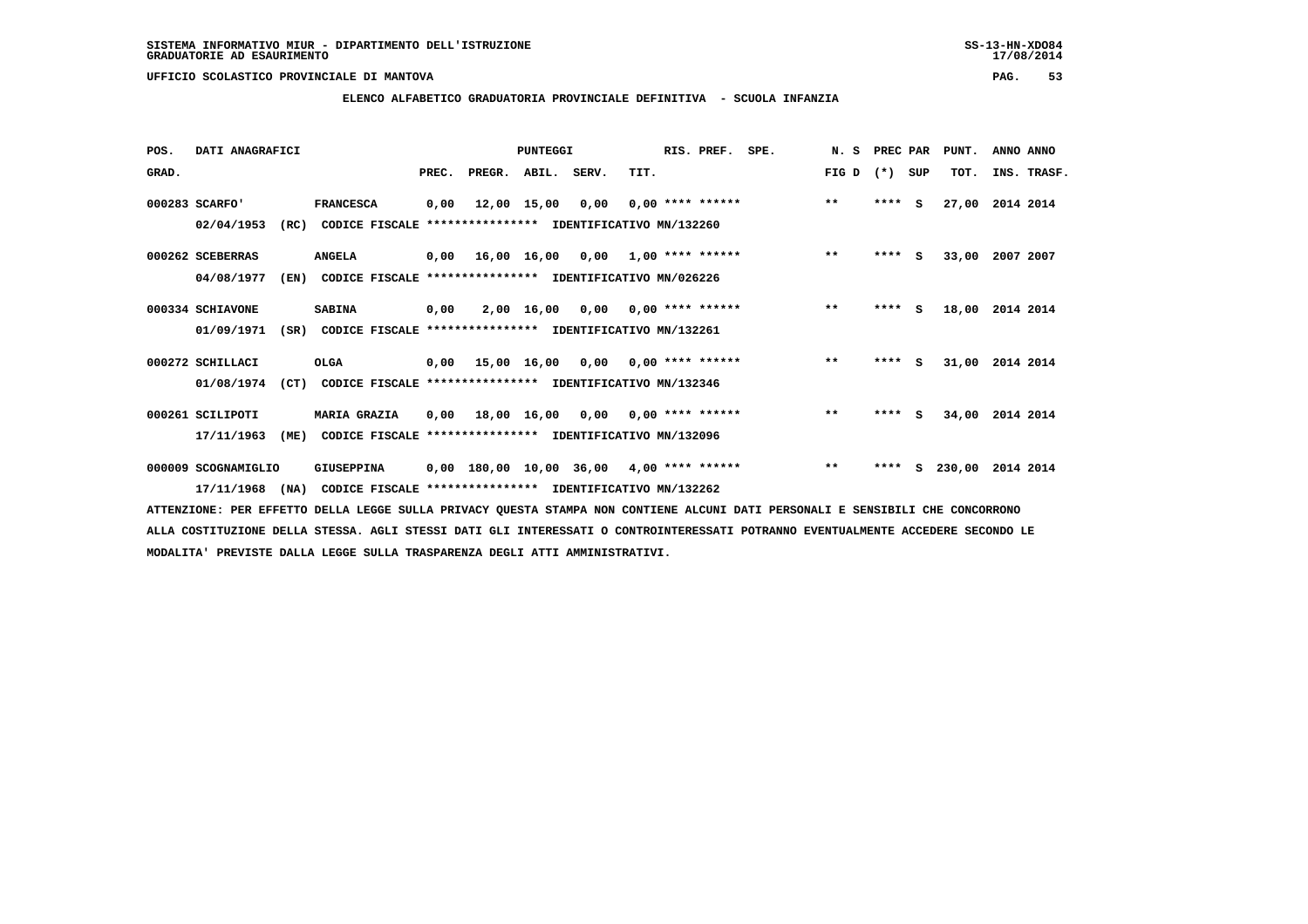SISTEMA INFORMATIVO MIUR - DIPARTIMENTO DELL'ISTRUZIONE
GRADUATORIE AD ESAURIMENTO

UFFICIO SCOLASTICO PROVINCIALE DI MANTOVA

## ELENCO ALFABETICO GRADUATORIA PROVINCIALE DEFINITIVA - SCUOLA INFANZIA

| POS. GRAD. | DATI ANAGRAFICI | | PREC. | PREGR. | ABIL. | SERV. | TIT. | RIS. PREF. | SPE. | N. S FIG D | PREC PAR (*) | SUP | PUNT. TOT. | ANNO INS. | ANNO TRASF. |
|---|---|---|---|---|---|---|---|---|---|---|---|---|---|---|---|
| 000283 | SCARFO' | FRANCESCA | 0,00 | 12,00 | 15,00 | 0,00 | 0,00 | **** ****** | | ** | **** | S | 27,00 | 2014 | 2014 |
| | 02/04/1953 (RC) | CODICE FISCALE **************** IDENTIFICATIVO MN/132260 | | | | | | | | | | | | | |
| 000262 | SCEBERRAS | ANGELA | 0,00 | 16,00 | 16,00 | 0,00 | 1,00 | **** ****** | | ** | **** | S | 33,00 | 2007 | 2007 |
| | 04/08/1977 (EN) | CODICE FISCALE **************** IDENTIFICATIVO MN/026226 | | | | | | | | | | | | | |
| 000334 | SCHIAVONE | SABINA | 0,00 | 2,00 | 16,00 | 0,00 | 0,00 | **** ****** | | ** | **** | S | 18,00 | 2014 | 2014 |
| | 01/09/1971 (SR) | CODICE FISCALE **************** IDENTIFICATIVO MN/132261 | | | | | | | | | | | | | |
| 000272 | SCHILLACI | OLGA | 0,00 | 15,00 | 16,00 | 0,00 | 0,00 | **** ****** | | ** | **** | S | 31,00 | 2014 | 2014 |
| | 01/08/1974 (CT) | CODICE FISCALE **************** IDENTIFICATIVO MN/132346 | | | | | | | | | | | | | |
| 000261 | SCILIPOTI | MARIA GRAZIA | 0,00 | 18,00 | 16,00 | 0,00 | 0,00 | **** ****** | | ** | **** | S | 34,00 | 2014 | 2014 |
| | 17/11/1963 (ME) | CODICE FISCALE **************** IDENTIFICATIVO MN/132096 | | | | | | | | | | | | | |
| 000009 | SCOGNAMIGLIO | GIUSEPPINA | 0,00 | 180,00 | 10,00 | 36,00 | 4,00 | **** ****** | | ** | **** | S | 230,00 | 2014 | 2014 |
| | 17/11/1968 (NA) | CODICE FISCALE **************** IDENTIFICATIVO MN/132262 | | | | | | | | | | | | | |

ATTENZIONE: PER EFFETTO DELLA LEGGE SULLA PRIVACY QUESTA STAMPA NON CONTIENE ALCUNI DATI PERSONALI E SENSIBILI CHE CONCORRONO ALLA COSTITUZIONE DELLA STESSA. AGLI STESSI DATI GLI INTERESSATI O CONTROINTERESSATI POTRANNO EVENTUALMENTE ACCEDERE SECONDO LE MODALITA' PREVISTE DALLA LEGGE SULLA TRASPARENZA DEGLI ATTI AMMINISTRATIVI.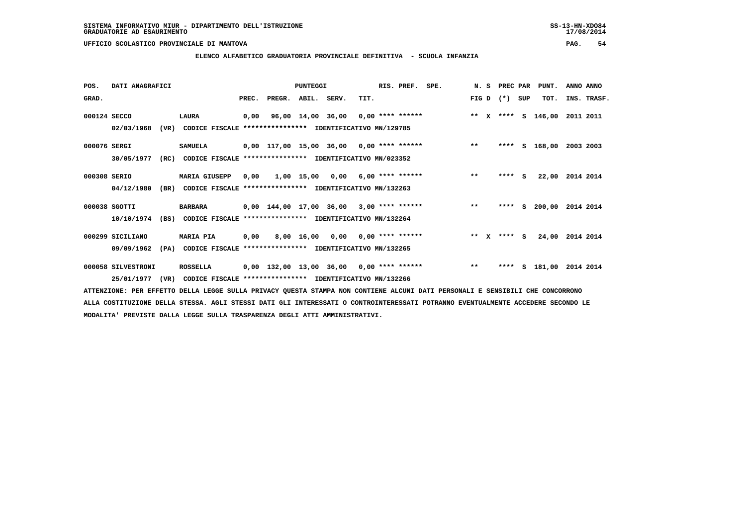SISTEMA INFORMATIVO MIUR - DIPARTIMENTO DELL'ISTRUZIONE
GRADUATORIE AD ESAURIMENTO

UFFICIO SCOLASTICO PROVINCIALE DI MANTOVA

**ELENCO ALFABETICO GRADUATORIA PROVINCIALE DEFINITIVA - SCUOLA INFANZIA**

| POS. GRAD. | DATI ANAGRAFICI | | PREC. | PREGR. | ABIL. | SERV. | TIT. | RIS. PREF. | SPE. | N. S FIG D | PREC PAR (*) | SUP | PUNT. TOT. | ANNO INS. | ANNO TRASF. |
|---|---|---|---|---|---|---|---|---|---|---|---|---|---|---|---|
| 000124 | SECCO | LAURA | 0,00 | 96,00 | 14,00 | 36,00 | 0,00 | **** ****** | | ** X | **** | S | 146,00 | 2011 | 2011 |
| | 02/03/1968 (VR) | CODICE FISCALE **************** IDENTIFICATIVO MN/129785 | | | | | | | | | | | | | |
| 000076 | SERGI | SAMUELA | 0,00 | 117,00 | 15,00 | 36,00 | 0,00 | **** ****** | | ** | **** | S | 168,00 | 2003 | 2003 |
| | 30/05/1977 (RC) | CODICE FISCALE **************** IDENTIFICATIVO MN/023352 | | | | | | | | | | | | | |
| 000308 | SERIO | MARIA GIUSEPP | 0,00 | 1,00 | 15,00 | 0,00 | 6,00 | **** ****** | | ** | **** | S | 22,00 | 2014 | 2014 |
| | 04/12/1980 (BR) | CODICE FISCALE **************** IDENTIFICATIVO MN/132263 | | | | | | | | | | | | | |
| 000038 | SGOTTI | BARBARA | 0,00 | 144,00 | 17,00 | 36,00 | 3,00 | **** ****** | | ** | **** | S | 200,00 | 2014 | 2014 |
| | 10/10/1974 (BS) | CODICE FISCALE **************** IDENTIFICATIVO MN/132264 | | | | | | | | | | | | | |
| 000299 | SICILIANO | MARIA PIA | 0,00 | 8,00 | 16,00 | 0,00 | 0,00 | **** ****** | | ** X | **** | S | 24,00 | 2014 | 2014 |
| | 09/09/1962 (PA) | CODICE FISCALE **************** IDENTIFICATIVO MN/132265 | | | | | | | | | | | | | |
| 000058 | SILVESTRONI | ROSSELLA | 0,00 | 132,00 | 13,00 | 36,00 | 0,00 | **** ****** | | ** | **** | S | 181,00 | 2014 | 2014 |
| | 25/01/1977 (VR) | CODICE FISCALE **************** IDENTIFICATIVO MN/132266 | | | | | | | | | | | | | |

ATTENZIONE: PER EFFETTO DELLA LEGGE SULLA PRIVACY QUESTA STAMPA NON CONTIENE ALCUNI DATI PERSONALI E SENSIBILI CHE CONCORRONO ALLA COSTITUZIONE DELLA STESSA. AGLI STESSI DATI GLI INTERESSATI O CONTROINTERESSATI POTRANNO EVENTUALMENTE ACCEDERE SECONDO LE MODALITA' PREVISTE DALLA LEGGE SULLA TRASPARENZA DEGLI ATTI AMMINISTRATIVI.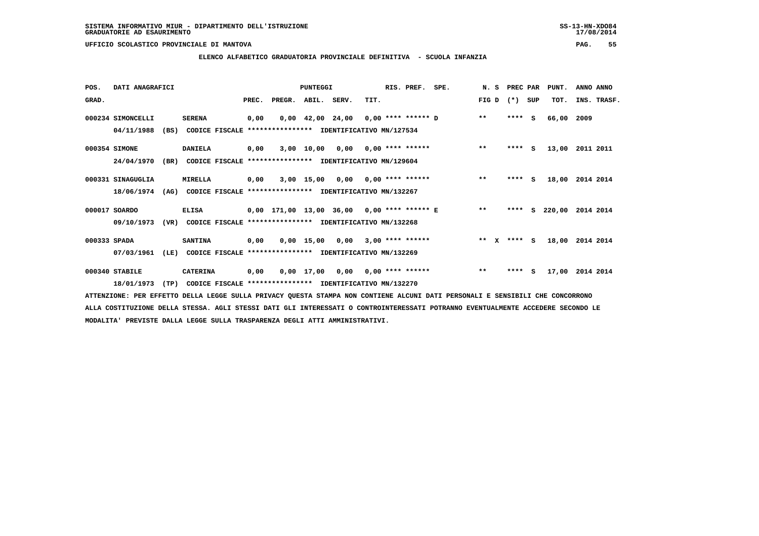SISTEMA INFORMATIVO MIUR - DIPARTIMENTO DELL'ISTRUZIONE
GRADUATORIE AD ESAURIMENTO

UFFICIO SCOLASTICO PROVINCIALE DI MANTOVA

## ELENCO ALFABETICO GRADUATORIA PROVINCIALE DEFINITIVA - SCUOLA INFANZIA

| POS. GRAD. | DATI ANAGRAFICI | | | PREC. | PREGR. | ABIL. | SERV. | TIT. | RIS. PREF. | SPE. | N. S FIG D | PREC PAR (*) | SUP | PUNT. TOT. | ANNO INS. | ANNO TRASF. |
|---|---|---|---|---|---|---|---|---|---|---|---|---|---|---|---|---|
| 000234 | SIMONCELLI | SERENA | | 0,00 | 0,00 | 42,00 | 24,00 | 0,00 | **** ****** | D | ** | **** | S | 66,00 | 2009 | |
| | 04/11/1988 (BS) | CODICE FISCALE **************** | IDENTIFICATIVO MN/127534 | | | | | | | | | | | | | |
| 000354 | SIMONE | DANIELA | | 0,00 | 3,00 | 10,00 | 0,00 | 0,00 | **** ****** | | ** | **** | S | 13,00 | 2011 | 2011 |
| | 24/04/1970 (BR) | CODICE FISCALE **************** | IDENTIFICATIVO MN/129604 | | | | | | | | | | | | | |
| 000331 | SINAGUGLIA | MIRELLA | | 0,00 | 3,00 | 15,00 | 0,00 | 0,00 | **** ****** | | ** | **** | S | 18,00 | 2014 | 2014 |
| | 18/06/1974 (AG) | CODICE FISCALE **************** | IDENTIFICATIVO MN/132267 | | | | | | | | | | | | | |
| 000017 | SOARDO | ELISA | | 0,00 | 171,00 | 13,00 | 36,00 | 0,00 | **** ****** | E | ** | **** | S | 220,00 | 2014 | 2014 |
| | 09/10/1973 (VR) | CODICE FISCALE **************** | IDENTIFICATIVO MN/132268 | | | | | | | | | | | | | |
| 000333 | SPADA | SANTINA | | 0,00 | 0,00 | 15,00 | 0,00 | 3,00 | **** ****** | | ** X | **** | S | 18,00 | 2014 | 2014 |
| | 07/03/1961 (LE) | CODICE FISCALE **************** | IDENTIFICATIVO MN/132269 | | | | | | | | | | | | | |
| 000340 | STABILE | CATERINA | | 0,00 | 0,00 | 17,00 | 0,00 | 0,00 | **** ****** | | ** | **** | S | 17,00 | 2014 | 2014 |
| | 18/01/1973 (TP) | CODICE FISCALE **************** | IDENTIFICATIVO MN/132270 | | | | | | | | | | | | | |

ATTENZIONE: PER EFFETTO DELLA LEGGE SULLA PRIVACY QUESTA STAMPA NON CONTIENE ALCUNI DATI PERSONALI E SENSIBILI CHE CONCORRONO ALLA COSTITUZIONE DELLA STESSA. AGLI STESSI DATI GLI INTERESSATI O CONTROINTERESSATI POTRANNO EVENTUALMENTE ACCEDERE SECONDO LE MODALITA' PREVISTE DALLA LEGGE SULLA TRASPARENZA DEGLI ATTI AMMINISTRATIVI.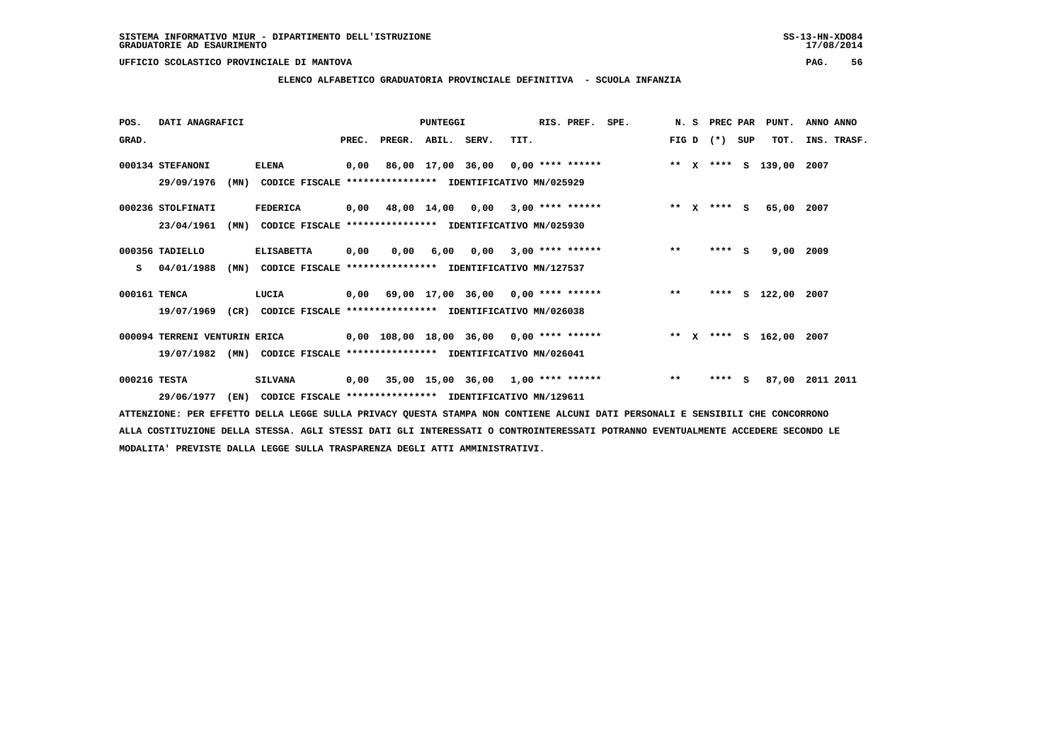SISTEMA INFORMATIVO MIUR - DIPARTIMENTO DELL'ISTRUZIONE
GRADUATORIE AD ESAURIMENTO

UFFICIO SCOLASTICO PROVINCIALE DI MANTOVA

## ELENCO ALFABETICO GRADUATORIA PROVINCIALE DEFINITIVA - SCUOLA INFANZIA

| POS. GRAD. | DATI ANAGRAFICI | | PREC. | PREGR. | ABIL. | SERV. | TIT. | RIS. PREF. | SPE. | N. S FIG D | PREC PAR (*) SUP | PUNT. TOT. | ANNO ANNO INS. TRASF. |
|---|---|---|---|---|---|---|---|---|---|---|---|---|---|
| 000134 | STEFANONI 29/09/1976 (MN) CODICE FISCALE **************** IDENTIFICATIVO MN/025929 | ELENA | 0,00 | 86,00 | 17,00 | 36,00 | 0,00 | **** ****** | | ** X | **** S | 139,00 | 2007 |
| 000236 | STOLFINATI 23/04/1961 (MN) CODICE FISCALE **************** IDENTIFICATIVO MN/025930 | FEDERICA | 0,00 | 48,00 | 14,00 | 0,00 | 3,00 | **** ****** | | ** X | **** S | 65,00 | 2007 |
| 000356 S | TADIELLO 04/01/1988 (MN) CODICE FISCALE **************** IDENTIFICATIVO MN/127537 | ELISABETTA | 0,00 | 0,00 | 6,00 | 0,00 | 3,00 | **** ****** | | ** | **** S | 9,00 | 2009 |
| 000161 | TENCA 19/07/1969 (CR) CODICE FISCALE **************** IDENTIFICATIVO MN/026038 | LUCIA | 0,00 | 69,00 | 17,00 | 36,00 | 0,00 | **** ****** | | ** | **** S | 122,00 | 2007 |
| 000094 | TERRENI VENTURIN 19/07/1982 (MN) CODICE FISCALE **************** IDENTIFICATIVO MN/026041 | ERICA | 0,00 | 108,00 | 18,00 | 36,00 | 0,00 | **** ****** | | ** X | **** S | 162,00 | 2007 |
| 000216 | TESTA 29/06/1977 (EN) CODICE FISCALE **************** IDENTIFICATIVO MN/129611 | SILVANA | 0,00 | 35,00 | 15,00 | 36,00 | 1,00 | **** ****** | | ** | **** S | 87,00 | 2011 2011 |

ATTENZIONE: PER EFFETTO DELLA LEGGE SULLA PRIVACY QUESTA STAMPA NON CONTIENE ALCUNI DATI PERSONALI E SENSIBILI CHE CONCORRONO ALLA COSTITUZIONE DELLA STESSA. AGLI STESSI DATI GLI INTERESSATI O CONTROINTERESSATI POTRANNO EVENTUALMENTE ACCEDERE SECONDO LE MODALITA' PREVISTE DALLA LEGGE SULLA TRASPARENZA DEGLI ATTI AMMINISTRATIVI.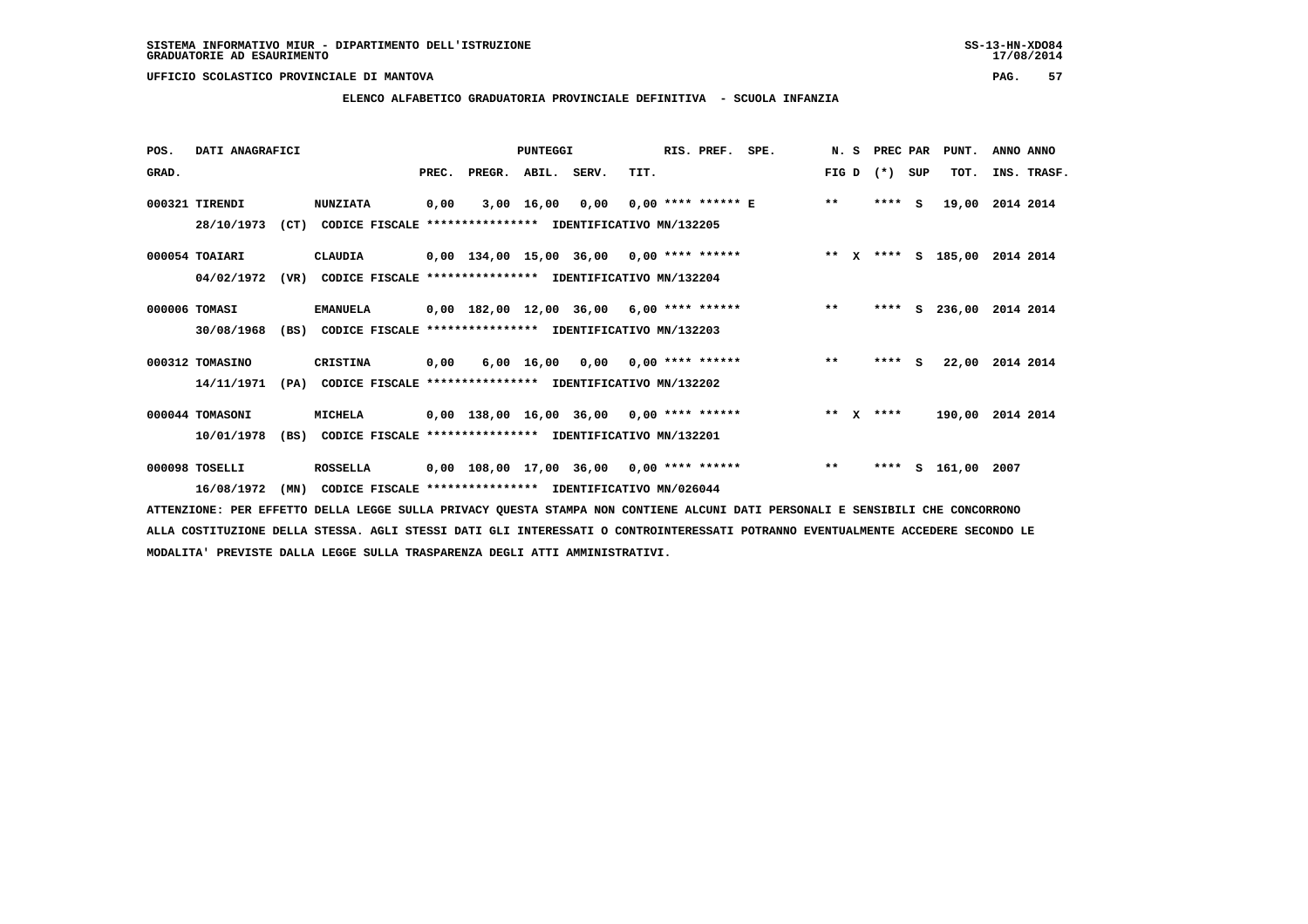SISTEMA INFORMATIVO MIUR - DIPARTIMENTO DELL'ISTRUZIONE
GRADUATORIE AD ESAURIMENTO

UFFICIO SCOLASTICO PROVINCIALE DI MANTOVA

**ELENCO ALFABETICO GRADUATORIA PROVINCIALE DEFINITIVA - SCUOLA INFANZIA**

| POS. GRAD. | DATI ANAGRAFICI | | PREC. | PREGR. | ABIL. | SERV. | TIT. | RIS. PREF. | SPE. | N. S FIG D | PREC PAR (*) | SUP | PUNT. TOT. | ANNO INS. | ANNO TRASF. |
|---|---|---|---|---|---|---|---|---|---|---|---|---|---|---|---|
| 000321 | TIRENDI | NUNZIATA | 0,00 | 3,00 | 16,00 | 0,00 | 0,00 | **** ****** E | | ** | **** | S | 19,00 | 2014 | 2014 |
| | 28/10/1973 (CT) | CODICE FISCALE **************** IDENTIFICATIVO MN/132205 | | | | | | | | | | | | | |
| 000054 | TOAIARI | CLAUDIA | 0,00 | 134,00 | 15,00 | 36,00 | 0,00 | **** ****** | | ** X | **** | S | 185,00 | 2014 | 2014 |
| | 04/02/1972 (VR) | CODICE FISCALE **************** IDENTIFICATIVO MN/132204 | | | | | | | | | | | | | |
| 000006 | TOMASI | EMANUELA | 0,00 | 182,00 | 12,00 | 36,00 | 6,00 | **** ****** | | ** | **** | S | 236,00 | 2014 | 2014 |
| | 30/08/1968 (BS) | CODICE FISCALE **************** IDENTIFICATIVO MN/132203 | | | | | | | | | | | | | |
| 000312 | TOMASINO | CRISTINA | 0,00 | 6,00 | 16,00 | 0,00 | 0,00 | **** ****** | | ** | **** | S | 22,00 | 2014 | 2014 |
| | 14/11/1971 (PA) | CODICE FISCALE **************** IDENTIFICATIVO MN/132202 | | | | | | | | | | | | | |
| 000044 | TOMASONI | MICHELA | 0,00 | 138,00 | 16,00 | 36,00 | 0,00 | **** ****** | | ** X | **** | | 190,00 | 2014 | 2014 |
| | 10/01/1978 (BS) | CODICE FISCALE **************** IDENTIFICATIVO MN/132201 | | | | | | | | | | | | | |
| 000098 | TOSELLI | ROSSELLA | 0,00 | 108,00 | 17,00 | 36,00 | 0,00 | **** ****** | | ** | **** | S | 161,00 | 2007 | |
| | 16/08/1972 (MN) | CODICE FISCALE **************** IDENTIFICATIVO MN/026044 | | | | | | | | | | | | | |

ATTENZIONE: PER EFFETTO DELLA LEGGE SULLA PRIVACY QUESTA STAMPA NON CONTIENE ALCUNI DATI PERSONALI E SENSIBILI CHE CONCORRONO ALLA COSTITUZIONE DELLA STESSA. AGLI STESSI DATI GLI INTERESSATI O CONTROINTERESSATI POTRANNO EVENTUALMENTE ACCEDERE SECONDO LE MODALITA' PREVISTE DALLA LEGGE SULLA TRASPARENZA DEGLI ATTI AMMINISTRATIVI.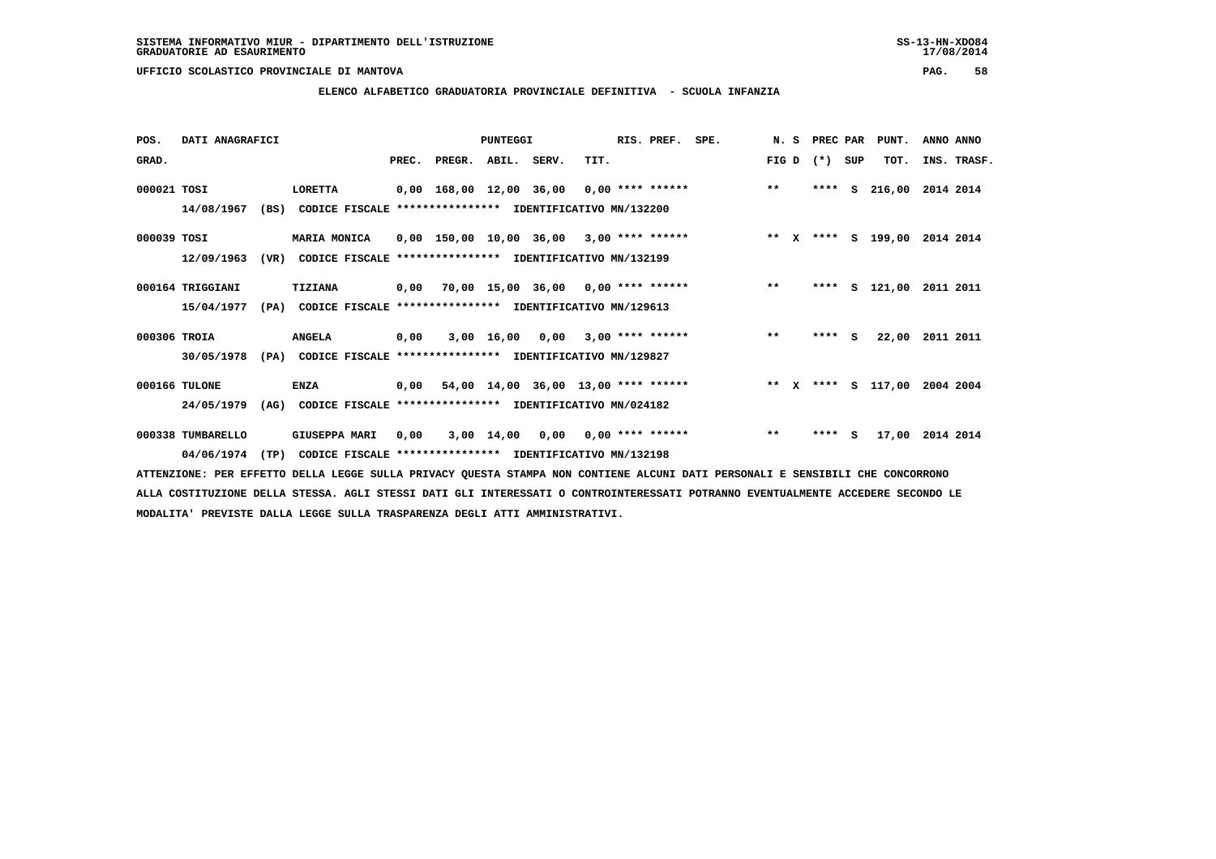SISTEMA INFORMATIVO MIUR - DIPARTIMENTO DELL'ISTRUZIONE
GRADUATORIE AD ESAURIMENTO

UFFICIO SCOLASTICO PROVINCIALE DI MANTOVA

**ELENCO ALFABETICO GRADUATORIA PROVINCIALE DEFINITIVA - SCUOLA INFANZIA**

| POS. GRAD. | DATI ANAGRAFICI | | PREC. | PREGR. | ABIL. | SERV. | TIT. | RIS. PREF. | SPE. | N. S FIG D | PREC PAR (*) SUP | PUNT. TOT. | ANNO ANNO INS. TRASF. |
|---|---|---|---|---|---|---|---|---|---|---|---|---|---|
| 000021 | TOSI | LORETTA | 0,00 | 168,00 | 12,00 | 36,00 | 0,00 | **** ****** | | ** | **** S | 216,00 | 2014 2014 |
| | 14/08/1967 (BS) | CODICE FISCALE **************** IDENTIFICATIVO MN/132200 | | | | | | | | | | | |
| 000039 | TOSI | MARIA MONICA | 0,00 | 150,00 | 10,00 | 36,00 | 3,00 | **** ****** | | ** X | **** S | 199,00 | 2014 2014 |
| | 12/09/1963 (VR) | CODICE FISCALE **************** IDENTIFICATIVO MN/132199 | | | | | | | | | | | |
| 000164 | TRIGGIANI | TIZIANA | 0,00 | 70,00 | 15,00 | 36,00 | 0,00 | **** ****** | | ** | **** S | 121,00 | 2011 2011 |
| | 15/04/1977 (PA) | CODICE FISCALE **************** IDENTIFICATIVO MN/129613 | | | | | | | | | | | |
| 000306 | TROIA | ANGELA | 0,00 | 3,00 | 16,00 | 0,00 | 3,00 | **** ****** | | ** | **** S | 22,00 | 2011 2011 |
| | 30/05/1978 (PA) | CODICE FISCALE **************** IDENTIFICATIVO MN/129827 | | | | | | | | | | | |
| 000166 | TULONE | ENZA | 0,00 | 54,00 | 14,00 | 36,00 | 13,00 | **** ****** | | ** X | **** S | 117,00 | 2004 2004 |
| | 24/05/1979 (AG) | CODICE FISCALE **************** IDENTIFICATIVO MN/024182 | | | | | | | | | | | |
| 000338 | TUMBARELLO | GIUSEPPA MARI | 0,00 | 3,00 | 14,00 | 0,00 | 0,00 | **** ****** | | ** | **** S | 17,00 | 2014 2014 |
| | 04/06/1974 (TP) | CODICE FISCALE **************** IDENTIFICATIVO MN/132198 | | | | | | | | | | | |

ATTENZIONE: PER EFFETTO DELLA LEGGE SULLA PRIVACY QUESTA STAMPA NON CONTIENE ALCUNI DATI PERSONALI E SENSIBILI CHE CONCORRONO ALLA COSTITUZIONE DELLA STESSA. AGLI STESSI DATI GLI INTERESSATI O CONTROINTERESSATI POTRANNO EVENTUALMENTE ACCEDERE SECONDO LE MODALITA' PREVISTE DALLA LEGGE SULLA TRASPARENZA DEGLI ATTI AMMINISTRATIVI.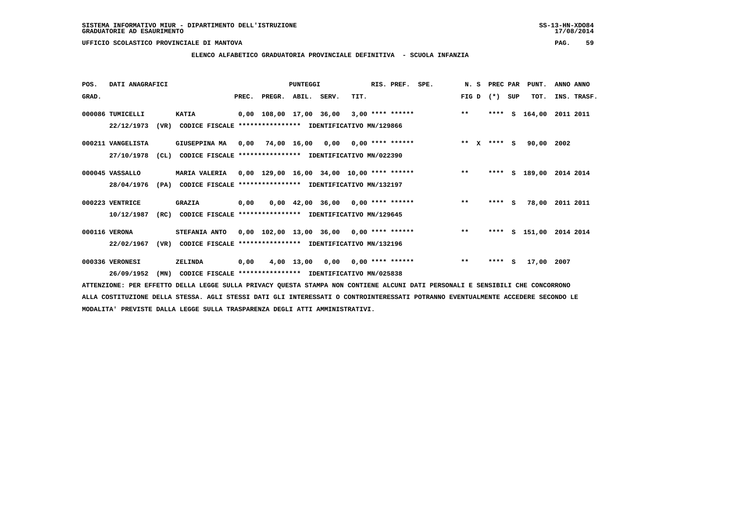SISTEMA INFORMATIVO MIUR - DIPARTIMENTO DELL'ISTRUZIONE
GRADUATORIE AD ESAURIMENTO

UFFICIO SCOLASTICO PROVINCIALE DI MANTOVA

**ELENCO ALFABETICO GRADUATORIA PROVINCIALE DEFINITIVA - SCUOLA INFANZIA**

| POS. GRAD. | DATI ANAGRAFICI | | PREC. | PREGR. | ABIL. | SERV. | TIT. | RIS. PREF. | SPE. | N. S FIG D | PREC PAR (*) SUP | PUNT. TOT. | ANNO INS. | ANNO TRASF. |
|---|---|---|---|---|---|---|---|---|---|---|---|---|---|---|
| 000086 | TUMICELLI | KATIA | 0,00 | 108,00 | 17,00 | 36,00 | 3,00 | **** ****** | | ** | **** S | 164,00 | 2011 | 2011 |
| | 22/12/1973 (VR) | CODICE FISCALE **************** IDENTIFICATIVO MN/129866 | | | | | | | | | | | | |
| 000211 | VANGELISTA | GIUSEPPINA MA | 0,00 | 74,00 | 16,00 | 0,00 | 0,00 | **** ****** | | ** X | **** S | 90,00 | 2002 | |
| | 27/10/1978 (CL) | CODICE FISCALE **************** IDENTIFICATIVO MN/022390 | | | | | | | | | | | | |
| 000045 | VASSALLO | MARIA VALERIA | 0,00 | 129,00 | 16,00 | 34,00 | 10,00 | **** ****** | | ** | **** S | 189,00 | 2014 | 2014 |
| | 28/04/1976 (PA) | CODICE FISCALE **************** IDENTIFICATIVO MN/132197 | | | | | | | | | | | | |
| 000223 | VENTRICE | GRAZIA | 0,00 | 0,00 | 42,00 | 36,00 | 0,00 | **** ****** | | ** | **** S | 78,00 | 2011 | 2011 |
| | 10/12/1987 (RC) | CODICE FISCALE **************** IDENTIFICATIVO MN/129645 | | | | | | | | | | | | |
| 000116 | VERONA | STEFANIA ANTO | 0,00 | 102,00 | 13,00 | 36,00 | 0,00 | **** ****** | | ** | **** S | 151,00 | 2014 | 2014 |
| | 22/02/1967 (VR) | CODICE FISCALE **************** IDENTIFICATIVO MN/132196 | | | | | | | | | | | | |
| 000336 | VERONESI | ZELINDA | 0,00 | 4,00 | 13,00 | 0,00 | 0,00 | **** ****** | | ** | **** S | 17,00 | 2007 | |
| | 26/09/1952 (MN) | CODICE FISCALE **************** IDENTIFICATIVO MN/025838 | | | | | | | | | | | | |

ATTENZIONE: PER EFFETTO DELLA LEGGE SULLA PRIVACY QUESTA STAMPA NON CONTIENE ALCUNI DATI PERSONALI E SENSIBILI CHE CONCORRONO ALLA COSTITUZIONE DELLA STESSA. AGLI STESSI DATI GLI INTERESSATI O CONTROINTERESSATI POTRANNO EVENTUALMENTE ACCEDERE SECONDO LE MODALITA' PREVISTE DALLA LEGGE SULLA TRASPARENZA DEGLI ATTI AMMINISTRATIVI.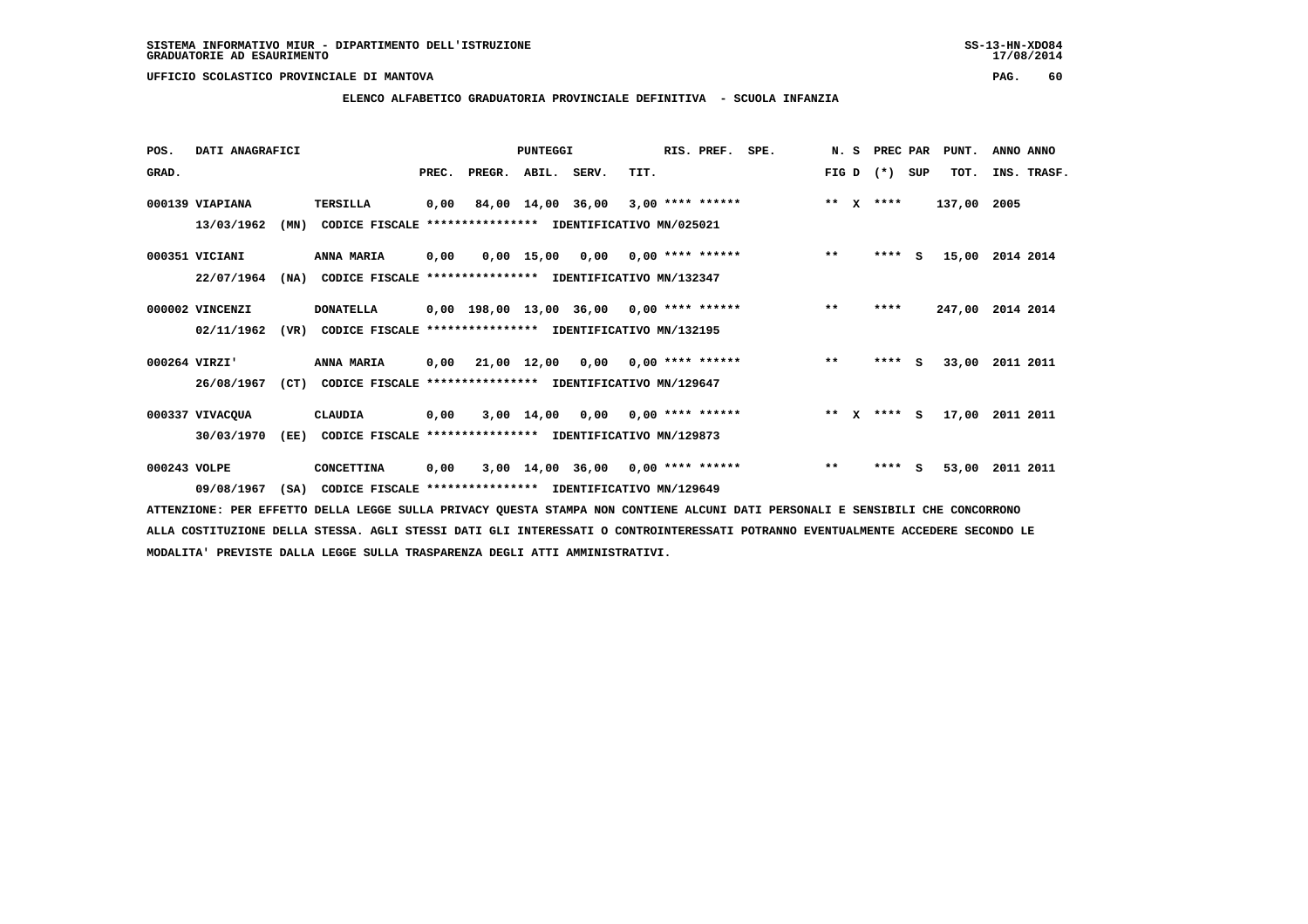SISTEMA INFORMATIVO MIUR - DIPARTIMENTO DELL'ISTRUZIONE
GRADUATORIE AD ESAURIMENTO

UFFICIO SCOLASTICO PROVINCIALE DI MANTOVA

**ELENCO ALFABETICO GRADUATORIA PROVINCIALE DEFINITIVA - SCUOLA INFANZIA**

| POS. GRAD. | DATI ANAGRAFICI | | PREC. | PREGR. | ABIL. | SERV. | TIT. | RIS. PREF. | SPE. | N. S FIG D | PREC PAR (*) | SUP | PUNT. TOT. | ANNO INS. | ANNO TRASF. |
|---|---|---|---|---|---|---|---|---|---|---|---|---|---|---|---|
| 000139 | VIAPIANA | TERSILLA | 0,00 | 84,00 | 14,00 | 36,00 | 3,00 | **** ****** | | ** X | **** | | 137,00 | 2005 | |
| | 13/03/1962 (MN) | CODICE FISCALE **************** IDENTIFICATIVO MN/025021 | | | | | | | | | | | | | |
| 000351 | VICIANI | ANNA MARIA | 0,00 | 0,00 | 15,00 | 0,00 | 0,00 | **** ****** | | ** | **** | S | 15,00 | 2014 | 2014 |
| | 22/07/1964 (NA) | CODICE FISCALE **************** IDENTIFICATIVO MN/132347 | | | | | | | | | | | | | |
| 000002 | VINCENZI | DONATELLA | 0,00 | 198,00 | 13,00 | 36,00 | 0,00 | **** ****** | | ** | **** | | 247,00 | 2014 | 2014 |
| | 02/11/1962 (VR) | CODICE FISCALE **************** IDENTIFICATIVO MN/132195 | | | | | | | | | | | | | |
| 000264 | VIRZI' | ANNA MARIA | 0,00 | 21,00 | 12,00 | 0,00 | 0,00 | **** ****** | | ** | **** | S | 33,00 | 2011 | 2011 |
| | 26/08/1967 (CT) | CODICE FISCALE **************** IDENTIFICATIVO MN/129647 | | | | | | | | | | | | | |
| 000337 | VIVACQUA | CLAUDIA | 0,00 | 3,00 | 14,00 | 0,00 | 0,00 | **** ****** | | ** X | **** | S | 17,00 | 2011 | 2011 |
| | 30/03/1970 (EE) | CODICE FISCALE **************** IDENTIFICATIVO MN/129873 | | | | | | | | | | | | | |
| 000243 | VOLPE | CONCETTINA | 0,00 | 3,00 | 14,00 | 36,00 | 0,00 | **** ****** | | ** | **** | S | 53,00 | 2011 | 2011 |
| | 09/08/1967 (SA) | CODICE FISCALE **************** IDENTIFICATIVO MN/129649 | | | | | | | | | | | | | |

ATTENZIONE: PER EFFETTO DELLA LEGGE SULLA PRIVACY QUESTA STAMPA NON CONTIENE ALCUNI DATI PERSONALI E SENSIBILI CHE CONCORRONO ALLA COSTITUZIONE DELLA STESSA. AGLI STESSI DATI GLI INTERESSATI O CONTROINTERESSATI POTRANNO EVENTUALMENTE ACCEDERE SECONDO LE MODALITA' PREVISTE DALLA LEGGE SULLA TRASPARENZA DEGLI ATTI AMMINISTRATIVI.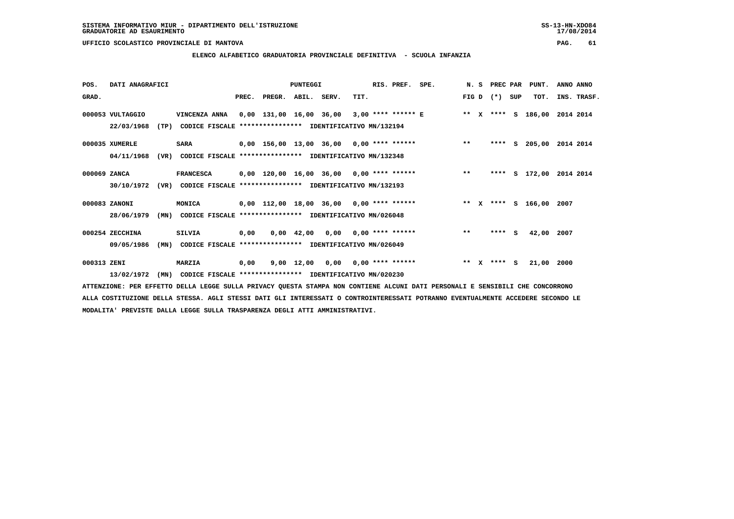SISTEMA INFORMATIVO MIUR - DIPARTIMENTO DELL'ISTRUZIONE
GRADUATORIE AD ESAURIMENTO

UFFICIO SCOLASTICO PROVINCIALE DI MANTOVA

## ELENCO ALFABETICO GRADUATORIA PROVINCIALE DEFINITIVA - SCUOLA INFANZIA

| POS. GRAD. | DATI ANAGRAFICI | | | PREC. | PREGR. | ABIL. | SERV. | TIT. | RIS. PREF. | SPE. | N. S FIG D | PREC PAR (*) SUP | PUNT. TOT. | ANNO INS. | ANNO TRASF. |
|---|---|---|---|---|---|---|---|---|---|---|---|---|---|---|---|
| 000053 | VULTAGGIO | VINCENZA ANNA | | 0,00 | 131,00 | 16,00 | 36,00 | 3,00 | **** ****** | E | ** X | **** S | 186,00 | 2014 | 2014 |
| | 22/03/1968 (TP) | CODICE FISCALE **************** | IDENTIFICATIVO MN/132194 | | | | | | | | | | | | |
| 000035 | XUMERLE | SARA | | 0,00 | 156,00 | 13,00 | 36,00 | 0,00 | **** ****** | | ** | **** S | 205,00 | 2014 | 2014 |
| | 04/11/1968 (VR) | CODICE FISCALE **************** | IDENTIFICATIVO MN/132348 | | | | | | | | | | | | |
| 000069 | ZANCA | FRANCESCA | | 0,00 | 120,00 | 16,00 | 36,00 | 0,00 | **** ****** | | ** | **** S | 172,00 | 2014 | 2014 |
| | 30/10/1972 (VR) | CODICE FISCALE **************** | IDENTIFICATIVO MN/132193 | | | | | | | | | | | | |
| 000083 | ZANONI | MONICA | | 0,00 | 112,00 | 18,00 | 36,00 | 0,00 | **** ****** | | ** X | **** S | 166,00 | 2007 | |
| | 28/06/1979 (MN) | CODICE FISCALE **************** | IDENTIFICATIVO MN/026048 | | | | | | | | | | | | |
| 000254 | ZECCHINA | SILVIA | | 0,00 | 0,00 | 42,00 | 0,00 | 0,00 | **** ****** | | ** | **** S | 42,00 | 2007 | |
| | 09/05/1986 (MN) | CODICE FISCALE **************** | IDENTIFICATIVO MN/026049 | | | | | | | | | | | | |
| 000313 | ZENI | MARZIA | | 0,00 | 9,00 | 12,00 | 0,00 | 0,00 | **** ****** | | ** X | **** S | 21,00 | 2000 | |
| | 13/02/1972 (MN) | CODICE FISCALE **************** | IDENTIFICATIVO MN/020230 | | | | | | | | | | | | |

ATTENZIONE: PER EFFETTO DELLA LEGGE SULLA PRIVACY QUESTA STAMPA NON CONTIENE ALCUNI DATI PERSONALI E SENSIBILI CHE CONCORRONO ALLA COSTITUZIONE DELLA STESSA. AGLI STESSI DATI GLI INTERESSATI O CONTROINTERESSATI POTRANNO EVENTUALMENTE ACCEDERE SECONDO LE MODALITA' PREVISTE DALLA LEGGE SULLA TRASPARENZA DEGLI ATTI AMMINISTRATIVI.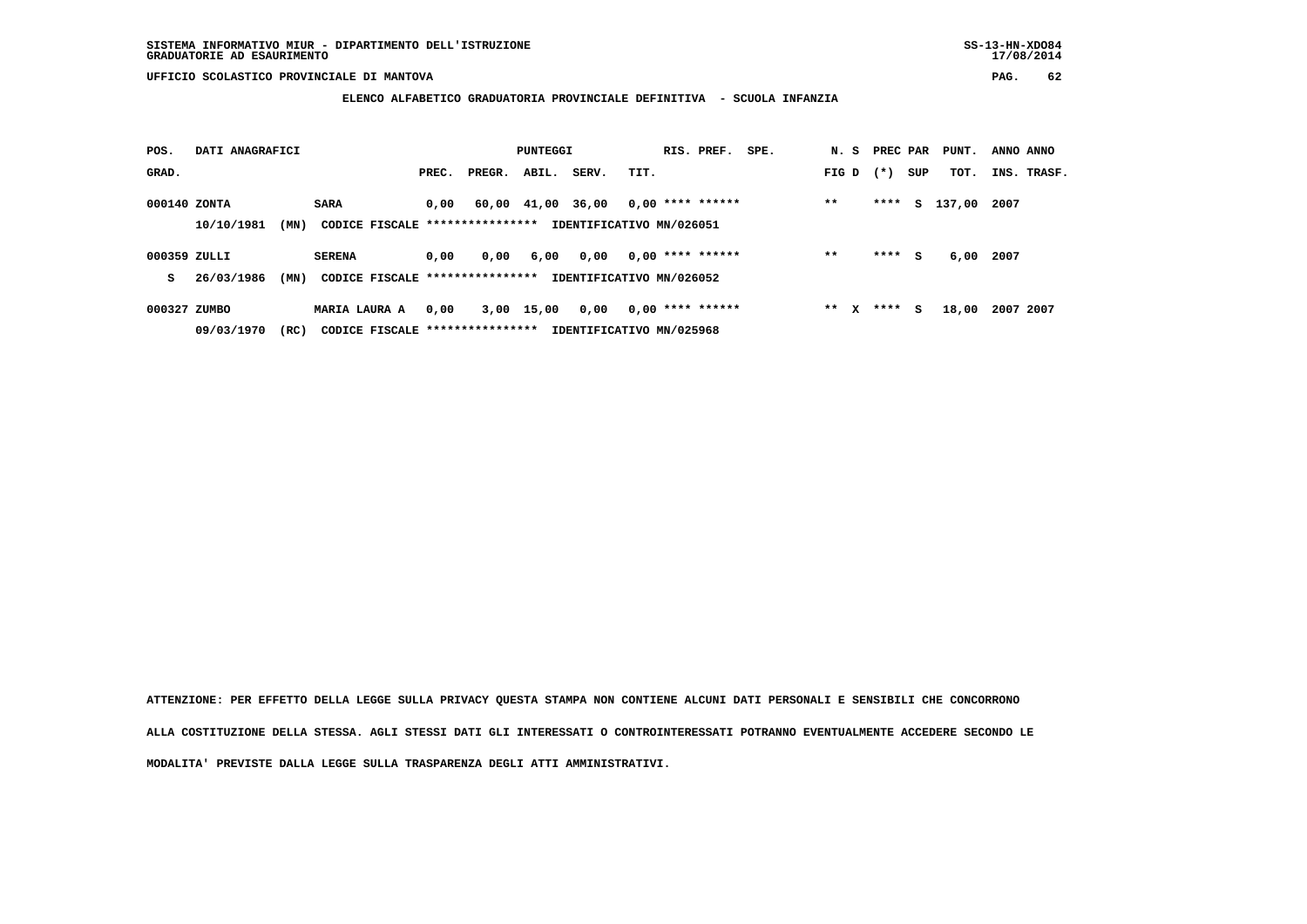SISTEMA INFORMATIVO MIUR - DIPARTIMENTO DELL'ISTRUZIONE
GRADUATORIE AD ESAURIMENTO

SS-13-HN-XDO84
17/08/2014

UFFICIO SCOLASTICO PROVINCIALE DI MANTOVA

**ELENCO ALFABETICO GRADUATORIA PROVINCIALE DEFINITIVA - SCUOLA INFANZIA**

| POS. GRAD. | DATI ANAGRAFICI | | | PREC. | PREGR. | ABIL. | SERV. | TIT. | RIS. PREF. | SPE. | N. S FIG D | PREC PAR (*) SUP | PUNT. TOT. | ANNO INS. | ANNO TRASF. |
|---|---|---|---|---|---|---|---|---|---|---|---|---|---|---|---|
| 000140 | ZONTA | | SARA | 0,00 | 60,00 | 41,00 | 36,00 | 0,00 | **** ****** | | ** | **** S | 137,00 | 2007 | |
| | 10/10/1981 | (MN) | CODICE FISCALE **************** | IDENTIFICATIVO MN/026051 | | | | | | | | | | | |
| 000359 | ZULLI | | SERENA | 0,00 | 0,00 | 6,00 | 0,00 | 0,00 | **** ****** | | ** | **** S | 6,00 | 2007 | |
| S | 26/03/1986 | (MN) | CODICE FISCALE **************** | IDENTIFICATIVO MN/026052 | | | | | | | | | | | |
| 000327 | ZUMBO | | MARIA LAURA A | 0,00 | 3,00 | 15,00 | 0,00 | 0,00 | **** ****** | | ** X | **** S | 18,00 | 2007 | 2007 |
| | 09/03/1970 | (RC) | CODICE FISCALE **************** | IDENTIFICATIVO MN/025968 | | | | | | | | | | | |

ATTENZIONE: PER EFFETTO DELLA LEGGE SULLA PRIVACY QUESTA STAMPA NON CONTIENE ALCUNI DATI PERSONALI E SENSIBILI CHE CONCORRONO ALLA COSTITUZIONE DELLA STESSA. AGLI STESSI DATI GLI INTERESSATI O CONTROINTERESSATI POTRANNO EVENTUALMENTE ACCEDERE SECONDO LE MODALITA' PREVISTE DALLA LEGGE SULLA TRASPARENZA DEGLI ATTI AMMINISTRATIVI.